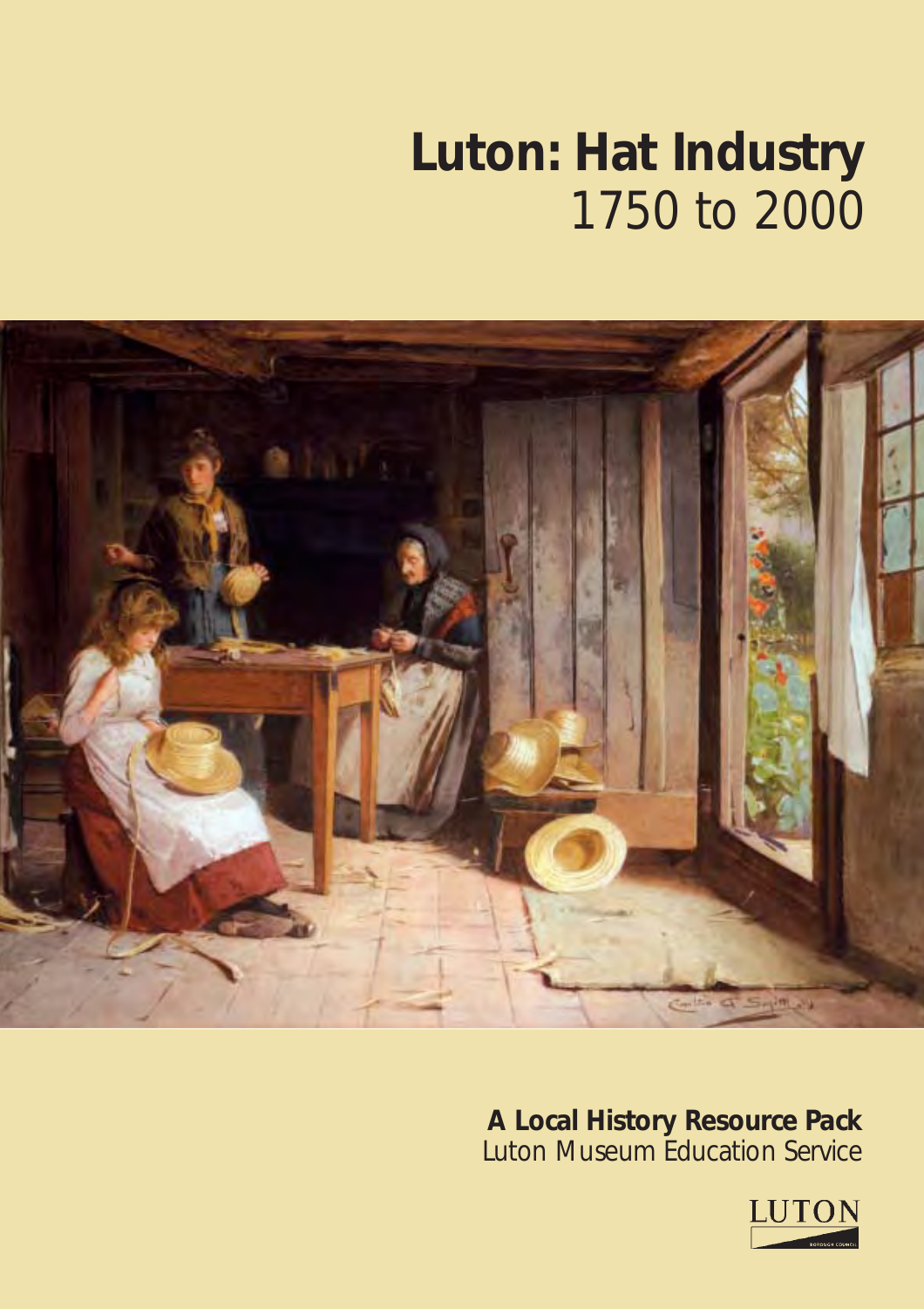# Luton: Hat Industry
1750 to 2000

**A Local History Resource Pack**
Luton Museum Education Service

LUTON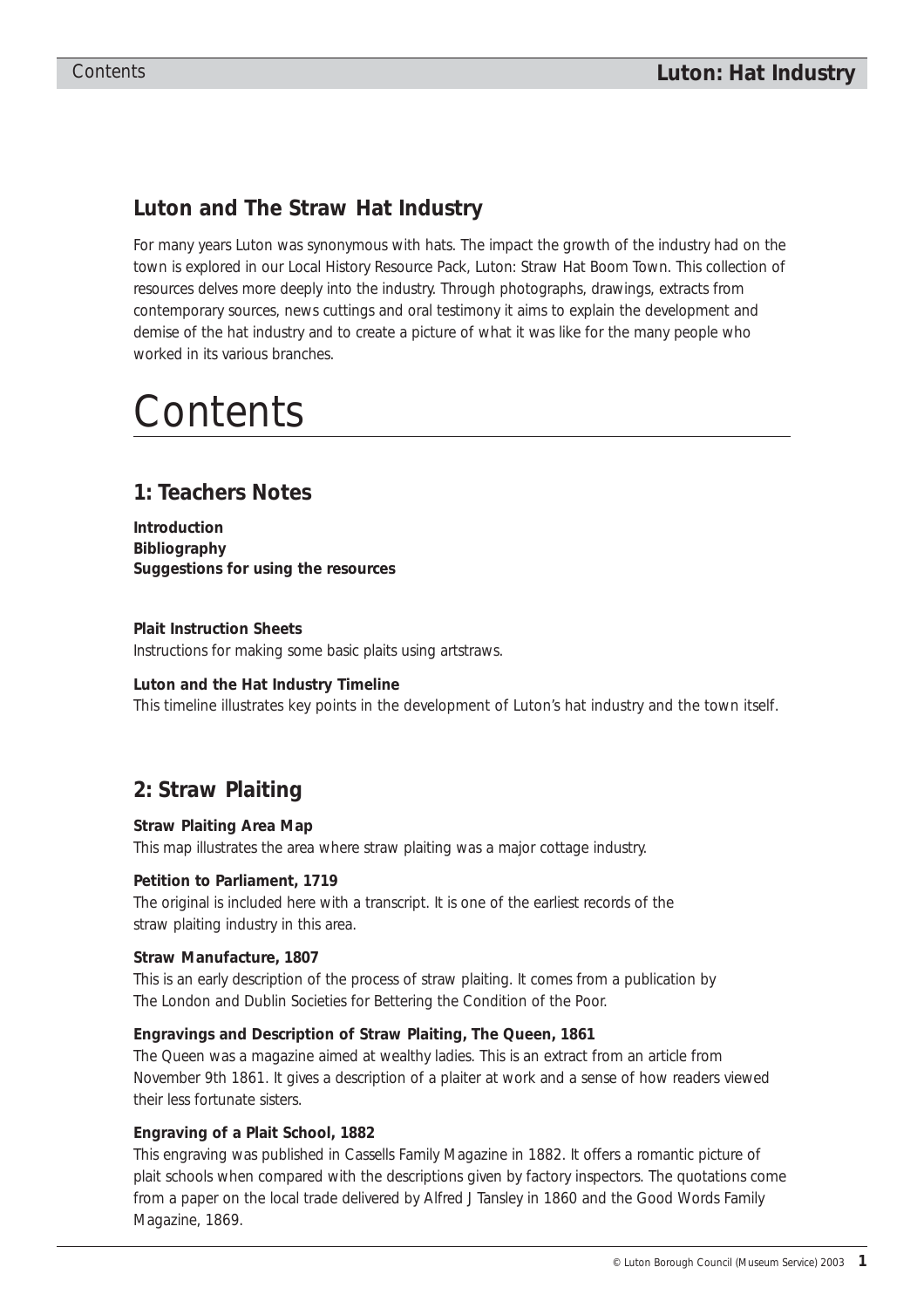## Luton and The Straw Hat Industry

For many years Luton was synonymous with hats. The impact the growth of the industry had on the town is explored in our Local History Resource Pack, Luton: Straw Hat Boom Town. This collection of resources delves more deeply into the industry. Through photographs, drawings, extracts from contemporary sources, news cuttings and oral testimony it aims to explain the development and demise of the hat industry and to create a picture of what it was like for the many people who worked in its various branches.

# Contents

## 1: Teachers Notes

**Introduction**
**Bibliography**
**Suggestions for using the resources**

**Plait Instruction Sheets**
Instructions for making some basic plaits using artstraws.

**Luton and the Hat Industry Timeline**
This timeline illustrates key points in the development of Luton's hat industry and the town itself.

## 2: Straw Plaiting

**Straw Plaiting Area Map**
This map illustrates the area where straw plaiting was a major cottage industry.

**Petition to Parliament, 1719**
The original is included here with a transcript. It is one of the earliest records of the straw plaiting industry in this area.

**Straw Manufacture, 1807**
This is an early description of the process of straw plaiting. It comes from a publication by The London and Dublin Societies for Bettering the Condition of the Poor.

**Engravings and Description of Straw Plaiting, The Queen, 1861**
The Queen was a magazine aimed at wealthy ladies. This is an extract from an article from November 9th 1861. It gives a description of a plaiter at work and a sense of how readers viewed their less fortunate sisters.

**Engraving of a Plait School, 1882**
This engraving was published in Cassells Family Magazine in 1882. It offers a romantic picture of plait schools when compared with the descriptions given by factory inspectors. The quotations come from a paper on the local trade delivered by Alfred J Tansley in 1860 and the Good Words Family Magazine, 1869.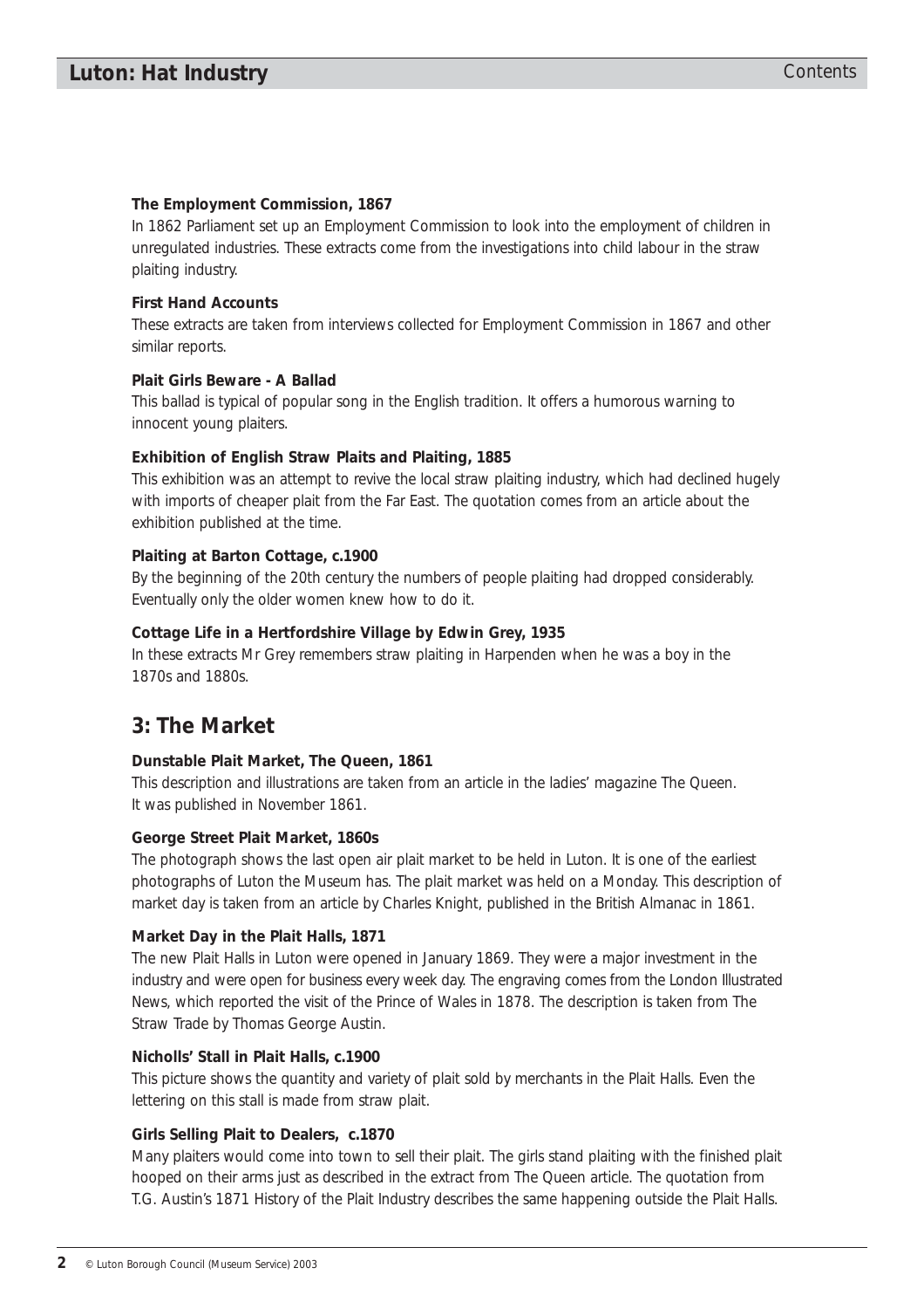**The Employment Commission, 1867**

In 1862 Parliament set up an Employment Commission to look into the employment of children in unregulated industries. These extracts come from the investigations into child labour in the straw plaiting industry.

**First Hand Accounts**

These extracts are taken from interviews collected for Employment Commission in 1867 and other similar reports.

**Plait Girls Beware - A Ballad**

This ballad is typical of popular song in the English tradition. It offers a humorous warning to innocent young plaiters.

**Exhibition of English Straw Plaits and Plaiting, 1885**

This exhibition was an attempt to revive the local straw plaiting industry, which had declined hugely with imports of cheaper plait from the Far East. The quotation comes from an article about the exhibition published at the time.

**Plaiting at Barton Cottage, c.1900**

By the beginning of the 20th century the numbers of people plaiting had dropped considerably. Eventually only the older women knew how to do it.

**Cottage Life in a Hertfordshire Village by Edwin Grey, 1935**

In these extracts Mr Grey remembers straw plaiting in Harpenden when he was a boy in the 1870s and 1880s.

## 3: The Market

**Dunstable Plait Market, The Queen, 1861**

This description and illustrations are taken from an article in the ladies' magazine The Queen. It was published in November 1861.

**George Street Plait Market, 1860s**

The photograph shows the last open air plait market to be held in Luton. It is one of the earliest photographs of Luton the Museum has. The plait market was held on a Monday. This description of market day is taken from an article by Charles Knight, published in the British Almanac in 1861.

**Market Day in the Plait Halls, 1871**

The new Plait Halls in Luton were opened in January 1869. They were a major investment in the industry and were open for business every week day. The engraving comes from the London Illustrated News, which reported the visit of the Prince of Wales in 1878. The description is taken from The Straw Trade by Thomas George Austin.

**Nicholls' Stall in Plait Halls, c.1900**

This picture shows the quantity and variety of plait sold by merchants in the Plait Halls. Even the lettering on this stall is made from straw plait.

**Girls Selling Plait to Dealers, c.1870**

Many plaiters would come into town to sell their plait. The girls stand plaiting with the finished plait hooped on their arms just as described in the extract from The Queen article. The quotation from T.G. Austin's 1871 History of the Plait Industry describes the same happening outside the Plait Halls.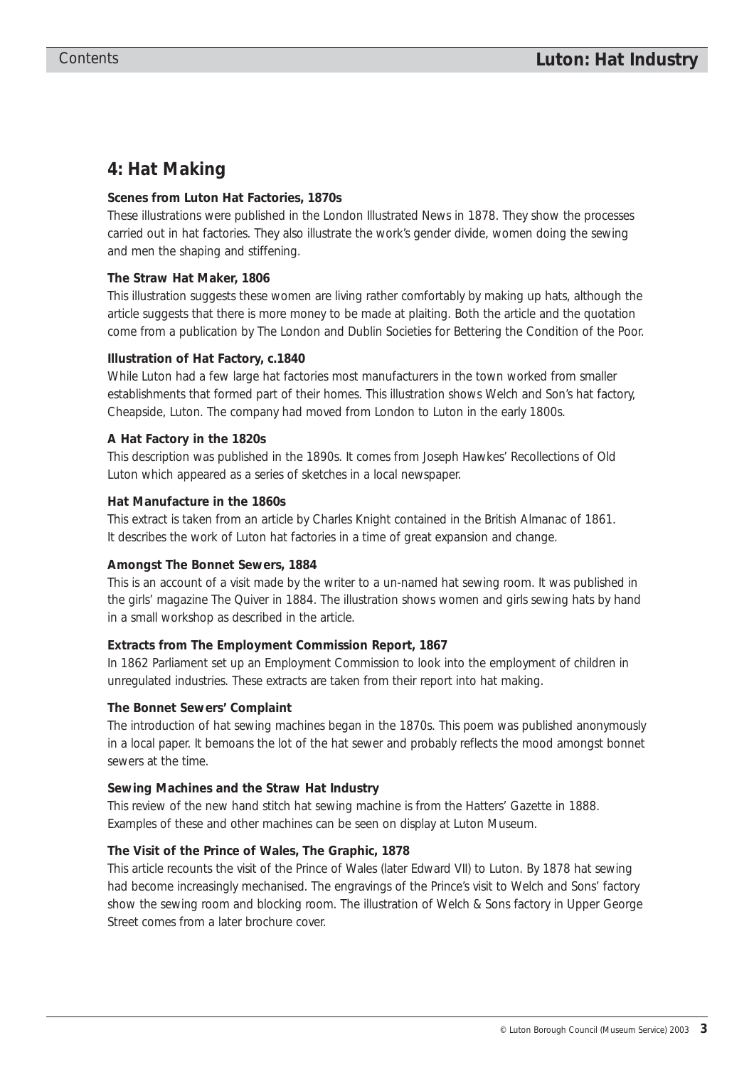## 4: Hat Making

**Scenes from Luton Hat Factories, 1870s**

These illustrations were published in the London Illustrated News in 1878. They show the processes carried out in hat factories. They also illustrate the work's gender divide, women doing the sewing and men the shaping and stiffening.

**The Straw Hat Maker, 1806**

This illustration suggests these women are living rather comfortably by making up hats, although the article suggests that there is more money to be made at plaiting. Both the article and the quotation come from a publication by The London and Dublin Societies for Bettering the Condition of the Poor.

**Illustration of Hat Factory, c.1840**

While Luton had a few large hat factories most manufacturers in the town worked from smaller establishments that formed part of their homes. This illustration shows Welch and Son's hat factory, Cheapside, Luton. The company had moved from London to Luton in the early 1800s.

**A Hat Factory in the 1820s**

This description was published in the 1890s. It comes from Joseph Hawkes' Recollections of Old Luton which appeared as a series of sketches in a local newspaper.

**Hat Manufacture in the 1860s**

This extract is taken from an article by Charles Knight contained in the British Almanac of 1861. It describes the work of Luton hat factories in a time of great expansion and change.

**Amongst The Bonnet Sewers, 1884**

This is an account of a visit made by the writer to a un-named hat sewing room. It was published in the girls' magazine The Quiver in 1884. The illustration shows women and girls sewing hats by hand in a small workshop as described in the article.

**Extracts from The Employment Commission Report, 1867**

In 1862 Parliament set up an Employment Commission to look into the employment of children in unregulated industries. These extracts are taken from their report into hat making.

**The Bonnet Sewers' Complaint**

The introduction of hat sewing machines began in the 1870s. This poem was published anonymously in a local paper. It bemoans the lot of the hat sewer and probably reflects the mood amongst bonnet sewers at the time.

**Sewing Machines and the Straw Hat Industry**

This review of the new hand stitch hat sewing machine is from the Hatters' Gazette in 1888. Examples of these and other machines can be seen on display at Luton Museum.

**The Visit of the Prince of Wales, The Graphic, 1878**

This article recounts the visit of the Prince of Wales (later Edward VII) to Luton. By 1878 hat sewing had become increasingly mechanised. The engravings of the Prince's visit to Welch and Sons' factory show the sewing room and blocking room. The illustration of Welch & Sons factory in Upper George Street comes from a later brochure cover.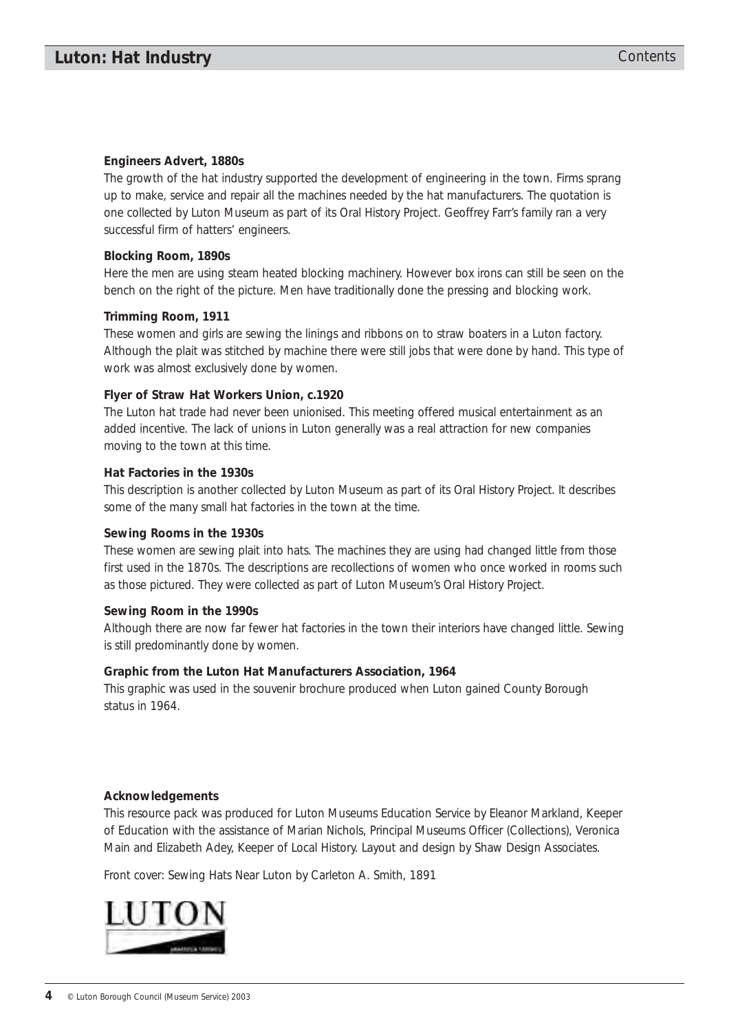**Engineers Advert, 1880s**

The growth of the hat industry supported the development of engineering in the town. Firms sprang up to make, service and repair all the machines needed by the hat manufacturers. The quotation is one collected by Luton Museum as part of its Oral History Project. Geoffrey Farr's family ran a very successful firm of hatters' engineers.

**Blocking Room, 1890s**

Here the men are using steam heated blocking machinery. However box irons can still be seen on the bench on the right of the picture. Men have traditionally done the pressing and blocking work.

**Trimming Room, 1911**

These women and girls are sewing the linings and ribbons on to straw boaters in a Luton factory. Although the plait was stitched by machine there were still jobs that were done by hand. This type of work was almost exclusively done by women.

**Flyer of Straw Hat Workers Union, c.1920**

The Luton hat trade had never been unionised. This meeting offered musical entertainment as an added incentive. The lack of unions in Luton generally was a real attraction for new companies moving to the town at this time.

**Hat Factories in the 1930s**

This description is another collected by Luton Museum as part of its Oral History Project. It describes some of the many small hat factories in the town at the time.

**Sewing Rooms in the 1930s**

These women are sewing plait into hats. The machines they are using had changed little from those first used in the 1870s. The descriptions are recollections of women who once worked in rooms such as those pictured. They were collected as part of Luton Museum's Oral History Project.

**Sewing Room in the 1990s**

Although there are now far fewer hat factories in the town their interiors have changed little. Sewing is still predominantly done by women.

**Graphic from the Luton Hat Manufacturers Association, 1964**

This graphic was used in the souvenir brochure produced when Luton gained County Borough status in 1964.

**Acknowledgements**

This resource pack was produced for Luton Museums Education Service by Eleanor Markland, Keeper of Education with the assistance of Marian Nichols, Principal Museums Officer (Collections), Veronica Main and Elizabeth Adey, Keeper of Local History. Layout and design by Shaw Design Associates.

Front cover: Sewing Hats Near Luton by Carleton A. Smith, 1891

LUTON

© Luton Borough Council (Museum Service) 2003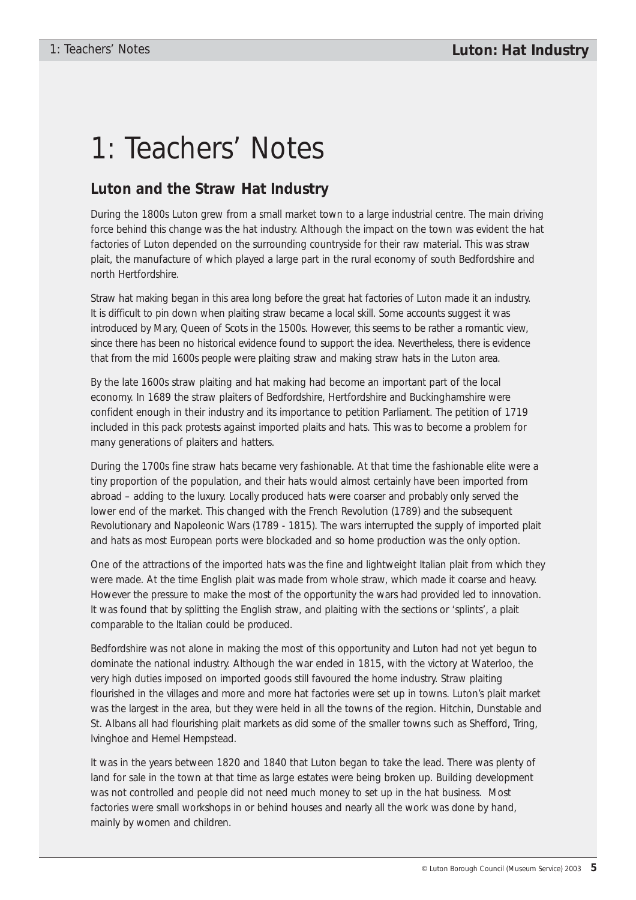# 1: Teachers' Notes

## Luton and the Straw Hat Industry

During the 1800s Luton grew from a small market town to a large industrial centre. The main driving force behind this change was the hat industry. Although the impact on the town was evident the hat factories of Luton depended on the surrounding countryside for their raw material. This was straw plait, the manufacture of which played a large part in the rural economy of south Bedfordshire and north Hertfordshire.

Straw hat making began in this area long before the great hat factories of Luton made it an industry. It is difficult to pin down when plaiting straw became a local skill. Some accounts suggest it was introduced by Mary, Queen of Scots in the 1500s. However, this seems to be rather a romantic view, since there has been no historical evidence found to support the idea. Nevertheless, there is evidence that from the mid 1600s people were plaiting straw and making straw hats in the Luton area.

By the late 1600s straw plaiting and hat making had become an important part of the local economy. In 1689 the straw plaiters of Bedfordshire, Hertfordshire and Buckinghamshire were confident enough in their industry and its importance to petition Parliament. The petition of 1719 included in this pack protests against imported plaits and hats. This was to become a problem for many generations of plaiters and hatters.

During the 1700s fine straw hats became very fashionable. At that time the fashionable elite were a tiny proportion of the population, and their hats would almost certainly have been imported from abroad – adding to the luxury. Locally produced hats were coarser and probably only served the lower end of the market. This changed with the French Revolution (1789) and the subsequent Revolutionary and Napoleonic Wars (1789 - 1815). The wars interrupted the supply of imported plait and hats as most European ports were blockaded and so home production was the only option.

One of the attractions of the imported hats was the fine and lightweight Italian plait from which they were made. At the time English plait was made from whole straw, which made it coarse and heavy. However the pressure to make the most of the opportunity the wars had provided led to innovation. It was found that by splitting the English straw, and plaiting with the sections or 'splints', a plait comparable to the Italian could be produced.

Bedfordshire was not alone in making the most of this opportunity and Luton had not yet begun to dominate the national industry. Although the war ended in 1815, with the victory at Waterloo, the very high duties imposed on imported goods still favoured the home industry. Straw plaiting flourished in the villages and more and more hat factories were set up in towns. Luton's plait market was the largest in the area, but they were held in all the towns of the region. Hitchin, Dunstable and St. Albans all had flourishing plait markets as did some of the smaller towns such as Shefford, Tring, Ivinghoe and Hemel Hempstead.

It was in the years between 1820 and 1840 that Luton began to take the lead. There was plenty of land for sale in the town at that time as large estates were being broken up. Building development was not controlled and people did not need much money to set up in the hat business. Most factories were small workshops in or behind houses and nearly all the work was done by hand, mainly by women and children.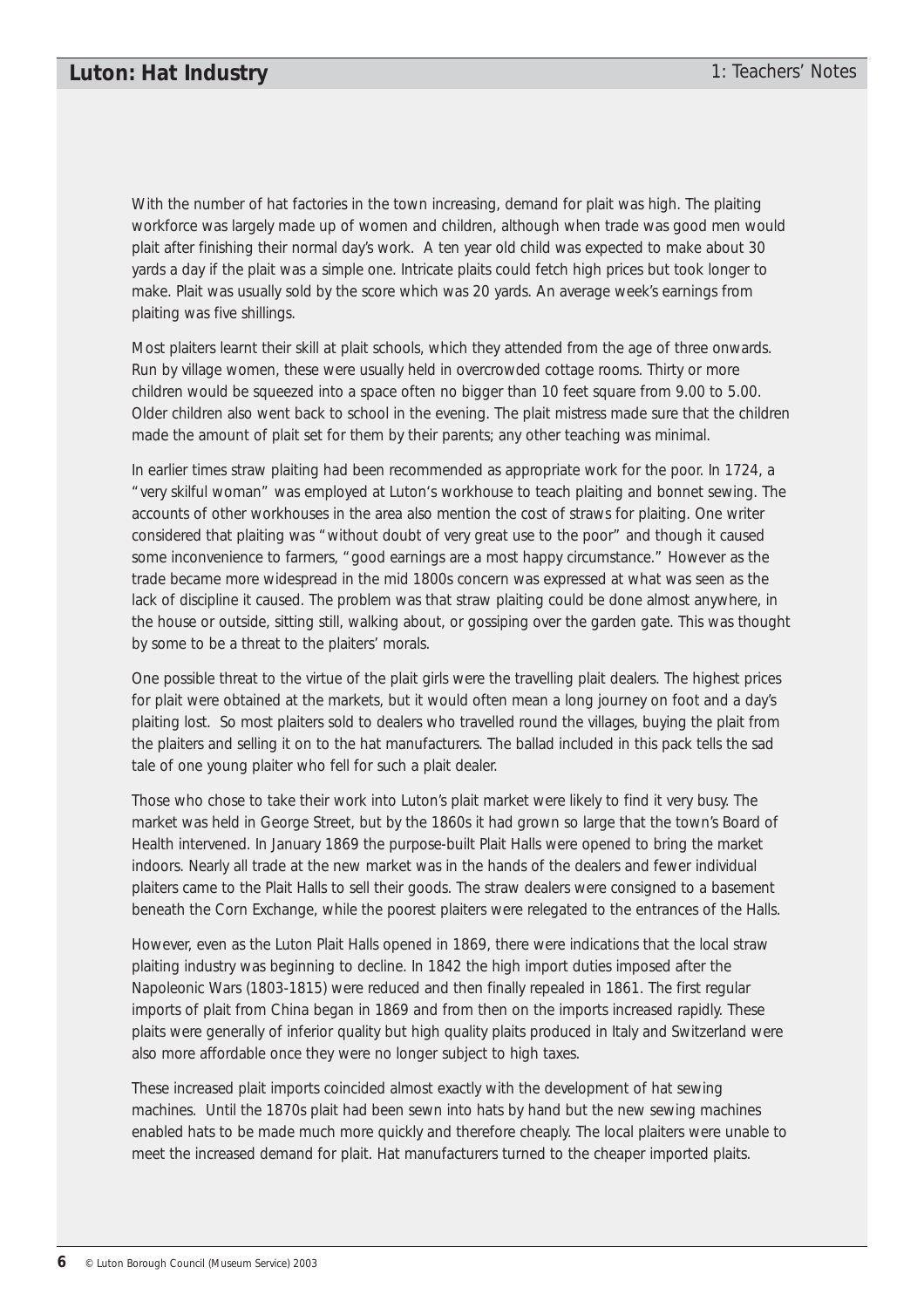With the number of hat factories in the town increasing, demand for plait was high. The plaiting workforce was largely made up of women and children, although when trade was good men would plait after finishing their normal day's work. A ten year old child was expected to make about 30 yards a day if the plait was a simple one. Intricate plaits could fetch high prices but took longer to make. Plait was usually sold by the score which was 20 yards. An average week's earnings from plaiting was five shillings.

Most plaiters learnt their skill at plait schools, which they attended from the age of three onwards. Run by village women, these were usually held in overcrowded cottage rooms. Thirty or more children would be squeezed into a space often no bigger than 10 feet square from 9.00 to 5.00. Older children also went back to school in the evening. The plait mistress made sure that the children made the amount of plait set for them by their parents; any other teaching was minimal.

In earlier times straw plaiting had been recommended as appropriate work for the poor. In 1724, a "very skilful woman" was employed at Luton's workhouse to teach plaiting and bonnet sewing. The accounts of other workhouses in the area also mention the cost of straws for plaiting. One writer considered that plaiting was "without doubt of very great use to the poor" and though it caused some inconvenience to farmers, "good earnings are a most happy circumstance." However as the trade became more widespread in the mid 1800s concern was expressed at what was seen as the lack of discipline it caused. The problem was that straw plaiting could be done almost anywhere, in the house or outside, sitting still, walking about, or gossiping over the garden gate. This was thought by some to be a threat to the plaiters' morals.

One possible threat to the virtue of the plait girls were the travelling plait dealers. The highest prices for plait were obtained at the markets, but it would often mean a long journey on foot and a day's plaiting lost. So most plaiters sold to dealers who travelled round the villages, buying the plait from the plaiters and selling it on to the hat manufacturers. The ballad included in this pack tells the sad tale of one young plaiter who fell for such a plait dealer.

Those who chose to take their work into Luton's plait market were likely to find it very busy. The market was held in George Street, but by the 1860s it had grown so large that the town's Board of Health intervened. In January 1869 the purpose-built Plait Halls were opened to bring the market indoors. Nearly all trade at the new market was in the hands of the dealers and fewer individual plaiters came to the Plait Halls to sell their goods. The straw dealers were consigned to a basement beneath the Corn Exchange, while the poorest plaiters were relegated to the entrances of the Halls.

However, even as the Luton Plait Halls opened in 1869, there were indications that the local straw plaiting industry was beginning to decline. In 1842 the high import duties imposed after the Napoleonic Wars (1803-1815) were reduced and then finally repealed in 1861. The first regular imports of plait from China began in 1869 and from then on the imports increased rapidly. These plaits were generally of inferior quality but high quality plaits produced in Italy and Switzerland were also more affordable once they were no longer subject to high taxes.

These increased plait imports coincided almost exactly with the development of hat sewing machines. Until the 1870s plait had been sewn into hats by hand but the new sewing machines enabled hats to be made much more quickly and therefore cheaply. The local plaiters were unable to meet the increased demand for plait. Hat manufacturers turned to the cheaper imported plaits.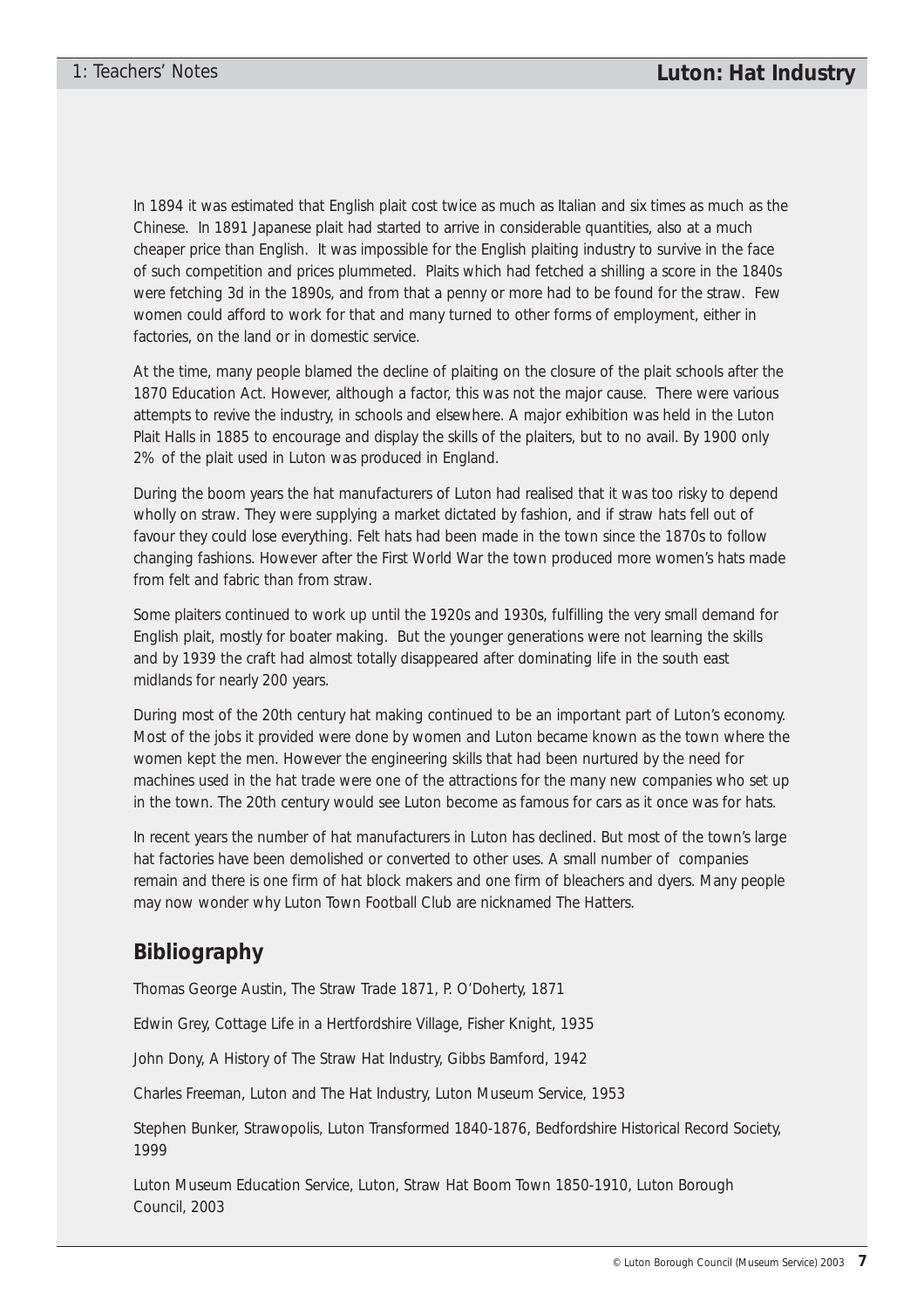In 1894 it was estimated that English plait cost twice as much as Italian and six times as much as the Chinese. In 1891 Japanese plait had started to arrive in considerable quantities, also at a much cheaper price than English. It was impossible for the English plaiting industry to survive in the face of such competition and prices plummeted. Plaits which had fetched a shilling a score in the 1840s were fetching 3d in the 1890s, and from that a penny or more had to be found for the straw. Few women could afford to work for that and many turned to other forms of employment, either in factories, on the land or in domestic service.

At the time, many people blamed the decline of plaiting on the closure of the plait schools after the 1870 Education Act. However, although a factor, this was not the major cause. There were various attempts to revive the industry, in schools and elsewhere. A major exhibition was held in the Luton Plait Halls in 1885 to encourage and display the skills of the plaiters, but to no avail. By 1900 only 2% of the plait used in Luton was produced in England.

During the boom years the hat manufacturers of Luton had realised that it was too risky to depend wholly on straw. They were supplying a market dictated by fashion, and if straw hats fell out of favour they could lose everything. Felt hats had been made in the town since the 1870s to follow changing fashions. However after the First World War the town produced more women's hats made from felt and fabric than from straw.

Some plaiters continued to work up until the 1920s and 1930s, fulfilling the very small demand for English plait, mostly for boater making. But the younger generations were not learning the skills and by 1939 the craft had almost totally disappeared after dominating life in the south east midlands for nearly 200 years.

During most of the 20th century hat making continued to be an important part of Luton's economy. Most of the jobs it provided were done by women and Luton became known as the town where the women kept the men. However the engineering skills that had been nurtured by the need for machines used in the hat trade were one of the attractions for the many new companies who set up in the town. The 20th century would see Luton become as famous for cars as it once was for hats.

In recent years the number of hat manufacturers in Luton has declined. But most of the town's large hat factories have been demolished or converted to other uses. A small number of companies remain and there is one firm of hat block makers and one firm of bleachers and dyers. Many people may now wonder why Luton Town Football Club are nicknamed The Hatters.

## Bibliography

Thomas George Austin, The Straw Trade 1871, P. O'Doherty, 1871

Edwin Grey, Cottage Life in a Hertfordshire Village, Fisher Knight, 1935

John Dony, A History of The Straw Hat Industry, Gibbs Bamford, 1942

Charles Freeman, Luton and The Hat Industry, Luton Museum Service, 1953

Stephen Bunker, Strawopolis, Luton Transformed 1840-1876, Bedfordshire Historical Record Society, 1999

Luton Museum Education Service, Luton, Straw Hat Boom Town 1850-1910, Luton Borough Council, 2003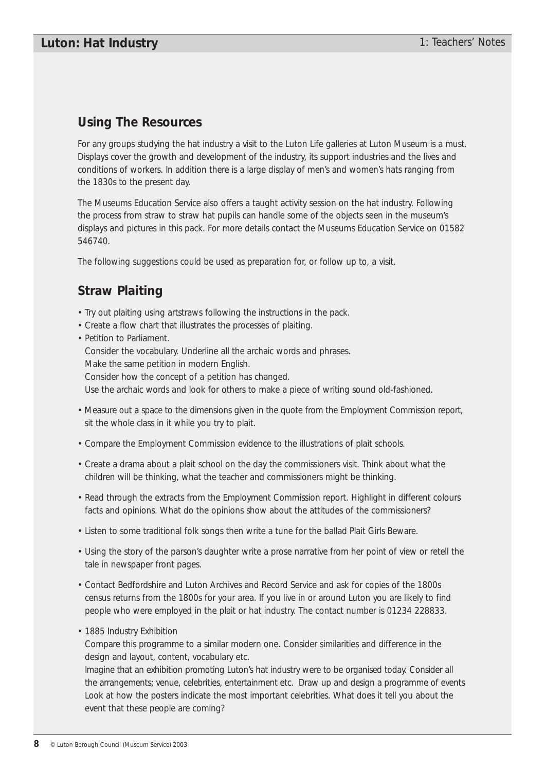## Using The Resources

For any groups studying the hat industry a visit to the Luton Life galleries at Luton Museum is a must. Displays cover the growth and development of the industry, its support industries and the lives and conditions of workers. In addition there is a large display of men's and women's hats ranging from the 1830s to the present day.

The Museums Education Service also offers a taught activity session on the hat industry. Following the process from straw to straw hat pupils can handle some of the objects seen in the museum's displays and pictures in this pack. For more details contact the Museums Education Service on 01582 546740.

The following suggestions could be used as preparation for, or follow up to, a visit.

## Straw Plaiting

- Try out plaiting using artstraws following the instructions in the pack.
- Create a flow chart that illustrates the processes of plaiting.
- Petition to Parliament.
  Consider the vocabulary. Underline all the archaic words and phrases.
  Make the same petition in modern English.
  Consider how the concept of a petition has changed.
  Use the archaic words and look for others to make a piece of writing sound old-fashioned.
- Measure out a space to the dimensions given in the quote from the Employment Commission report, sit the whole class in it while you try to plait.
- Compare the Employment Commission evidence to the illustrations of plait schools.
- Create a drama about a plait school on the day the commissioners visit. Think about what the children will be thinking, what the teacher and commissioners might be thinking.
- Read through the extracts from the Employment Commission report. Highlight in different colours facts and opinions. What do the opinions show about the attitudes of the commissioners?
- Listen to some traditional folk songs then write a tune for the ballad Plait Girls Beware.
- Using the story of the parson's daughter write a prose narrative from her point of view or retell the tale in newspaper front pages.
- Contact Bedfordshire and Luton Archives and Record Service and ask for copies of the 1800s census returns from the 1800s for your area. If you live in or around Luton you are likely to find people who were employed in the plait or hat industry. The contact number is 01234 228833.
- 1885 Industry Exhibition
  Compare this programme to a similar modern one. Consider similarities and difference in the design and layout, content, vocabulary etc.
  Imagine that an exhibition promoting Luton's hat industry were to be organised today. Consider all the arrangements; venue, celebrities, entertainment etc. Draw up and design a programme of events Look at how the posters indicate the most important celebrities. What does it tell you about the event that these people are coming?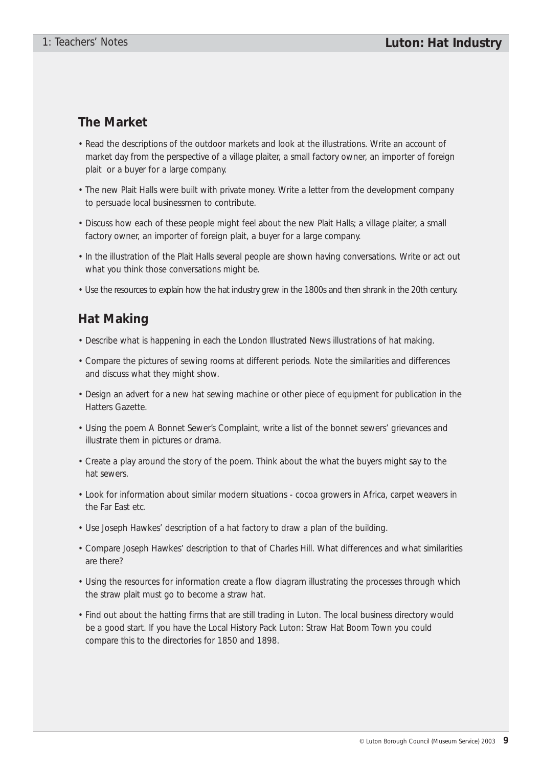## The Market

- Read the descriptions of the outdoor markets and look at the illustrations. Write an account of market day from the perspective of a village plaiter, a small factory owner, an importer of foreign plait or a buyer for a large company.
- The new Plait Halls were built with private money. Write a letter from the development company to persuade local businessmen to contribute.
- Discuss how each of these people might feel about the new Plait Halls; a village plaiter, a small factory owner, an importer of foreign plait, a buyer for a large company.
- In the illustration of the Plait Halls several people are shown having conversations. Write or act out what you think those conversations might be.
- Use the resources to explain how the hat industry grew in the 1800s and then shrank in the 20th century.

## Hat Making

- Describe what is happening in each the London Illustrated News illustrations of hat making.
- Compare the pictures of sewing rooms at different periods. Note the similarities and differences and discuss what they might show.
- Design an advert for a new hat sewing machine or other piece of equipment for publication in the Hatters Gazette.
- Using the poem A Bonnet Sewer's Complaint, write a list of the bonnet sewers' grievances and illustrate them in pictures or drama.
- Create a play around the story of the poem. Think about the what the buyers might say to the hat sewers.
- Look for information about similar modern situations - cocoa growers in Africa, carpet weavers in the Far East etc.
- Use Joseph Hawkes' description of a hat factory to draw a plan of the building.
- Compare Joseph Hawkes' description to that of Charles Hill. What differences and what similarities are there?
- Using the resources for information create a flow diagram illustrating the processes through which the straw plait must go to become a straw hat.
- Find out about the hatting firms that are still trading in Luton. The local business directory would be a good start. If you have the Local History Pack Luton: Straw Hat Boom Town you could compare this to the directories for 1850 and 1898.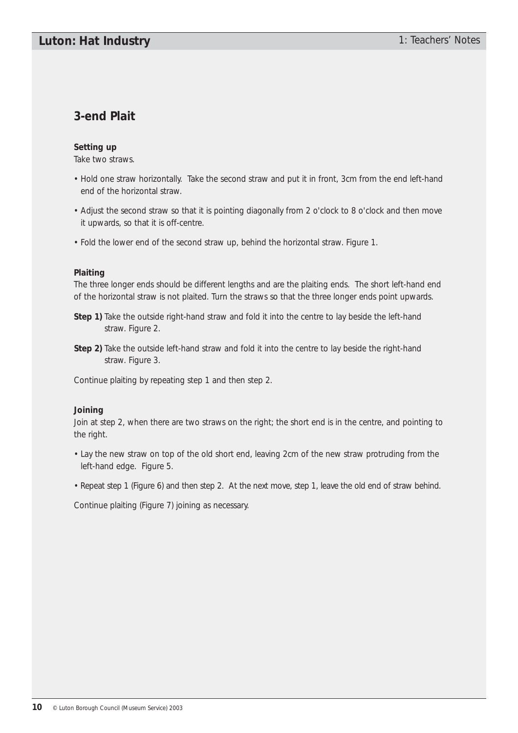## 3-end Plait

**Setting up**

Take two straws.

- Hold one straw horizontally. Take the second straw and put it in front, 3cm from the end left-hand end of the horizontal straw.
- Adjust the second straw so that it is pointing diagonally from 2 o'clock to 8 o'clock and then move it upwards, so that it is off-centre.
- Fold the lower end of the second straw up, behind the horizontal straw. Figure 1.

**Plaiting**

The three longer ends should be different lengths and are the plaiting ends. The short left-hand end of the horizontal straw is not plaited. Turn the straws so that the three longer ends point upwards.

**Step 1)** Take the outside right-hand straw and fold it into the centre to lay beside the left-hand straw. Figure 2.

**Step 2)** Take the outside left-hand straw and fold it into the centre to lay beside the right-hand straw. Figure 3.

Continue plaiting by repeating step 1 and then step 2.

**Joining**

Join at step 2, when there are two straws on the right; the short end is in the centre, and pointing to the right.

- Lay the new straw on top of the old short end, leaving 2cm of the new straw protruding from the left-hand edge. Figure 5.
- Repeat step 1 (Figure 6) and then step 2. At the next move, step 1, leave the old end of straw behind.

Continue plaiting (Figure 7) joining as necessary.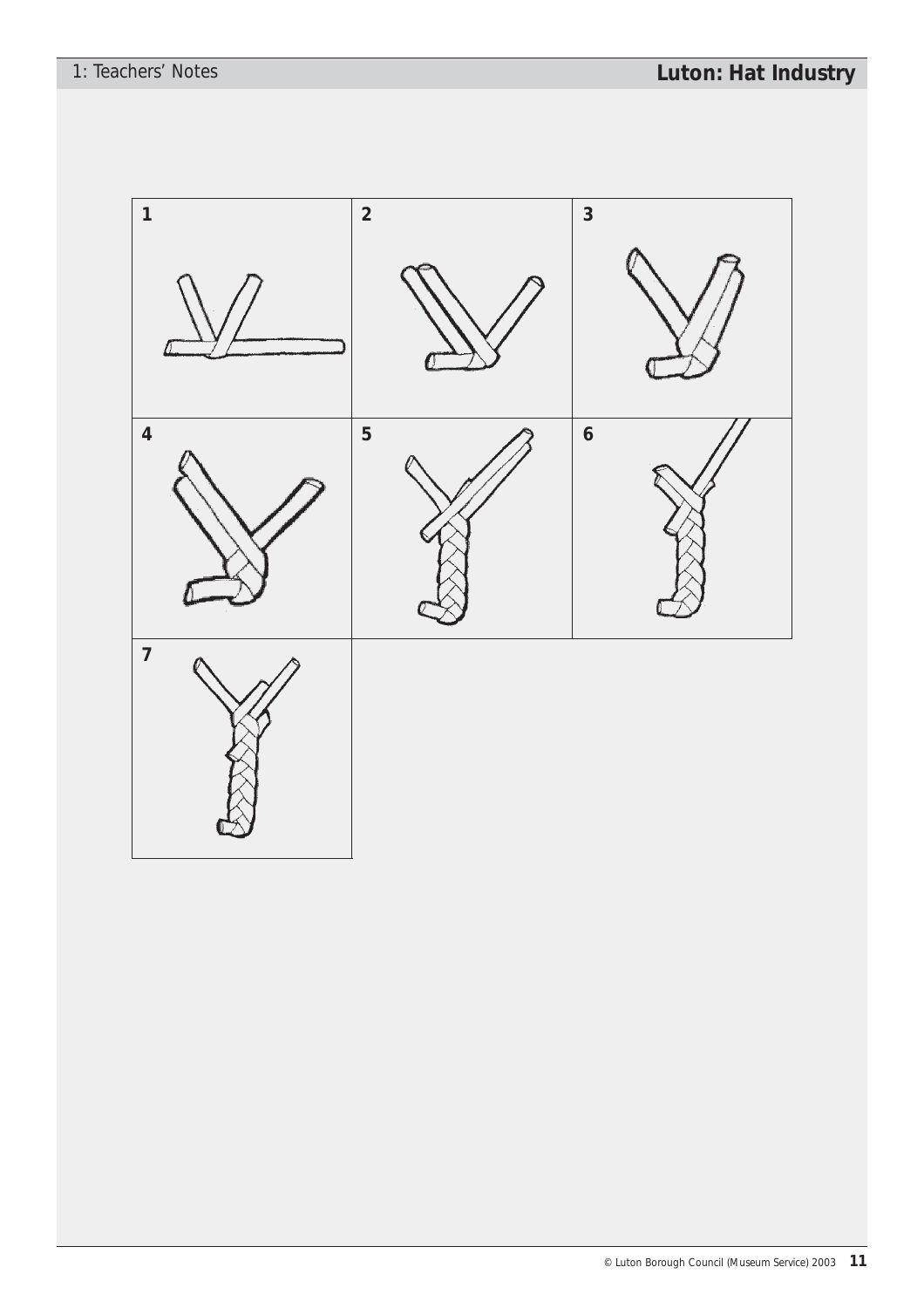1

2

3

4

5

6

7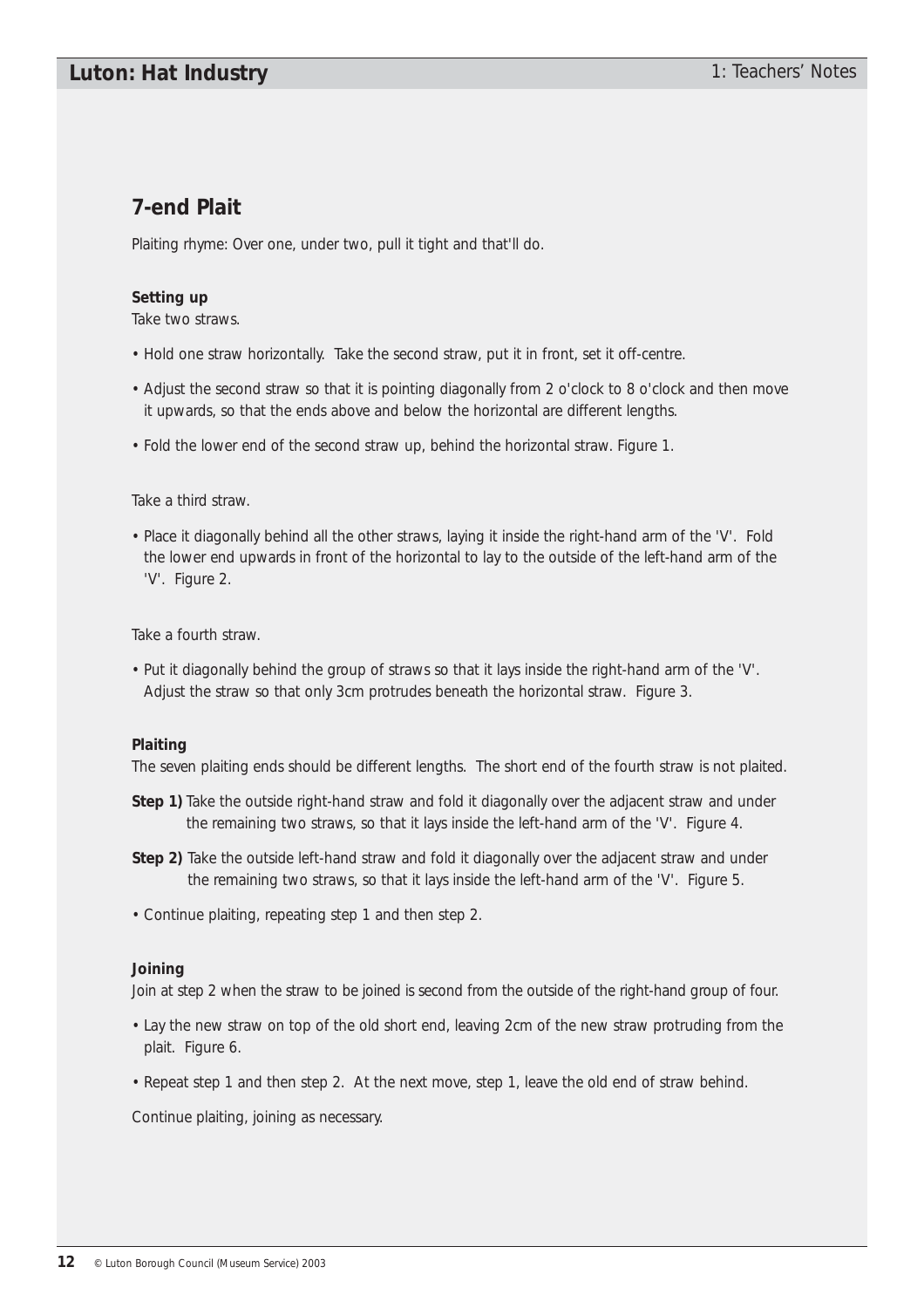## 7-end Plait

Plaiting rhyme: Over one, under two, pull it tight and that'll do.

**Setting up**
Take two straws.

- Hold one straw horizontally. Take the second straw, put it in front, set it off-centre.
- Adjust the second straw so that it is pointing diagonally from 2 o'clock to 8 o'clock and then move it upwards, so that the ends above and below the horizontal are different lengths.
- Fold the lower end of the second straw up, behind the horizontal straw. Figure 1.

Take a third straw.

- Place it diagonally behind all the other straws, laying it inside the right-hand arm of the 'V'. Fold the lower end upwards in front of the horizontal to lay to the outside of the left-hand arm of the 'V'. Figure 2.

Take a fourth straw.

- Put it diagonally behind the group of straws so that it lays inside the right-hand arm of the 'V'. Adjust the straw so that only 3cm protrudes beneath the horizontal straw. Figure 3.

**Plaiting**
The seven plaiting ends should be different lengths. The short end of the fourth straw is not plaited.

**Step 1)** Take the outside right-hand straw and fold it diagonally over the adjacent straw and under the remaining two straws, so that it lays inside the left-hand arm of the 'V'. Figure 4.

**Step 2)** Take the outside left-hand straw and fold it diagonally over the adjacent straw and under the remaining two straws, so that it lays inside the left-hand arm of the 'V'. Figure 5.

- Continue plaiting, repeating step 1 and then step 2.

**Joining**
Join at step 2 when the straw to be joined is second from the outside of the right-hand group of four.

- Lay the new straw on top of the old short end, leaving 2cm of the new straw protruding from the plait. Figure 6.
- Repeat step 1 and then step 2. At the next move, step 1, leave the old end of straw behind.

Continue plaiting, joining as necessary.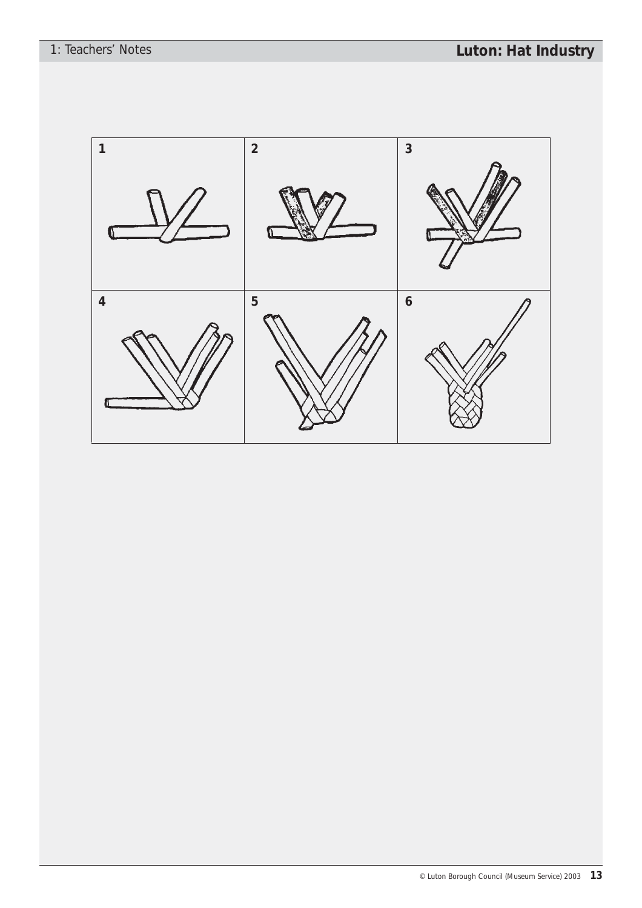| 1 | 2 | 3 |
| --- | --- | --- |
| 4 | 5 | 6 |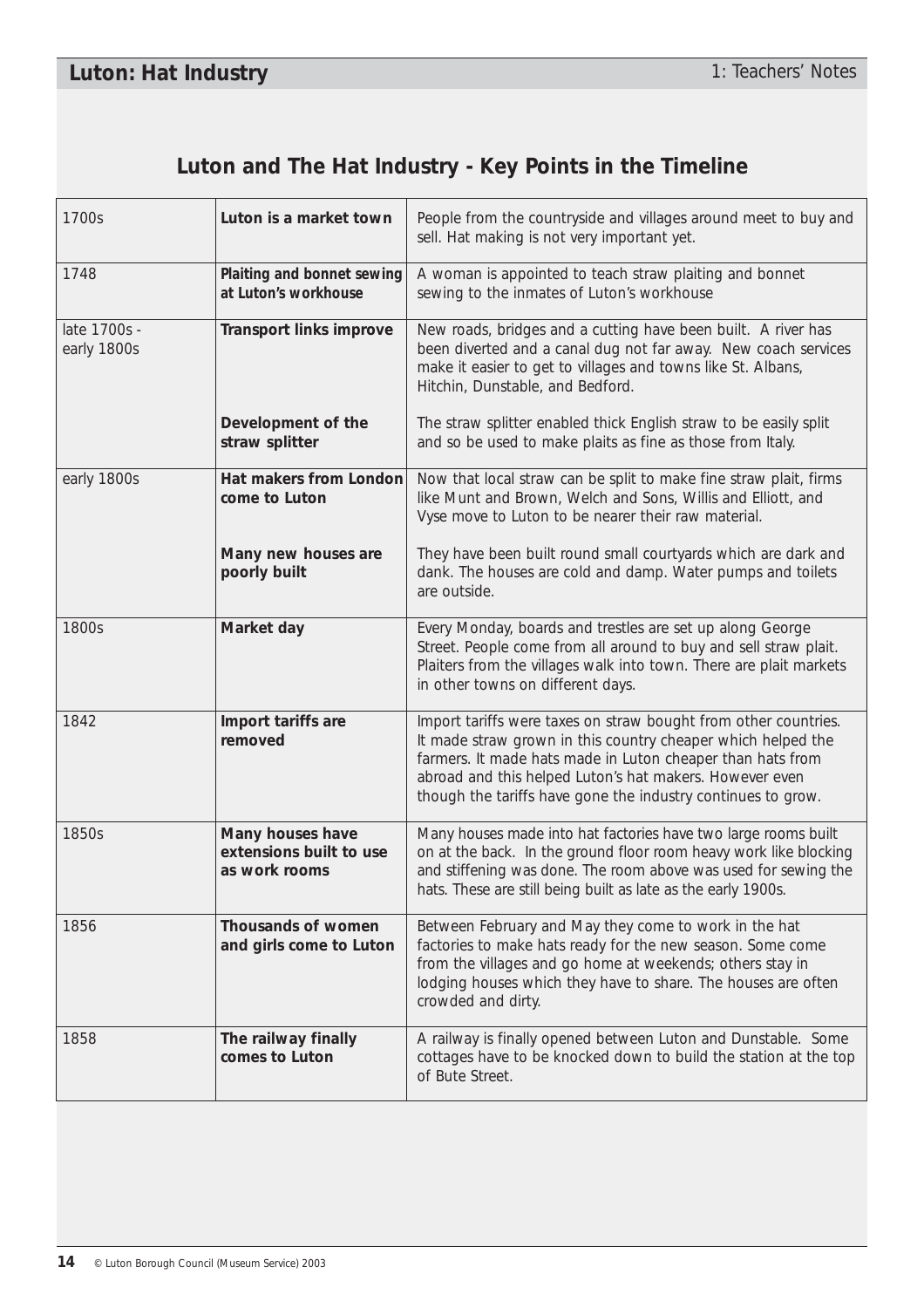## Luton and The Hat Industry - Key Points in the Timeline

| | | |
|---|---|---|
| 1700s | **Luton is a market town** | People from the countryside and villages around meet to buy and sell. Hat making is not very important yet. |
| 1748 | **Plaiting and bonnet sewing at Luton's workhouse** | A woman is appointed to teach straw plaiting and bonnet sewing to the inmates of Luton's workhouse |
| late 1700s - early 1800s | **Transport links improve** | New roads, bridges and a cutting have been built. A river has been diverted and a canal dug not far away. New coach services make it easier to get to villages and towns like St. Albans, Hitchin, Dunstable, and Bedford. |
| | **Development of the straw splitter** | The straw splitter enabled thick English straw to be easily split and so be used to make plaits as fine as those from Italy. |
| early 1800s | **Hat makers from London come to Luton** | Now that local straw can be split to make fine straw plait, firms like Munt and Brown, Welch and Sons, Willis and Elliott, and Vyse move to Luton to be nearer their raw material. |
| | **Many new houses are poorly built** | They have been built round small courtyards which are dark and dank. The houses are cold and damp. Water pumps and toilets are outside. |
| 1800s | **Market day** | Every Monday, boards and trestles are set up along George Street. People come from all around to buy and sell straw plait. Plaiters from the villages walk into town. There are plait markets in other towns on different days. |
| 1842 | **Import tariffs are removed** | Import tariffs were taxes on straw bought from other countries. It made straw grown in this country cheaper which helped the farmers. It made hats made in Luton cheaper than hats from abroad and this helped Luton's hat makers. However even though the tariffs have gone the industry continues to grow. |
| 1850s | **Many houses have extensions built to use as work rooms** | Many houses made into hat factories have two large rooms built on at the back. In the ground floor room heavy work like blocking and stiffening was done. The room above was used for sewing the hats. These are still being built as late as the early 1900s. |
| 1856 | **Thousands of women and girls come to Luton** | Between February and May they come to work in the hat factories to make hats ready for the new season. Some come from the villages and go home at weekends; others stay in lodging houses which they have to share. The houses are often crowded and dirty. |
| 1858 | **The railway finally comes to Luton** | A railway is finally opened between Luton and Dunstable. Some cottages have to be knocked down to build the station at the top of Bute Street. |

© Luton Borough Council (Museum Service) 2003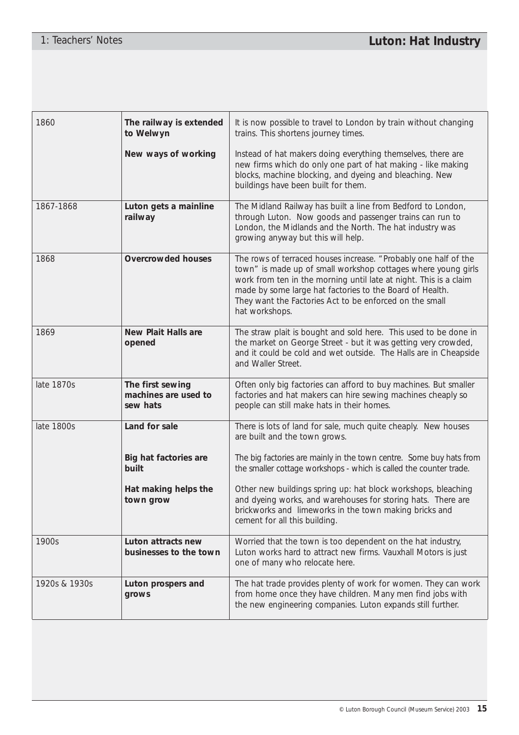| | | |
|---|---|---|
| 1860 | **The railway is extended to Welwyn** | It is now possible to travel to London by train without changing trains. This shortens journey times. |
| | **New ways of working** | Instead of hat makers doing everything themselves, there are new firms which do only one part of hat making - like making blocks, machine blocking, and dyeing and bleaching. New buildings have been built for them. |
| 1867-1868 | **Luton gets a mainline railway** | The Midland Railway has built a line from Bedford to London, through Luton. Now goods and passenger trains can run to London, the Midlands and the North. The hat industry was growing anyway but this will help. |
| 1868 | **Overcrowded houses** | The rows of terraced houses increase. "Probably one half of the town" is made up of small workshop cottages where young girls work from ten in the morning until late at night. This is a claim made by some large hat factories to the Board of Health. They want the Factories Act to be enforced on the small hat workshops. |
| 1869 | **New Plait Halls are opened** | The straw plait is bought and sold here. This used to be done in the market on George Street - but it was getting very crowded, and it could be cold and wet outside. The Halls are in Cheapside and Waller Street. |
| late 1870s | **The first sewing machines are used to sew hats** | Often only big factories can afford to buy machines. But smaller factories and hat makers can hire sewing machines cheaply so people can still make hats in their homes. |
| late 1800s | **Land for sale** | There is lots of land for sale, much quite cheaply. New houses are built and the town grows. |
| | **Big hat factories are built** | The big factories are mainly in the town centre. Some buy hats from the smaller cottage workshops - which is called the counter trade. |
| | **Hat making helps the town grow** | Other new buildings spring up: hat block workshops, bleaching and dyeing works, and warehouses for storing hats. There are brickworks and limeworks in the town making bricks and cement for all this building. |
| 1900s | **Luton attracts new businesses to the town** | Worried that the town is too dependent on the hat industry, Luton works hard to attract new firms. Vauxhall Motors is just one of many who relocate here. |
| 1920s & 1930s | **Luton prospers and grows** | The hat trade provides plenty of work for women. They can work from home once they have children. Many men find jobs with the new engineering companies. Luton expands still further. |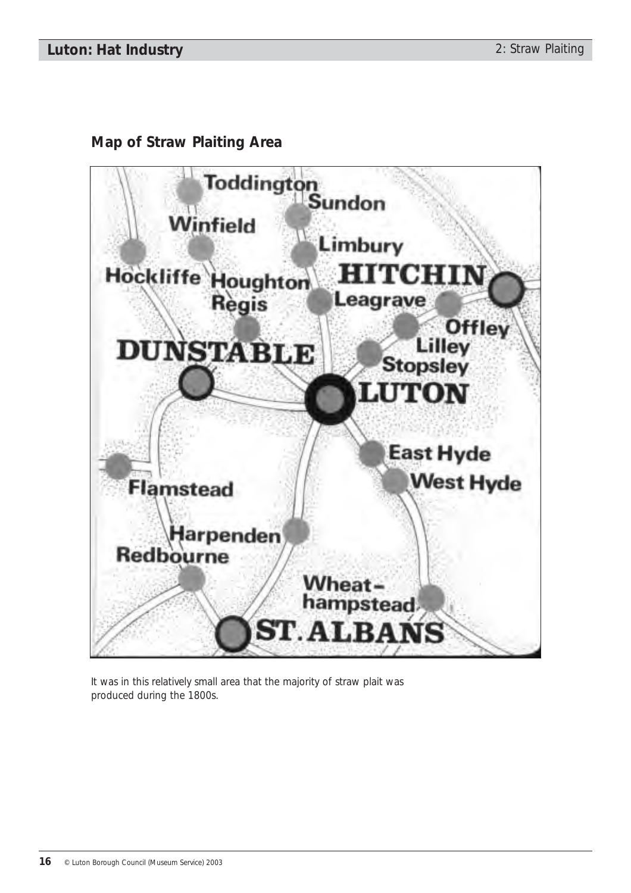## Map of Straw Plaiting Area

Toddington
Sundon
Winfield
Limbury
Hockliffe
Houghton Regis
HITCHIN
Leagrave
Offley
Lilley
DUNSTABLE
Stopsley
LUTON
East Hyde
West Hyde
Flamstead
Harpenden
Redbourne
Wheat-hampstead
ST. ALBANS

It was in this relatively small area that the majority of straw plait was produced during the 1800s.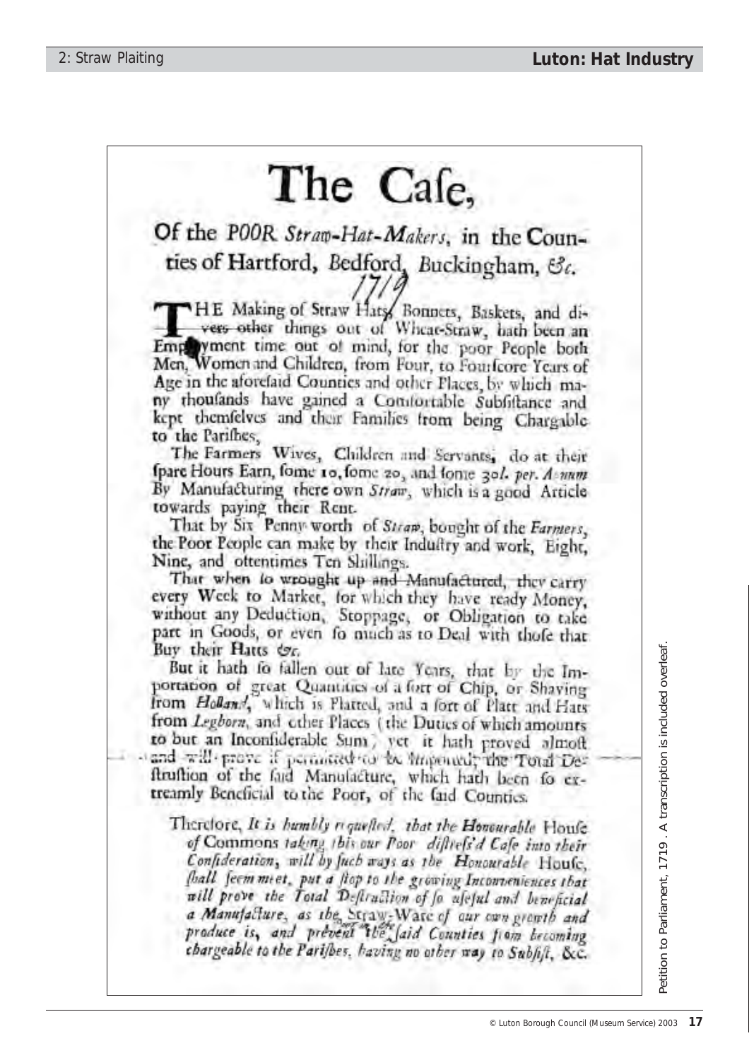# The Case,

## Of the *POOR Straw-Hat-Makers*, in the Counties of Hartford, Bedford, Buckingham, &c.

1719

THE Making of Straw Hats, Bonnets, Baskets, and divers other things out of Wheat-Straw, hath been an Employment time out of mind, for the poor People both Men, Women and Children, from Four, to Fourscore Years of Age in the aforesaid Counties and other Places, by which many thousands have gained a Comfortable Subsistance and kept themselves and their Families from being Chargable to the Parishes,

The Farmers Wives, Children and Servants, do at their spare Hours Earn, some 10, some 20, and some 30*l. per. Annum* By Manufacturing there own *Straw*, which is a good Article towards paying their Rent.

That by Six Penny-worth of *Straw*, bought of the *Farmers*, the Poor People can make by their Industry and work, Eight, Nine, and oftentimes Ten Shillings.

That when so wrought up and Manufactured, they carry every Week to Market, for which they have ready Money, without any Deduction, Stoppage, or Obligation to take part in Goods, or even so much as to Deal with those that Buy their Hatts &c.

But it hath so fallen out of late Years, that by the Importation of great Quantities of a sort of Chip, or Shaving from *Holland*, which is Platted, and a sort of Platt and Hats from *Legborn*, and other Places (the Duties of which amounts to but an Inconsiderable Sum) yet it hath proved almost and will prove if permitted to be Imported, the Total Destruction of the said Manufacture, which hath been so extreamly Beneficial to the Poor, of the said Counties.

Therefore, *It is humbly requested, that the* **Honourable** House *of* Commons *taking this our Poor distress'd Case into their Consideration, will by such ways as the* **Honourable** House, *shall seem meet, put a stop to the growing Inconveniences that will prove the Total Destruction of so useful and beneficial a Manufacture, as the* Straw-Ware *of our own growth and produce is, and prevent the* Poor in the *said Counties from becoming chargeable to the Parishes, having no other way to Subsist,* &c.

Petition to Parliament, 1719. A transcription is included overleaf.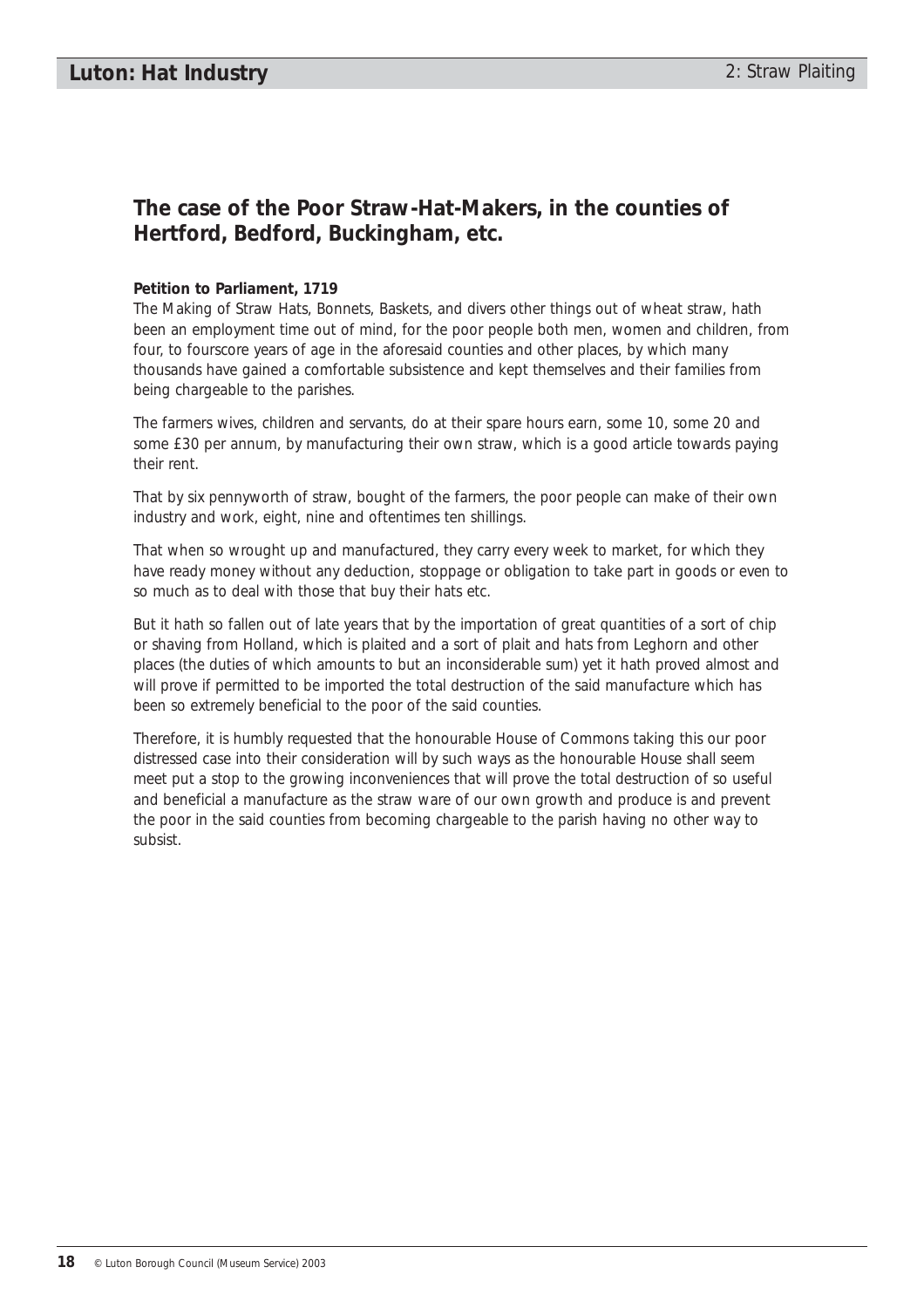## The case of the Poor Straw-Hat-Makers, in the counties of Hertford, Bedford, Buckingham, etc.

**Petition to Parliament, 1719**

The Making of Straw Hats, Bonnets, Baskets, and divers other things out of wheat straw, hath been an employment time out of mind, for the poor people both men, women and children, from four, to fourscore years of age in the aforesaid counties and other places, by which many thousands have gained a comfortable subsistence and kept themselves and their families from being chargeable to the parishes.

The farmers wives, children and servants, do at their spare hours earn, some 10, some 20 and some £30 per annum, by manufacturing their own straw, which is a good article towards paying their rent.

That by six pennyworth of straw, bought of the farmers, the poor people can make of their own industry and work, eight, nine and oftentimes ten shillings.

That when so wrought up and manufactured, they carry every week to market, for which they have ready money without any deduction, stoppage or obligation to take part in goods or even to so much as to deal with those that buy their hats etc.

But it hath so fallen out of late years that by the importation of great quantities of a sort of chip or shaving from Holland, which is plaited and a sort of plait and hats from Leghorn and other places (the duties of which amounts to but an inconsiderable sum) yet it hath proved almost and will prove if permitted to be imported the total destruction of the said manufacture which has been so extremely beneficial to the poor of the said counties.

Therefore, it is humbly requested that the honourable House of Commons taking this our poor distressed case into their consideration will by such ways as the honourable House shall seem meet put a stop to the growing inconveniences that will prove the total destruction of so useful and beneficial a manufacture as the straw ware of our own growth and produce is and prevent the poor in the said counties from becoming chargeable to the parish having no other way to subsist.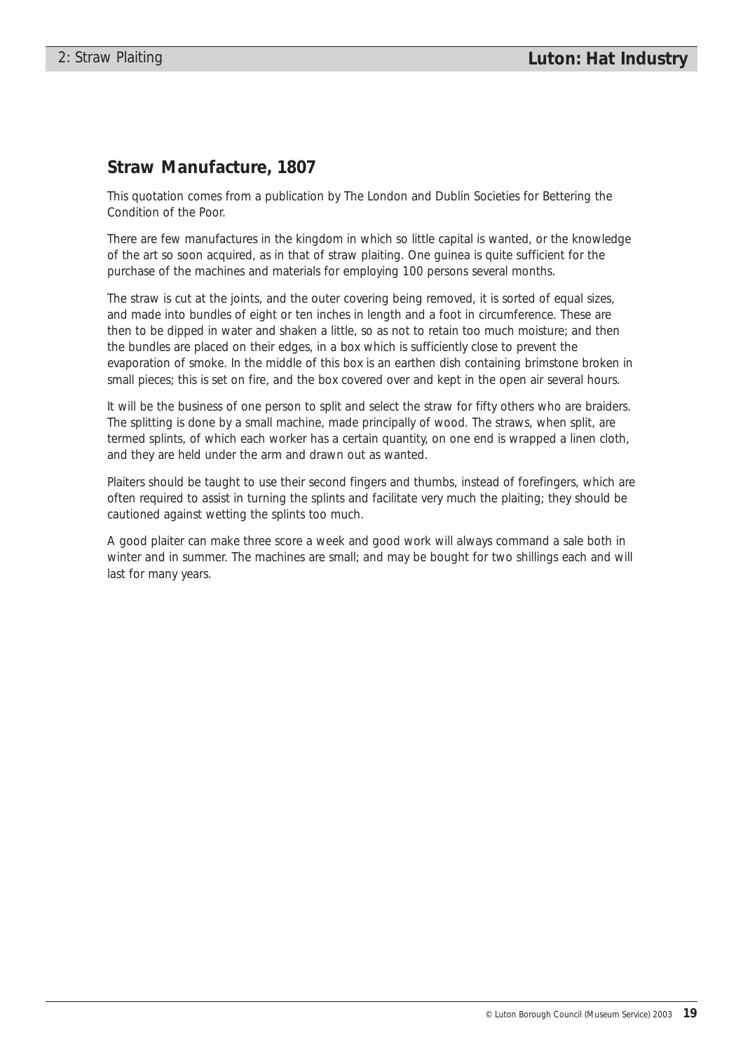## Straw Manufacture, 1807

This quotation comes from a publication by The London and Dublin Societies for Bettering the Condition of the Poor.

There are few manufactures in the kingdom in which so little capital is wanted, or the knowledge of the art so soon acquired, as in that of straw plaiting. One guinea is quite sufficient for the purchase of the machines and materials for employing 100 persons several months.

The straw is cut at the joints, and the outer covering being removed, it is sorted of equal sizes, and made into bundles of eight or ten inches in length and a foot in circumference. These are then to be dipped in water and shaken a little, so as not to retain too much moisture; and then the bundles are placed on their edges, in a box which is sufficiently close to prevent the evaporation of smoke. In the middle of this box is an earthen dish containing brimstone broken in small pieces; this is set on fire, and the box covered over and kept in the open air several hours.

It will be the business of one person to split and select the straw for fifty others who are braiders. The splitting is done by a small machine, made principally of wood. The straws, when split, are termed splints, of which each worker has a certain quantity, on one end is wrapped a linen cloth, and they are held under the arm and drawn out as wanted.

Plaiters should be taught to use their second fingers and thumbs, instead of forefingers, which are often required to assist in turning the splints and facilitate very much the plaiting; they should be cautioned against wetting the splints too much.

A good plaiter can make three score a week and good work will always command a sale both in winter and in summer. The machines are small; and may be bought for two shillings each and will last for many years.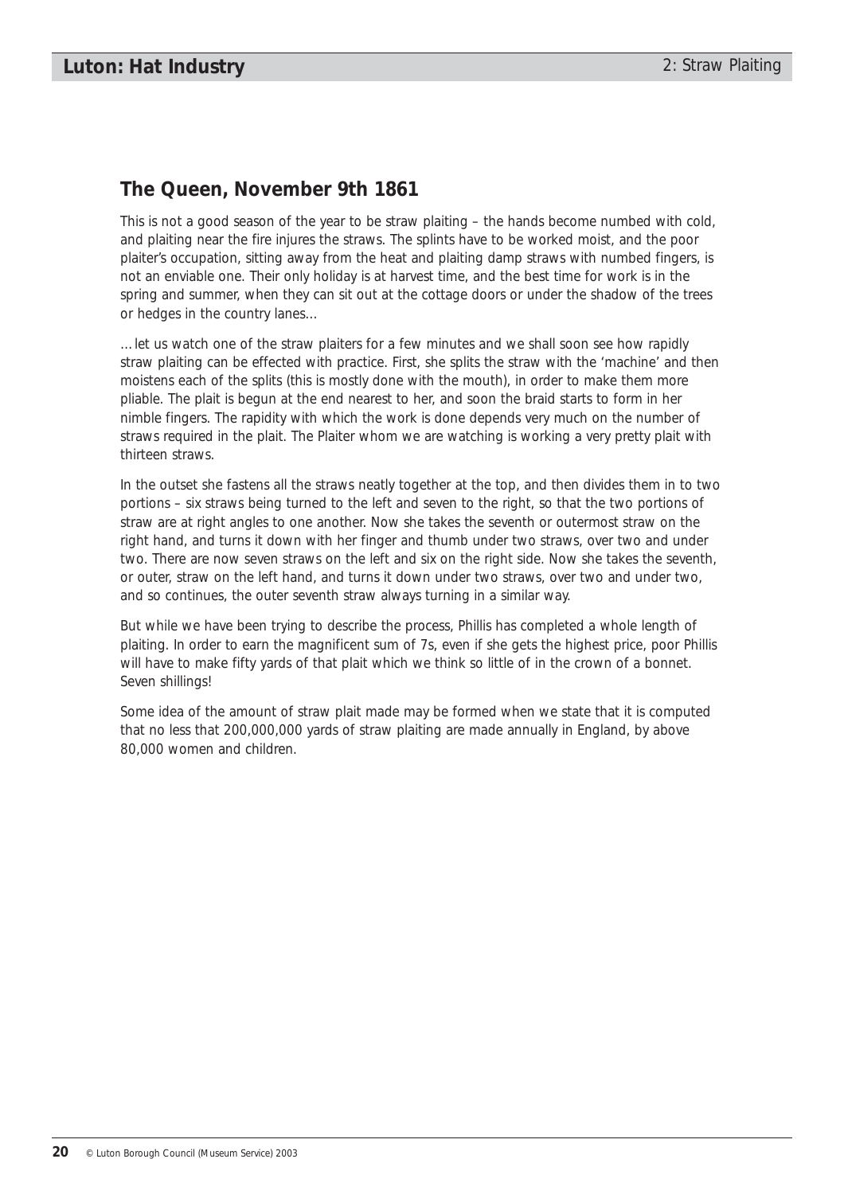## The Queen, November 9th 1861

This is not a good season of the year to be straw plaiting – the hands become numbed with cold, and plaiting near the fire injures the straws. The splints have to be worked moist, and the poor plaiter's occupation, sitting away from the heat and plaiting damp straws with numbed fingers, is not an enviable one. Their only holiday is at harvest time, and the best time for work is in the spring and summer, when they can sit out at the cottage doors or under the shadow of the trees or hedges in the country lanes…

…let us watch one of the straw plaiters for a few minutes and we shall soon see how rapidly straw plaiting can be effected with practice. First, she splits the straw with the 'machine' and then moistens each of the splits (this is mostly done with the mouth), in order to make them more pliable. The plait is begun at the end nearest to her, and soon the braid starts to form in her nimble fingers. The rapidity with which the work is done depends very much on the number of straws required in the plait. The Plaiter whom we are watching is working a very pretty plait with thirteen straws.

In the outset she fastens all the straws neatly together at the top, and then divides them in to two portions – six straws being turned to the left and seven to the right, so that the two portions of straw are at right angles to one another. Now she takes the seventh or outermost straw on the right hand, and turns it down with her finger and thumb under two straws, over two and under two. There are now seven straws on the left and six on the right side. Now she takes the seventh, or outer, straw on the left hand, and turns it down under two straws, over two and under two, and so continues, the outer seventh straw always turning in a similar way.

But while we have been trying to describe the process, Phillis has completed a whole length of plaiting. In order to earn the magnificent sum of 7s, even if she gets the highest price, poor Phillis will have to make fifty yards of that plait which we think so little of in the crown of a bonnet. Seven shillings!

Some idea of the amount of straw plait made may be formed when we state that it is computed that no less that 200,000,000 yards of straw plaiting are made annually in England, by above 80,000 women and children.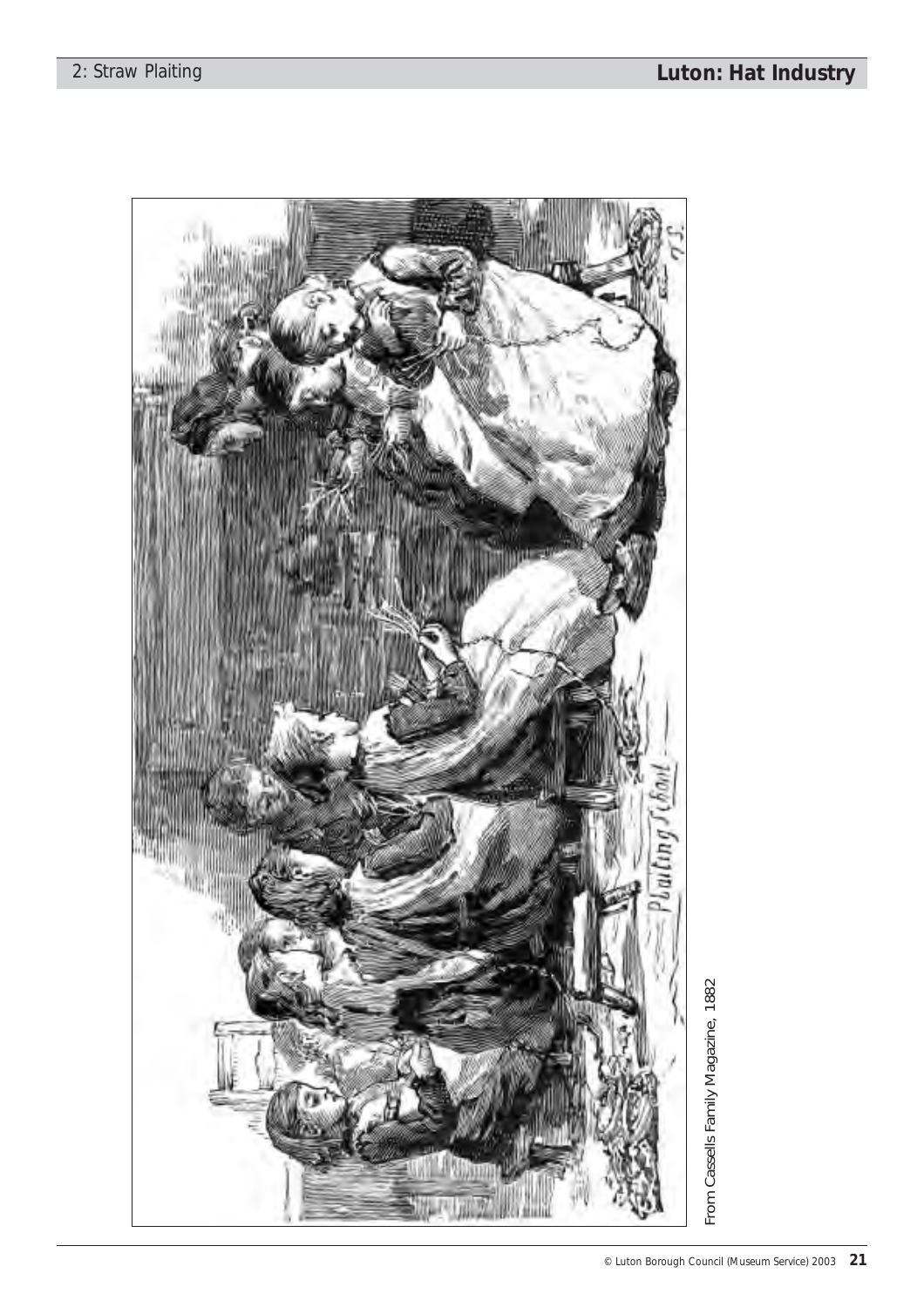From Cassells Family Magazine, 1882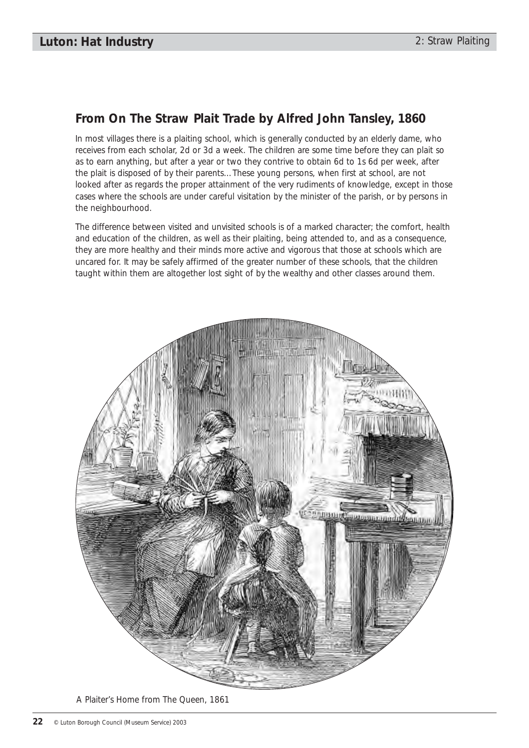## From On The Straw Plait Trade by Alfred John Tansley, 1860

In most villages there is a plaiting school, which is generally conducted by an elderly dame, who receives from each scholar, 2d or 3d a week. The children are some time before they can plait so as to earn anything, but after a year or two they contrive to obtain 6d to 1s 6d per week, after the plait is disposed of by their parents… These young persons, when first at school, are not looked after as regards the proper attainment of the very rudiments of knowledge, except in those cases where the schools are under careful visitation by the minister of the parish, or by persons in the neighbourhood.

The difference between visited and unvisited schools is of a marked character; the comfort, health and education of the children, as well as their plaiting, being attended to, and as a consequence, they are more healthy and their minds more active and vigorous that those at schools which are uncared for. It may be safely affirmed of the greater number of these schools, that the children taught within them are altogether lost sight of by the wealthy and other classes around them.

A Plaiter's Home from The Queen, 1861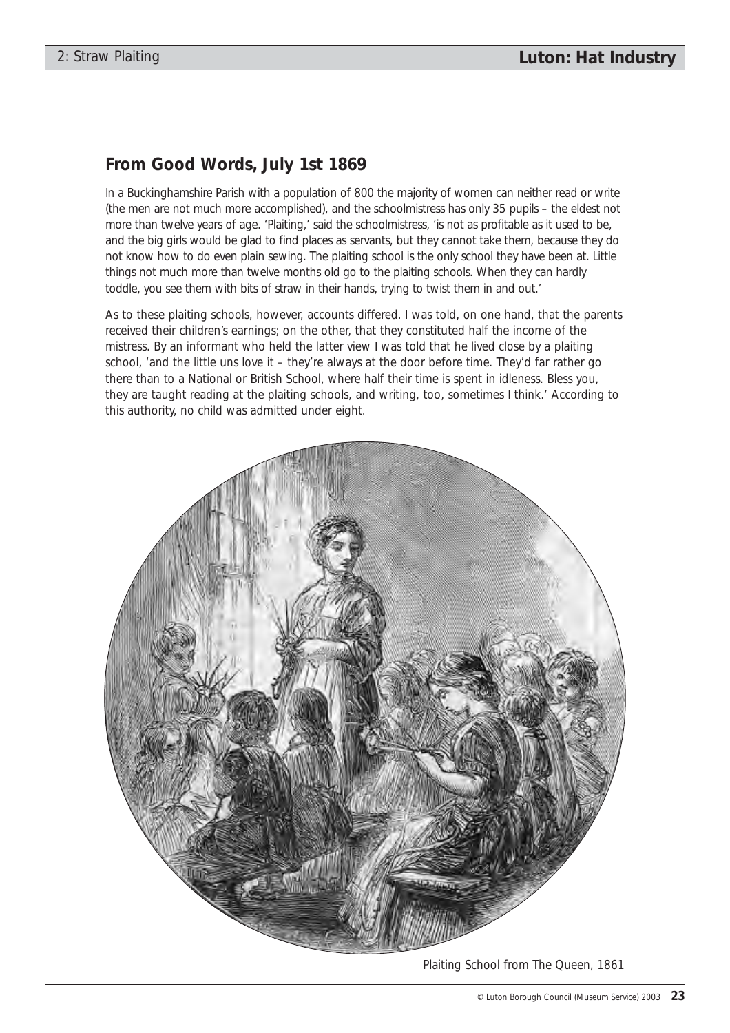## From Good Words, July 1st 1869

In a Buckinghamshire Parish with a population of 800 the majority of women can neither read or write (the men are not much more accomplished), and the schoolmistress has only 35 pupils – the eldest not more than twelve years of age. 'Plaiting,' said the schoolmistress, 'is not as profitable as it used to be, and the big girls would be glad to find places as servants, but they cannot take them, because they do not know how to do even plain sewing. The plaiting school is the only school they have been at. Little things not much more than twelve months old go to the plaiting schools. When they can hardly toddle, you see them with bits of straw in their hands, trying to twist them in and out.'

As to these plaiting schools, however, accounts differed. I was told, on one hand, that the parents received their children's earnings; on the other, that they constituted half the income of the mistress. By an informant who held the latter view I was told that he lived close by a plaiting school, 'and the little uns love it – they're always at the door before time. They'd far rather go there than to a National or British School, where half their time is spent in idleness. Bless you, they are taught reading at the plaiting schools, and writing, too, sometimes I think.' According to this authority, no child was admitted under eight.

Plaiting School from The Queen, 1861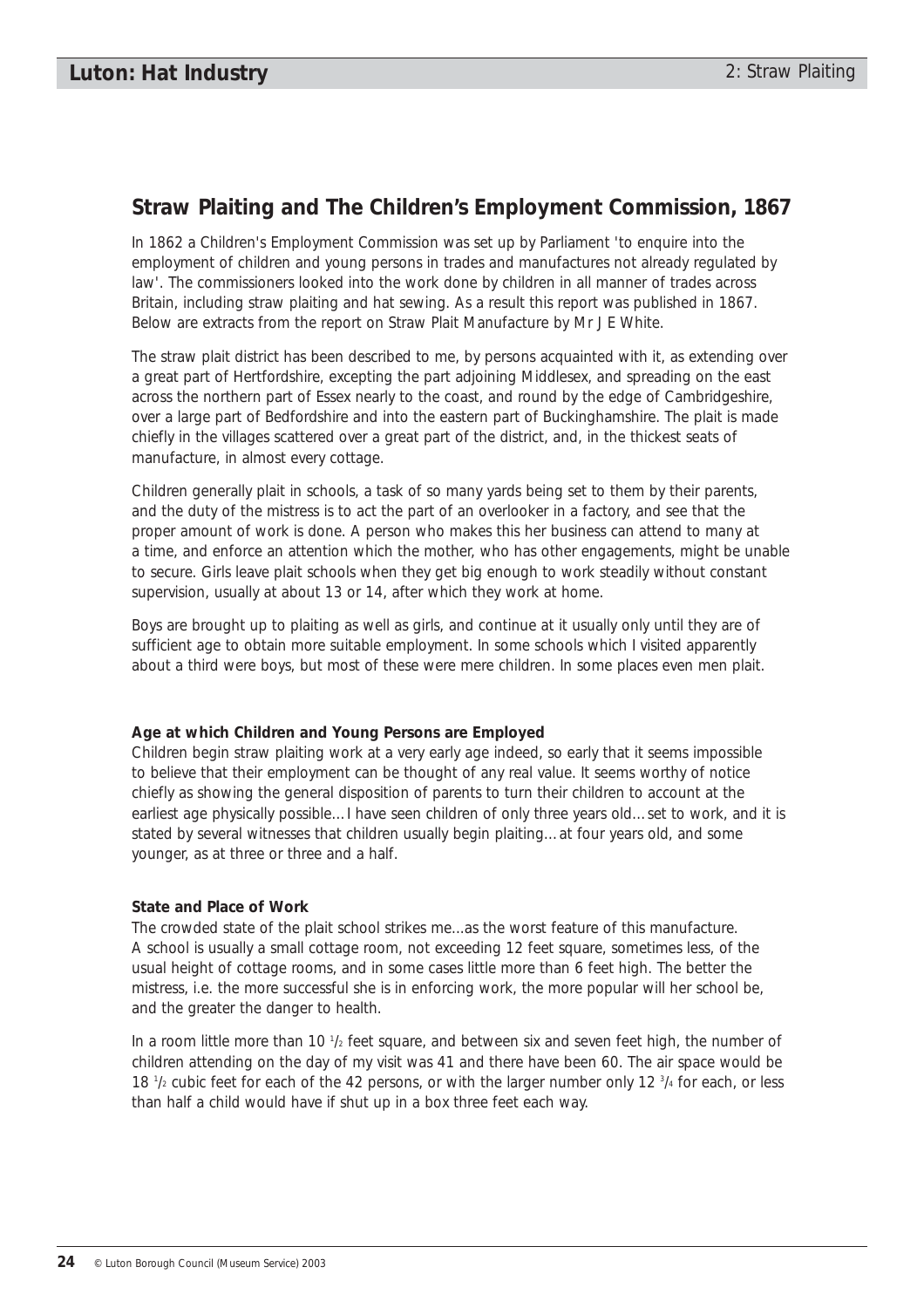## Straw Plaiting and The Children's Employment Commission, 1867

In 1862 a Children's Employment Commission was set up by Parliament 'to enquire into the employment of children and young persons in trades and manufactures not already regulated by law'. The commissioners looked into the work done by children in all manner of trades across Britain, including straw plaiting and hat sewing. As a result this report was published in 1867. Below are extracts from the report on Straw Plait Manufacture by Mr J E White.

The straw plait district has been described to me, by persons acquainted with it, as extending over a great part of Hertfordshire, excepting the part adjoining Middlesex, and spreading on the east across the northern part of Essex nearly to the coast, and round by the edge of Cambridgeshire, over a large part of Bedfordshire and into the eastern part of Buckinghamshire. The plait is made chiefly in the villages scattered over a great part of the district, and, in the thickest seats of manufacture, in almost every cottage.

Children generally plait in schools, a task of so many yards being set to them by their parents, and the duty of the mistress is to act the part of an overlooker in a factory, and see that the proper amount of work is done. A person who makes this her business can attend to many at a time, and enforce an attention which the mother, who has other engagements, might be unable to secure. Girls leave plait schools when they get big enough to work steadily without constant supervision, usually at about 13 or 14, after which they work at home.

Boys are brought up to plaiting as well as girls, and continue at it usually only until they are of sufficient age to obtain more suitable employment. In some schools which I visited apparently about a third were boys, but most of these were mere children. In some places even men plait.

**Age at which Children and Young Persons are Employed**

Children begin straw plaiting work at a very early age indeed, so early that it seems impossible to believe that their employment can be thought of any real value. It seems worthy of notice chiefly as showing the general disposition of parents to turn their children to account at the earliest age physically possible… I have seen children of only three years old… set to work, and it is stated by several witnesses that children usually begin plaiting… at four years old, and some younger, as at three or three and a half.

**State and Place of Work**

The crowded state of the plait school strikes me…as the worst feature of this manufacture. A school is usually a small cottage room, not exceeding 12 feet square, sometimes less, of the usual height of cottage rooms, and in some cases little more than 6 feet high. The better the mistress, i.e. the more successful she is in enforcing work, the more popular will her school be, and the greater the danger to health.

In a room little more than 10 $^1/_2$ feet square, and between six and seven feet high, the number of children attending on the day of my visit was 41 and there have been 60. The air space would be 18 $^1/_2$ cubic feet for each of the 42 persons, or with the larger number only 12 $^3/_4$ for each, or less than half a child would have if shut up in a box three feet each way.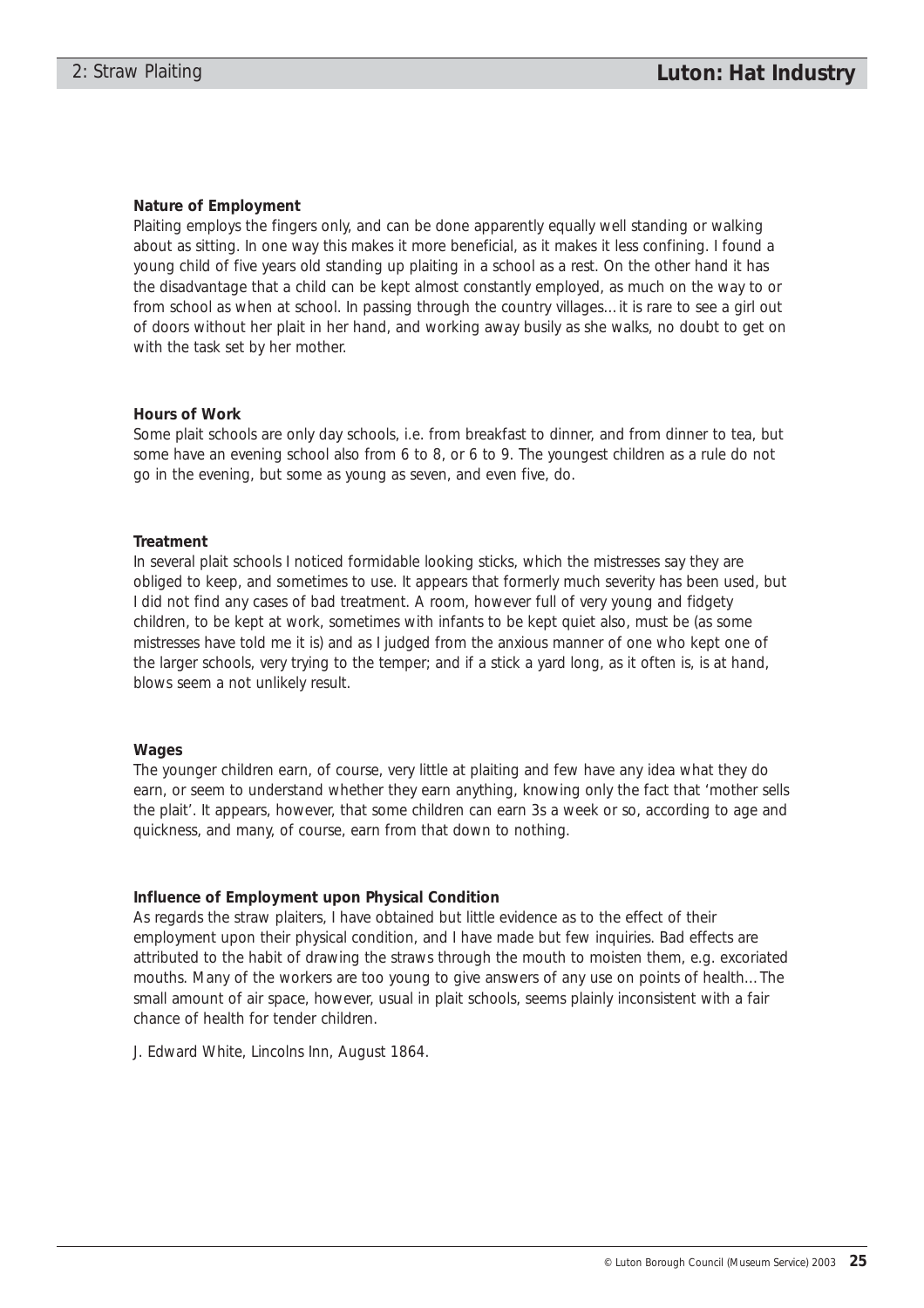**Nature of Employment**

Plaiting employs the fingers only, and can be done apparently equally well standing or walking about as sitting. In one way this makes it more beneficial, as it makes it less confining. I found a young child of five years old standing up plaiting in a school as a rest. On the other hand it has the disadvantage that a child can be kept almost constantly employed, as much on the way to or from school as when at school. In passing through the country villages… it is rare to see a girl out of doors without her plait in her hand, and working away busily as she walks, no doubt to get on with the task set by her mother.

**Hours of Work**

Some plait schools are only day schools, i.e. from breakfast to dinner, and from dinner to tea, but some have an evening school also from 6 to 8, or 6 to 9. The youngest children as a rule do not go in the evening, but some as young as seven, and even five, do.

**Treatment**

In several plait schools I noticed formidable looking sticks, which the mistresses say they are obliged to keep, and sometimes to use. It appears that formerly much severity has been used, but I did not find any cases of bad treatment. A room, however full of very young and fidgety children, to be kept at work, sometimes with infants to be kept quiet also, must be (as some mistresses have told me it is) and as I judged from the anxious manner of one who kept one of the larger schools, very trying to the temper; and if a stick a yard long, as it often is, is at hand, blows seem a not unlikely result.

**Wages**

The younger children earn, of course, very little at plaiting and few have any idea what they do earn, or seem to understand whether they earn anything, knowing only the fact that 'mother sells the plait'. It appears, however, that some children can earn 3s a week or so, according to age and quickness, and many, of course, earn from that down to nothing.

**Influence of Employment upon Physical Condition**

As regards the straw plaiters, I have obtained but little evidence as to the effect of their employment upon their physical condition, and I have made but few inquiries. Bad effects are attributed to the habit of drawing the straws through the mouth to moisten them, e.g. excoriated mouths. Many of the workers are too young to give answers of any use on points of health… The small amount of air space, however, usual in plait schools, seems plainly inconsistent with a fair chance of health for tender children.

J. Edward White, Lincolns Inn, August 1864.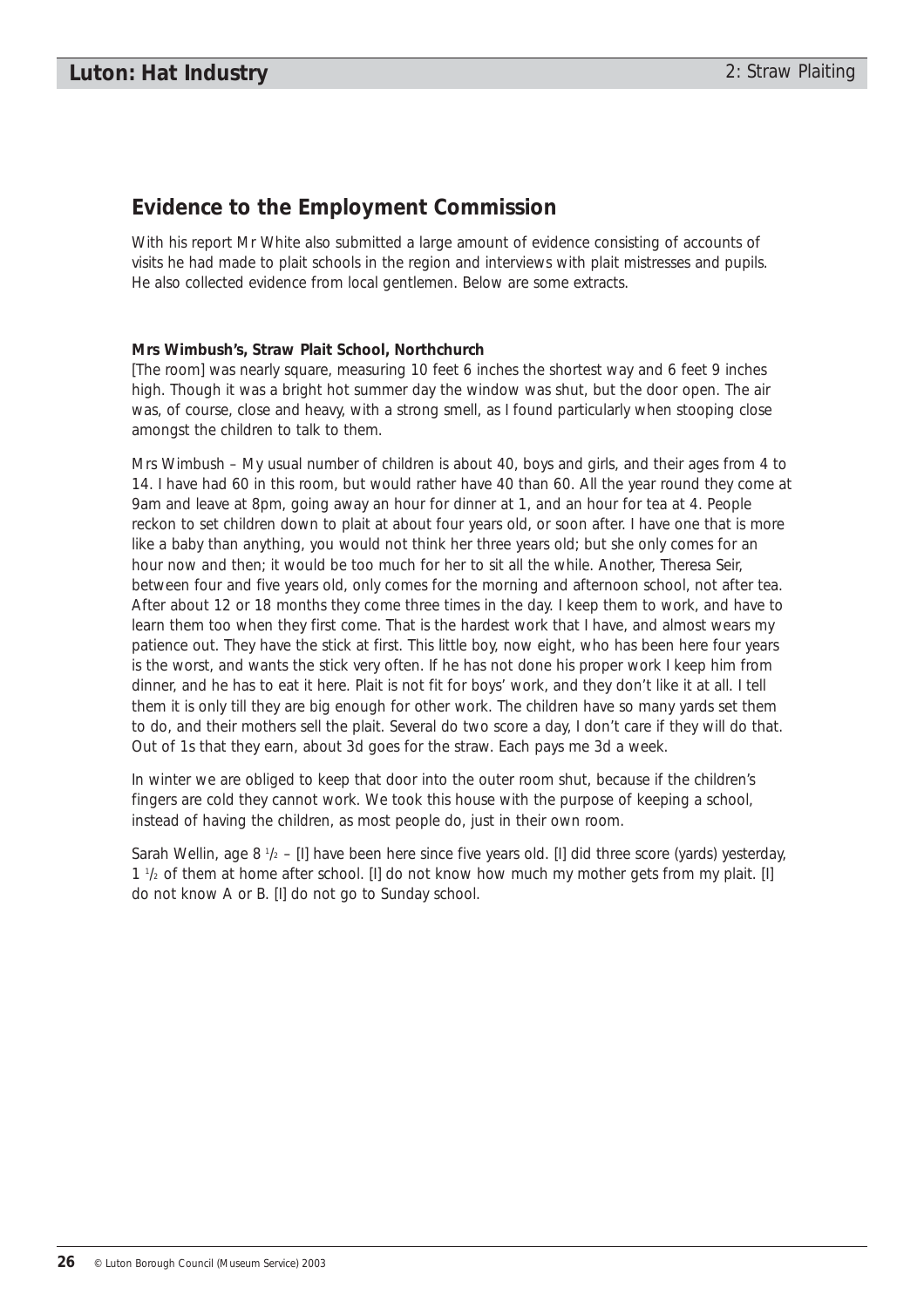## Evidence to the Employment Commission

With his report Mr White also submitted a large amount of evidence consisting of accounts of visits he had made to plait schools in the region and interviews with plait mistresses and pupils. He also collected evidence from local gentlemen. Below are some extracts.

**Mrs Wimbush's, Straw Plait School, Northchurch**

[The room] was nearly square, measuring 10 feet 6 inches the shortest way and 6 feet 9 inches high. Though it was a bright hot summer day the window was shut, but the door open. The air was, of course, close and heavy, with a strong smell, as I found particularly when stooping close amongst the children to talk to them.

Mrs Wimbush – My usual number of children is about 40, boys and girls, and their ages from 4 to 14. I have had 60 in this room, but would rather have 40 than 60. All the year round they come at 9am and leave at 8pm, going away an hour for dinner at 1, and an hour for tea at 4. People reckon to set children down to plait at about four years old, or soon after. I have one that is more like a baby than anything, you would not think her three years old; but she only comes for an hour now and then; it would be too much for her to sit all the while. Another, Theresa Seir, between four and five years old, only comes for the morning and afternoon school, not after tea. After about 12 or 18 months they come three times in the day. I keep them to work, and have to learn them too when they first come. That is the hardest work that I have, and almost wears my patience out. They have the stick at first. This little boy, now eight, who has been here four years is the worst, and wants the stick very often. If he has not done his proper work I keep him from dinner, and he has to eat it here. Plait is not fit for boys' work, and they don't like it at all. I tell them it is only till they are big enough for other work. The children have so many yards set them to do, and their mothers sell the plait. Several do two score a day, I don't care if they will do that. Out of 1s that they earn, about 3d goes for the straw. Each pays me 3d a week.

In winter we are obliged to keep that door into the outer room shut, because if the children's fingers are cold they cannot work. We took this house with the purpose of keeping a school, instead of having the children, as most people do, just in their own room.

Sarah Wellin, age 8 ½ – [I] have been here since five years old. [I] did three score (yards) yesterday, 1 ½ of them at home after school. [I] do not know how much my mother gets from my plait. [I] do not know A or B. [I] do not go to Sunday school.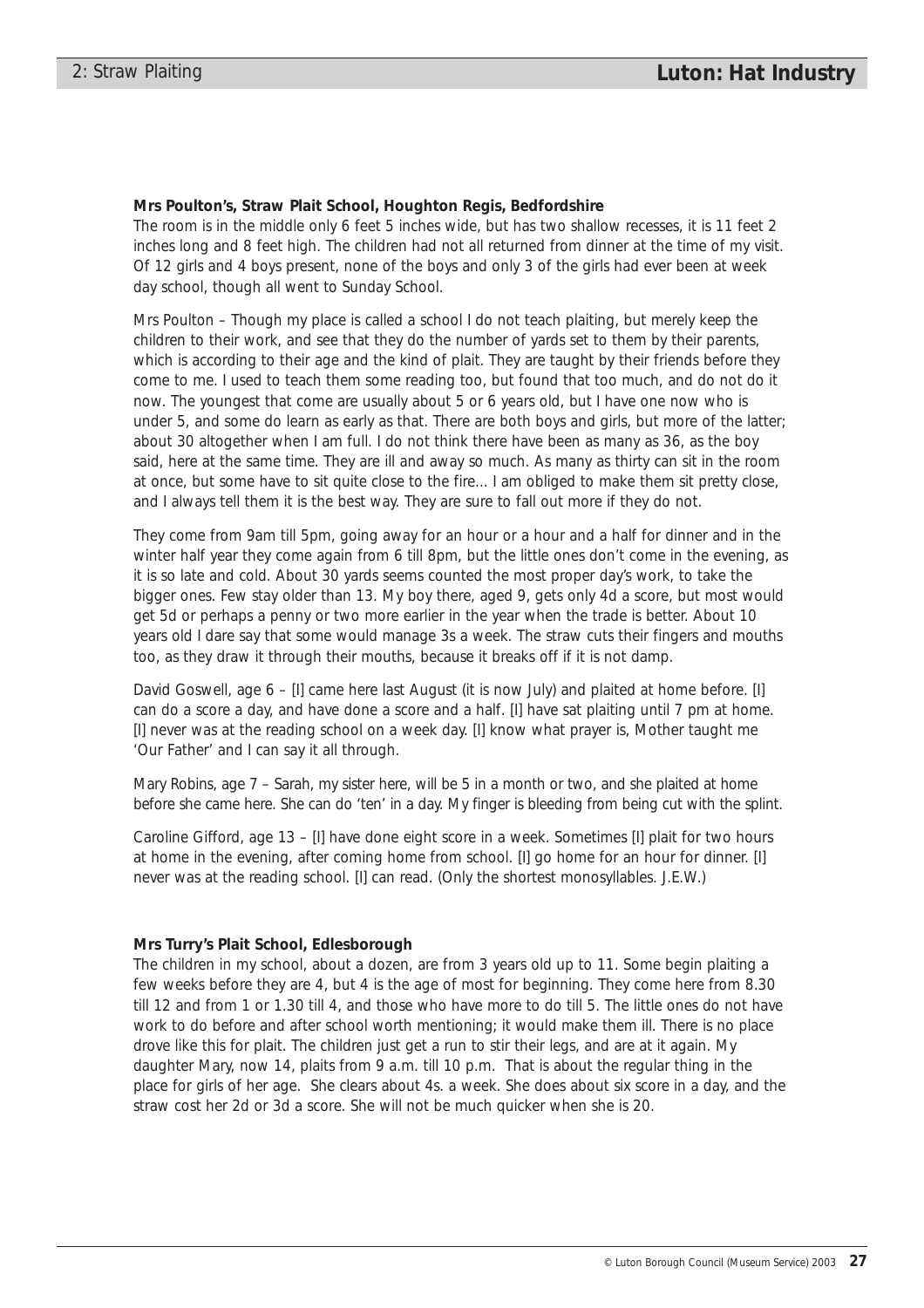**Mrs Poulton's, Straw Plait School, Houghton Regis, Bedfordshire**

The room is in the middle only 6 feet 5 inches wide, but has two shallow recesses, it is 11 feet 2 inches long and 8 feet high. The children had not all returned from dinner at the time of my visit. Of 12 girls and 4 boys present, none of the boys and only 3 of the girls had ever been at week day school, though all went to Sunday School.

Mrs Poulton – Though my place is called a school I do not teach plaiting, but merely keep the children to their work, and see that they do the number of yards set to them by their parents, which is according to their age and the kind of plait. They are taught by their friends before they come to me. I used to teach them some reading too, but found that too much, and do not do it now. The youngest that come are usually about 5 or 6 years old, but I have one now who is under 5, and some do learn as early as that. There are both boys and girls, but more of the latter; about 30 altogether when I am full. I do not think there have been as many as 36, as the boy said, here at the same time. They are ill and away so much. As many as thirty can sit in the room at once, but some have to sit quite close to the fire... I am obliged to make them sit pretty close, and I always tell them it is the best way. They are sure to fall out more if they do not.

They come from 9am till 5pm, going away for an hour or a hour and a half for dinner and in the winter half year they come again from 6 till 8pm, but the little ones don't come in the evening, as it is so late and cold. About 30 yards seems counted the most proper day's work, to take the bigger ones. Few stay older than 13. My boy there, aged 9, gets only 4d a score, but most would get 5d or perhaps a penny or two more earlier in the year when the trade is better. About 10 years old I dare say that some would manage 3s a week. The straw cuts their fingers and mouths too, as they draw it through their mouths, because it breaks off if it is not damp.

David Goswell, age 6 – [I] came here last August (it is now July) and plaited at home before. [I] can do a score a day, and have done a score and a half. [I] have sat plaiting until 7 pm at home. [I] never was at the reading school on a week day. [I] know what prayer is, Mother taught me 'Our Father' and I can say it all through.

Mary Robins, age 7 – Sarah, my sister here, will be 5 in a month or two, and she plaited at home before she came here. She can do 'ten' in a day. My finger is bleeding from being cut with the splint.

Caroline Gifford, age 13 – [I] have done eight score in a week. Sometimes [I] plait for two hours at home in the evening, after coming home from school. [I] go home for an hour for dinner. [I] never was at the reading school. [I] can read. (Only the shortest monosyllables. J.E.W.)

**Mrs Turry's Plait School, Edlesborough**

The children in my school, about a dozen, are from 3 years old up to 11. Some begin plaiting a few weeks before they are 4, but 4 is the age of most for beginning. They come here from 8.30 till 12 and from 1 or 1.30 till 4, and those who have more to do till 5. The little ones do not have work to do before and after school worth mentioning; it would make them ill. There is no place drove like this for plait. The children just get a run to stir their legs, and are at it again. My daughter Mary, now 14, plaits from 9 a.m. till 10 p.m. That is about the regular thing in the place for girls of her age. She clears about 4s. a week. She does about six score in a day, and the straw cost her 2d or 3d a score. She will not be much quicker when she is 20.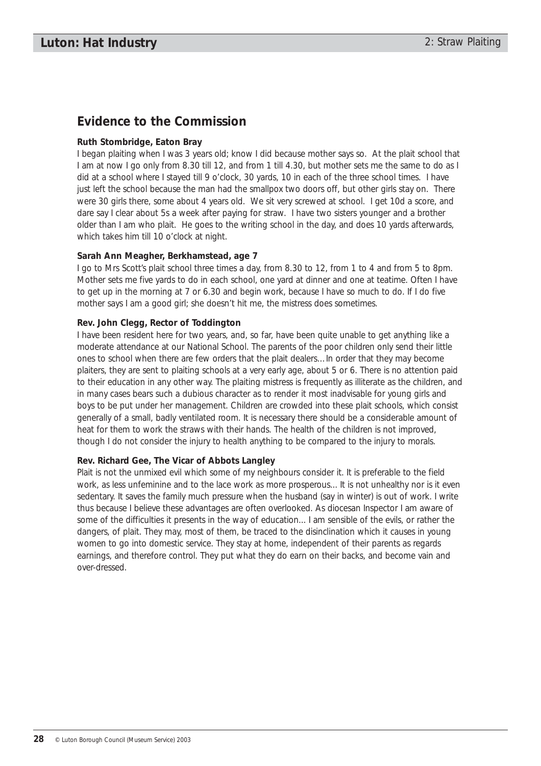## Evidence to the Commission

**Ruth Stombridge, Eaton Bray**

I began plaiting when I was 3 years old; know I did because mother says so. At the plait school that I am at now I go only from 8.30 till 12, and from 1 till 4.30, but mother sets me the same to do as I did at a school where I stayed till 9 o'clock, 30 yards, 10 in each of the three school times. I have just left the school because the man had the smallpox two doors off, but other girls stay on. There were 30 girls there, some about 4 years old. We sit very screwed at school. I get 10d a score, and dare say I clear about 5s a week after paying for straw. I have two sisters younger and a brother older than I am who plait. He goes to the writing school in the day, and does 10 yards afterwards, which takes him till 10 o'clock at night.

**Sarah Ann Meagher, Berkhamstead, age 7**

I go to Mrs Scott's plait school three times a day, from 8.30 to 12, from 1 to 4 and from 5 to 8pm. Mother sets me five yards to do in each school, one yard at dinner and one at teatime. Often I have to get up in the morning at 7 or 6.30 and begin work, because I have so much to do. If I do five mother says I am a good girl; she doesn't hit me, the mistress does sometimes.

**Rev. John Clegg, Rector of Toddington**

I have been resident here for two years, and, so far, have been quite unable to get anything like a moderate attendance at our National School. The parents of the poor children only send their little ones to school when there are few orders that the plait dealers...In order that they may become plaiters, they are sent to plaiting schools at a very early age, about 5 or 6. There is no attention paid to their education in any other way. The plaiting mistress is frequently as illiterate as the children, and in many cases bears such a dubious character as to render it most inadvisable for young girls and boys to be put under her management. Children are crowded into these plait schools, which consist generally of a small, badly ventilated room. It is necessary there should be a considerable amount of heat for them to work the straws with their hands. The health of the children is not improved, though I do not consider the injury to health anything to be compared to the injury to morals.

**Rev. Richard Gee, The Vicar of Abbots Langley**

Plait is not the unmixed evil which some of my neighbours consider it. It is preferable to the field work, as less unfeminine and to the lace work as more prosperous... It is not unhealthy nor is it even sedentary. It saves the family much pressure when the husband (say in winter) is out of work. I write thus because I believe these advantages are often overlooked. As diocesan Inspector I am aware of some of the difficulties it presents in the way of education... I am sensible of the evils, or rather the dangers, of plait. They may, most of them, be traced to the disinclination which it causes in young women to go into domestic service. They stay at home, independent of their parents as regards earnings, and therefore control. They put what they do earn on their backs, and become vain and over-dressed.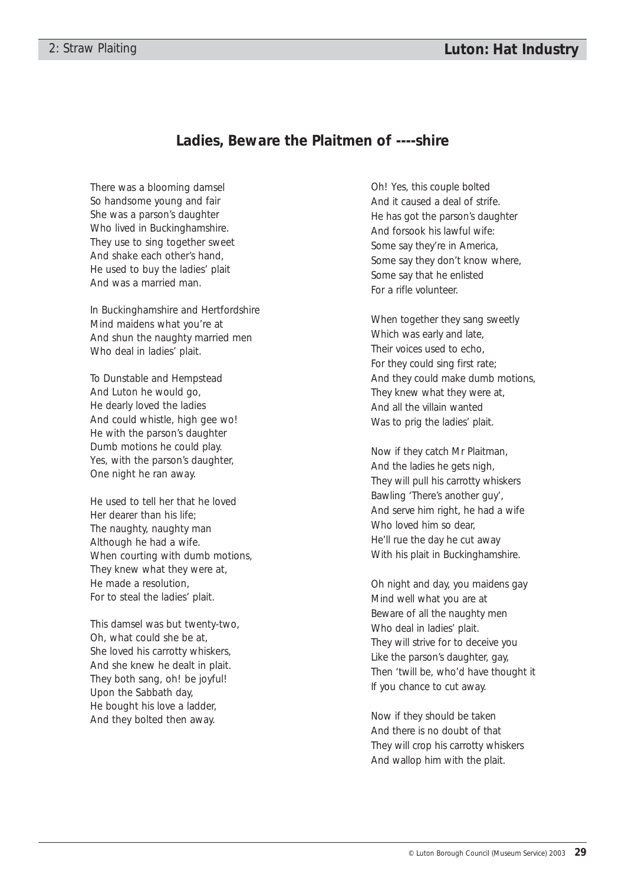## Ladies, Beware the Plaitmen of ----shire

There was a blooming damsel
So handsome young and fair
She was a parson's daughter
Who lived in Buckinghamshire.
They use to sing together sweet
And shake each other's hand,
He used to buy the ladies' plait
And was a married man.

In Buckinghamshire and Hertfordshire
Mind maidens what you're at
And shun the naughty married men
Who deal in ladies' plait.

To Dunstable and Hempstead
And Luton he would go,
He dearly loved the ladies
And could whistle, high gee wo!
He with the parson's daughter
Dumb motions he could play.
Yes, with the parson's daughter,
One night he ran away.

He used to tell her that he loved
Her dearer than his life;
The naughty, naughty man
Although he had a wife.
When courting with dumb motions,
They knew what they were at,
He made a resolution,
For to steal the ladies' plait.

This damsel was but twenty-two,
Oh, what could she be at,
She loved his carrotty whiskers,
And she knew he dealt in plait.
They both sang, oh! be joyful!
Upon the Sabbath day,
He bought his love a ladder,
And they bolted then away.

Oh! Yes, this couple bolted
And it caused a deal of strife.
He has got the parson's daughter
And forsook his lawful wife:
Some say they're in America,
Some say they don't know where,
Some say that he enlisted
For a rifle volunteer.

When together they sang sweetly
Which was early and late,
Their voices used to echo,
For they could sing first rate;
And they could make dumb motions,
They knew what they were at,
And all the villain wanted
Was to prig the ladies' plait.

Now if they catch Mr Plaitman,
And the ladies he gets nigh,
They will pull his carrotty whiskers
Bawling 'There's another guy',
And serve him right, he had a wife
Who loved him so dear,
He'll rue the day he cut away
With his plait in Buckinghamshire.

Oh night and day, you maidens gay
Mind well what you are at
Beware of all the naughty men
Who deal in ladies' plait.
They will strive for to deceive you
Like the parson's daughter, gay,
Then 'twill be, who'd have thought it
If you chance to cut away.

Now if they should be taken
And there is no doubt of that
They will crop his carrotty whiskers
And wallop him with the plait.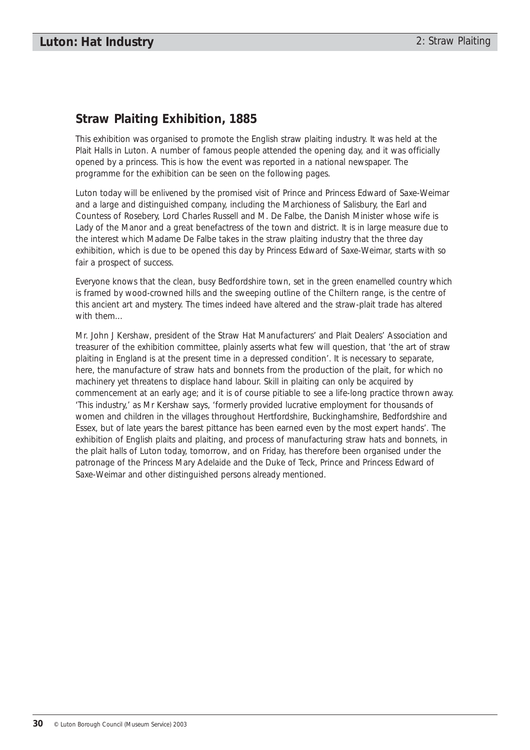## Straw Plaiting Exhibition, 1885

This exhibition was organised to promote the English straw plaiting industry. It was held at the Plait Halls in Luton. A number of famous people attended the opening day, and it was officially opened by a princess. This is how the event was reported in a national newspaper. The programme for the exhibition can be seen on the following pages.

*Luton today will be enlivened by the promised visit of Prince and Princess Edward of Saxe-Weimar and a large and distinguished company, including the Marchioness of Salisbury, the Earl and Countess of Rosebery, Lord Charles Russell and M. De Falbe, the Danish Minister whose wife is Lady of the Manor and a great benefactress of the town and district. It is in large measure due to the interest which Madame De Falbe takes in the straw plaiting industry that the three day exhibition, which is due to be opened this day by Princess Edward of Saxe-Weimar, starts with so fair a prospect of success.*

*Everyone knows that the clean, busy Bedfordshire town, set in the green enamelled country which is framed by wood-crowned hills and the sweeping outline of the Chiltern range, is the centre of this ancient art and mystery. The times indeed have altered and the straw-plait trade has altered with them…*

*Mr. John J Kershaw, president of the Straw Hat Manufacturers' and Plait Dealers' Association and treasurer of the exhibition committee, plainly asserts what few will question, that 'the art of straw plaiting in England is at the present time in a depressed condition'. It is necessary to separate, here, the manufacture of straw hats and bonnets from the production of the plait, for which no machinery yet threatens to displace hand labour. Skill in plaiting can only be acquired by commencement at an early age; and it is of course pitiable to see a life-long practice thrown away. 'This industry,' as Mr Kershaw says, 'formerly provided lucrative employment for thousands of women and children in the villages throughout Hertfordshire, Buckinghamshire, Bedfordshire and Essex, but of late years the barest pittance has been earned even by the most expert hands'. The exhibition of English plaits and plaiting, and process of manufacturing straw hats and bonnets, in the plait halls of Luton today, tomorrow, and on Friday, has therefore been organised under the patronage of the Princess Mary Adelaide and the Duke of Teck, Prince and Princess Edward of Saxe-Weimar and other distinguished persons already mentioned.*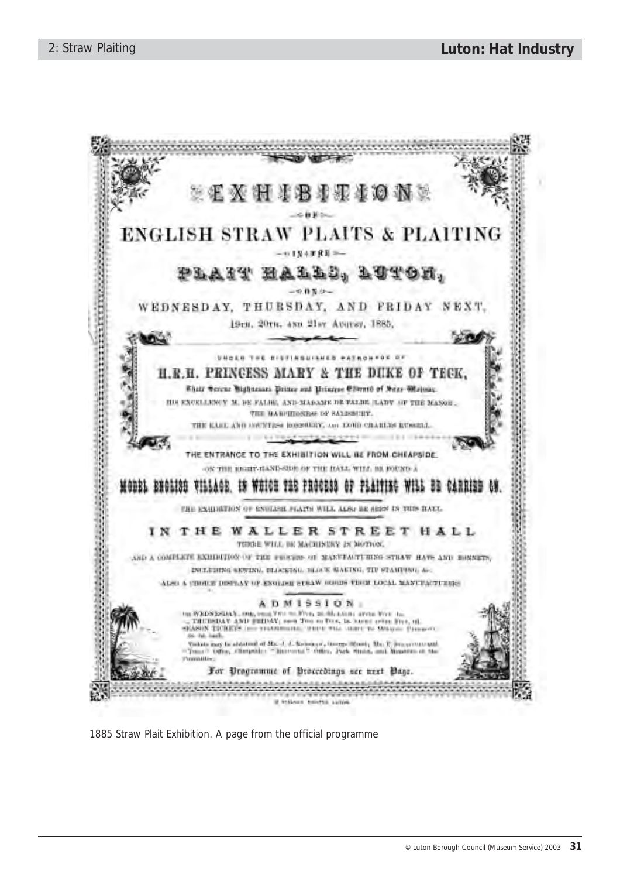# EXHIBITION

OF

## ENGLISH STRAW PLAITS & PLAITING

IN THE

## PLAIT HALLS, LUTON,

ON

WEDNESDAY, THURSDAY, AND FRIDAY NEXT,

19TH, 20TH, AND 21ST AUGUST, 1885,

UNDER THE DISTINGUISHED PATRONAGE OF

**H.R.H. PRINCESS MARY & THE DUKE OF TECK,**

Their Serene Highnesses Prince and Princess Edward of Saxe-Weimar.

HIS EXCELLENCY M. DE FALBE, AND MADAME DE FALBE (LADY OF THE MANOR),

THE MARCHIONESS OF SALISBURY.

THE EARL AND COUNTESS ROSEBERY, AND LORD CHARLES RUSSELL.

THE ENTRANCE TO THE EXHIBITION WILL BE FROM CHEAPSIDE.

ON THE RIGHT-HAND-SIDE OF THE HALL WILL BE FOUND A

**MODEL ENGLISH VILLAGE, IN WHICH THE PROCESS OF PLAITING WILL BE CARRIED ON.**

THE EXHIBITION OF ENGLISH PLAITS WILL ALSO BE SEEN IN THIS HALL.

**IN THE WALLER STREET HALL**

THERE WILL BE MACHINERY IN MOTION,

AND A COMPLETE EXHIBITION OF THE PROCESS OF MANUFACTURING STRAW HATS AND BONNETS,

INCLUDING SEWING, BLOCKING, BLOCK MAKING, TIP STAMPING, &c.

ALSO A CHOICE DISPLAY OF ENGLISH STRAW GOODS FROM LOCAL MANUFACTURERS

ADMISSION.

ON WEDNESDAY, 19th, from Two to Five, 2s. 6d. each; after Five, 1s.
THURSDAY AND FRIDAY, from Two to Five, 1s. each; after Five, 6d.
SEASON TICKETS (not transferable), which will admit to Morning Proceedings, 5s. 0d. each.

Tickets may be obtained of Mr. J. J. Robinson, George Street; Mr. F. ... and "Times" Office, Cheapside; "Reporter" Office, Park Street, and Members of the Committee.

*For Programme of Proceedings see next Page.*

1885 Straw Plait Exhibition. A page from the official programme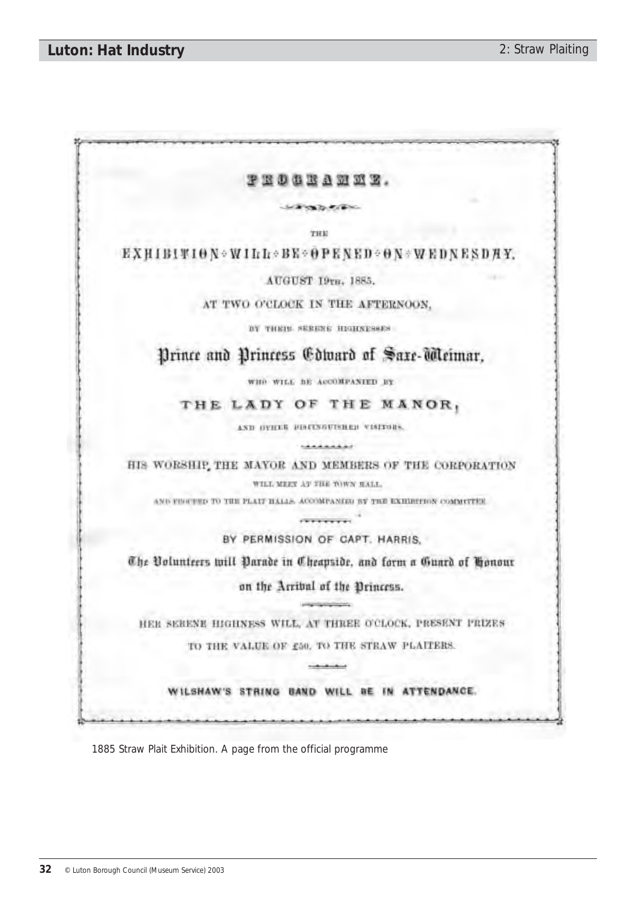# PROGRAMME.

THE

EXHIBITION WILL BE OPENED ON WEDNESDAY,

AUGUST 19TH, 1885,

AT TWO O'CLOCK IN THE AFTERNOON,

BY THEIR SERENE HIGHNESSES

**Prince and Princess Edward of Saxe-Weimar,**

WHO WILL BE ACCOMPANIED BY

**THE LADY OF THE MANOR,**

AND OTHER DISTINGUISHED VISITORS.

HIS WORSHIP, THE MAYOR AND MEMBERS OF THE CORPORATION

WILL MEET AT THE TOWN HALL,

AND PROCEED TO THE PLAIT HALLS, ACCOMPANIED BY THE EXHIBITION COMMITTEE.

BY PERMISSION OF CAPT. HARRIS,

The Volunteers will Parade in Cheapside, and form a Guard of Honour on the Arrival of the Princess.

HER SERENE HIGHNESS WILL, AT THREE O'CLOCK, PRESENT PRIZES TO THE VALUE OF £50, TO THE STRAW PLAITERS.

WILSHAW'S STRING BAND WILL BE IN ATTENDANCE.

1885 Straw Plait Exhibition. A page from the official programme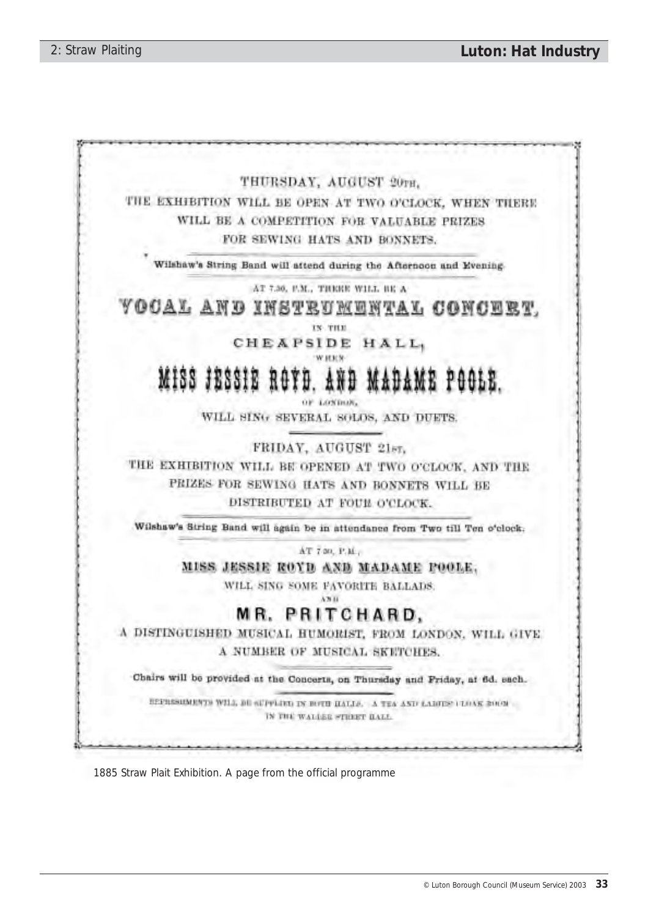THURSDAY, AUGUST 20TH,

THE EXHIBITION WILL BE OPEN AT TWO O'CLOCK, WHEN THERE WILL BE A COMPETITION FOR VALUABLE PRIZES FOR SEWING HATS AND BONNETS.

Wilshaw's String Band will attend during the Afternoon and Evening.

AT 7.30, P.M., THERE WILL BE A

# VOCAL AND INSTRUMENTAL CONCERT,

IN THE

## CHEAPSIDE HALL,

WHEN

## MISS JESSIE ROYD, AND MADAME POOLE,

OF LONDON,

WILL SING SEVERAL SOLOS, AND DUETS.

FRIDAY, AUGUST 21ST,

THE EXHIBITION WILL BE OPENED AT TWO O'CLOCK, AND THE PRIZES FOR SEWING HATS AND BONNETS WILL BE DISTRIBUTED AT FOUR O'CLOCK.

Wilshaw's String Band will again be in attendance from Two till Ten o'clock.

AT 7.30, P.M.,

**MISS JESSIE ROYD AND MADAME POOLE,**

WILL SING SOME FAVORITE BALLADS.

AND

## MR. PRITCHARD,

A DISTINGUISHED MUSICAL HUMORIST, FROM LONDON, WILL GIVE A NUMBER OF MUSICAL SKETCHES.

Chairs will be provided at the Concerts, on Thursday and Friday, at 6d. each.

REFRESHMENTS WILL BE SUPPLIED IN BOTH HALLS. A TEA AND LADIES' CLOAK ROOM IN THE WALLER STREET HALL.

1885 Straw Plait Exhibition. A page from the official programme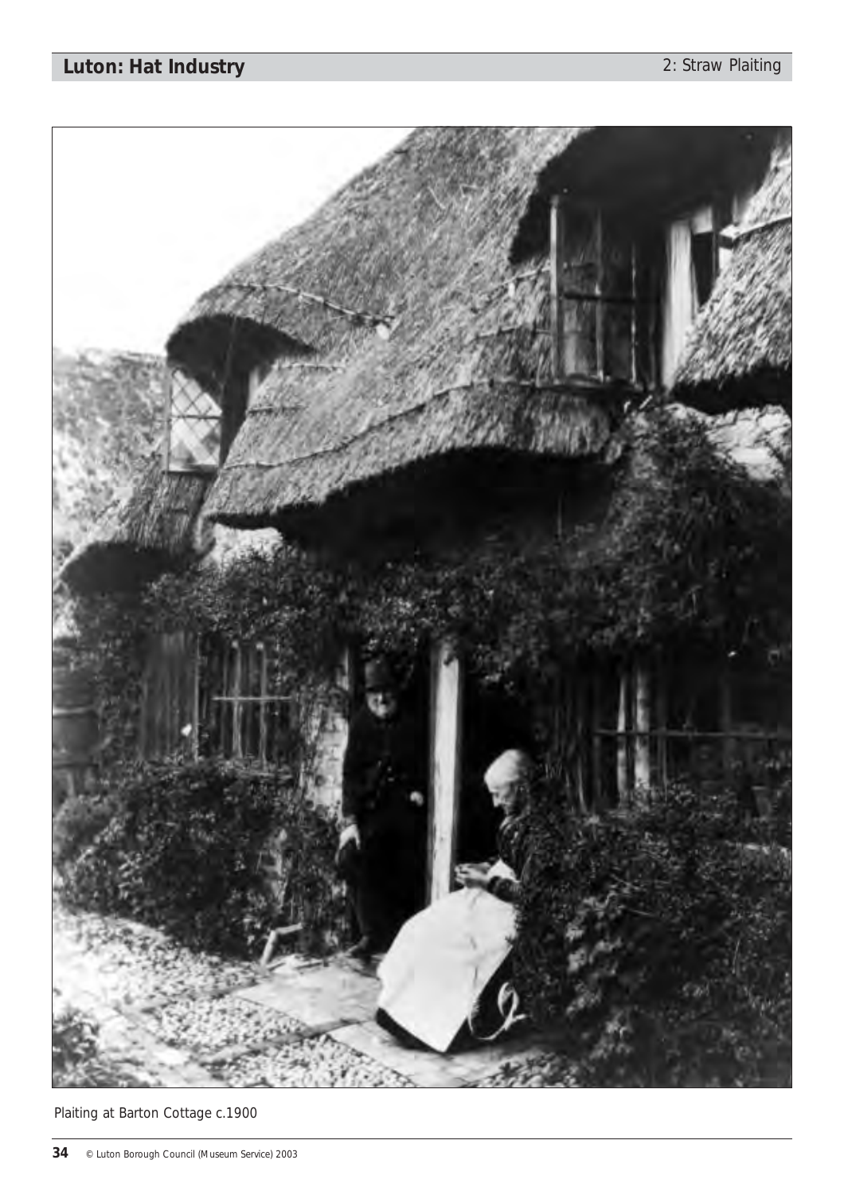Plaiting at Barton Cottage c.1900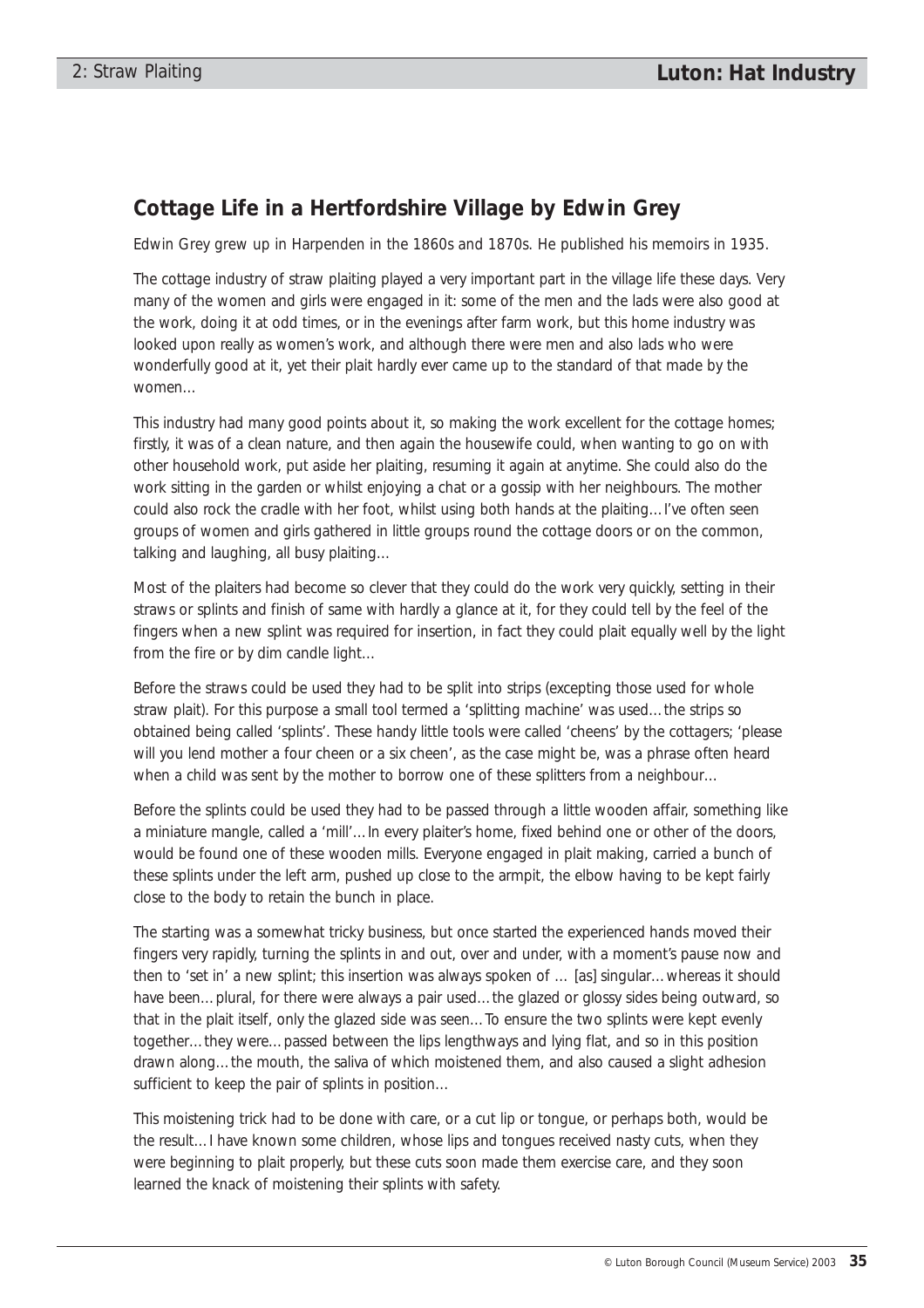## Cottage Life in a Hertfordshire Village by Edwin Grey

Edwin Grey grew up in Harpenden in the 1860s and 1870s. He published his memoirs in 1935.

The cottage industry of straw plaiting played a very important part in the village life these days. Very many of the women and girls were engaged in it: some of the men and the lads were also good at the work, doing it at odd times, or in the evenings after farm work, but this home industry was looked upon really as women's work, and although there were men and also lads who were wonderfully good at it, yet their plait hardly ever came up to the standard of that made by the women…

This industry had many good points about it, so making the work excellent for the cottage homes; firstly, it was of a clean nature, and then again the housewife could, when wanting to go on with other household work, put aside her plaiting, resuming it again at anytime. She could also do the work sitting in the garden or whilst enjoying a chat or a gossip with her neighbours. The mother could also rock the cradle with her foot, whilst using both hands at the plaiting… I've often seen groups of women and girls gathered in little groups round the cottage doors or on the common, talking and laughing, all busy plaiting…

Most of the plaiters had become so clever that they could do the work very quickly, setting in their straws or splints and finish of same with hardly a glance at it, for they could tell by the feel of the fingers when a new splint was required for insertion, in fact they could plait equally well by the light from the fire or by dim candle light…

Before the straws could be used they had to be split into strips (excepting those used for whole straw plait). For this purpose a small tool termed a 'splitting machine' was used… the strips so obtained being called 'splints'. These handy little tools were called 'cheens' by the cottagers; 'please will you lend mother a four cheen or a six cheen', as the case might be, was a phrase often heard when a child was sent by the mother to borrow one of these splitters from a neighbour…

Before the splints could be used they had to be passed through a little wooden affair, something like a miniature mangle, called a 'mill'… In every plaiter's home, fixed behind one or other of the doors, would be found one of these wooden mills. Everyone engaged in plait making, carried a bunch of these splints under the left arm, pushed up close to the armpit, the elbow having to be kept fairly close to the body to retain the bunch in place.

The starting was a somewhat tricky business, but once started the experienced hands moved their fingers very rapidly, turning the splints in and out, over and under, with a moment's pause now and then to 'set in' a new splint; this insertion was always spoken of … [as] singular… whereas it should have been… plural, for there were always a pair used… the glazed or glossy sides being outward, so that in the plait itself, only the glazed side was seen… To ensure the two splints were kept evenly together… they were… passed between the lips lengthways and lying flat, and so in this position drawn along… the mouth, the saliva of which moistened them, and also caused a slight adhesion sufficient to keep the pair of splints in position…

This moistening trick had to be done with care, or a cut lip or tongue, or perhaps both, would be the result… I have known some children, whose lips and tongues received nasty cuts, when they were beginning to plait properly, but these cuts soon made them exercise care, and they soon learned the knack of moistening their splints with safety.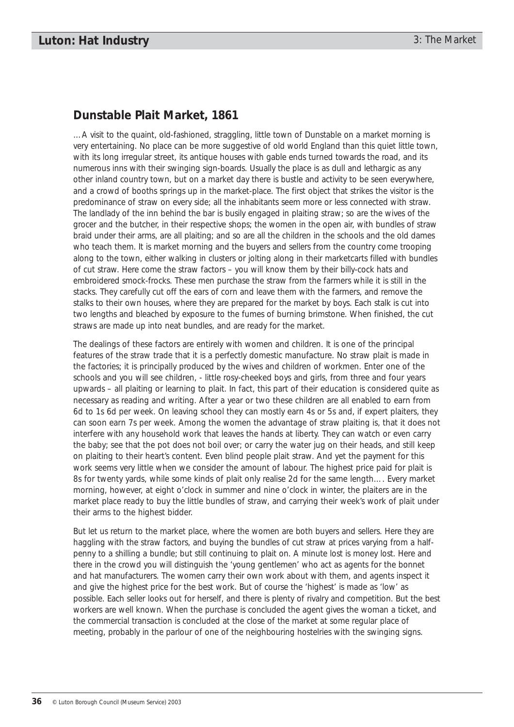## Dunstable Plait Market, 1861

… A visit to the quaint, old-fashioned, straggling, little town of Dunstable on a market morning is very entertaining. No place can be more suggestive of old world England than this quiet little town, with its long irregular street, its antique houses with gable ends turned towards the road, and its numerous inns with their swinging sign-boards. Usually the place is as dull and lethargic as any other inland country town, but on a market day there is bustle and activity to be seen everywhere, and a crowd of booths springs up in the market-place. The first object that strikes the visitor is the predominance of straw on every side; all the inhabitants seem more or less connected with straw. The landlady of the inn behind the bar is busily engaged in plaiting straw; so are the wives of the grocer and the butcher, in their respective shops; the women in the open air, with bundles of straw braid under their arms, are all plaiting; and so are all the children in the schools and the old dames who teach them. It is market morning and the buyers and sellers from the country come trooping along to the town, either walking in clusters or jolting along in their marketcarts filled with bundles of cut straw. Here come the straw factors – you will know them by their billy-cock hats and embroidered smock-frocks. These men purchase the straw from the farmers while it is still in the stacks. They carefully cut off the ears of corn and leave them with the farmers, and remove the stalks to their own houses, where they are prepared for the market by boys. Each stalk is cut into two lengths and bleached by exposure to the fumes of burning brimstone. When finished, the cut straws are made up into neat bundles, and are ready for the market.

The dealings of these factors are entirely with women and children. It is one of the principal features of the straw trade that it is a perfectly domestic manufacture. No straw plait is made in the factories; it is principally produced by the wives and children of workmen. Enter one of the schools and you will see children, - little rosy-cheeked boys and girls, from three and four years upwards – all plaiting or learning to plait. In fact, this part of their education is considered quite as necessary as reading and writing. After a year or two these children are all enabled to earn from 6d to 1s 6d per week. On leaving school they can mostly earn 4s or 5s and, if expert plaiters, they can soon earn 7s per week. Among the women the advantage of straw plaiting is, that it does not interfere with any household work that leaves the hands at liberty. They can watch or even carry the baby; see that the pot does not boil over; or carry the water jug on their heads, and still keep on plaiting to their heart's content. Even blind people plait straw. And yet the payment for this work seems very little when we consider the amount of labour. The highest price paid for plait is 8s for twenty yards, while some kinds of plait only realise 2d for the same length…. Every market morning, however, at eight o'clock in summer and nine o'clock in winter, the plaiters are in the market place ready to buy the little bundles of straw, and carrying their week's work of plait under their arms to the highest bidder.

But let us return to the market place, where the women are both buyers and sellers. Here they are haggling with the straw factors, and buying the bundles of cut straw at prices varying from a half-penny to a shilling a bundle; but still continuing to plait on. A minute lost is money lost. Here and there in the crowd you will distinguish the 'young gentlemen' who act as agents for the bonnet and hat manufacturers. The women carry their own work about with them, and agents inspect it and give the highest price for the best work. But of course the 'highest' is made as 'low' as possible. Each seller looks out for herself, and there is plenty of rivalry and competition. But the best workers are well known. When the purchase is concluded the agent gives the woman a ticket, and the commercial transaction is concluded at the close of the market at some regular place of meeting, probably in the parlour of one of the neighbouring hostelries with the swinging signs.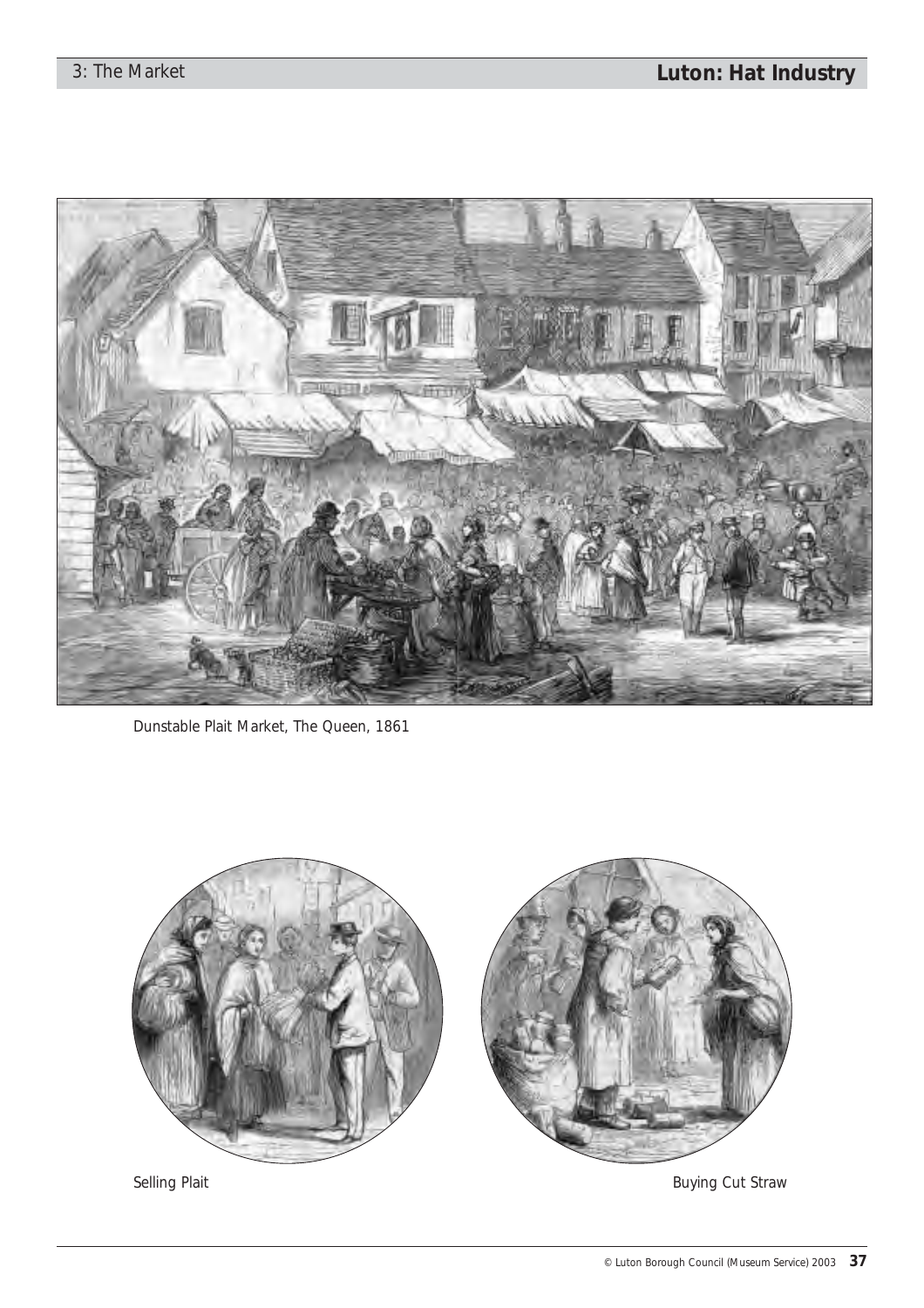Dunstable Plait Market, The Queen, 1861

Selling Plait

Buying Cut Straw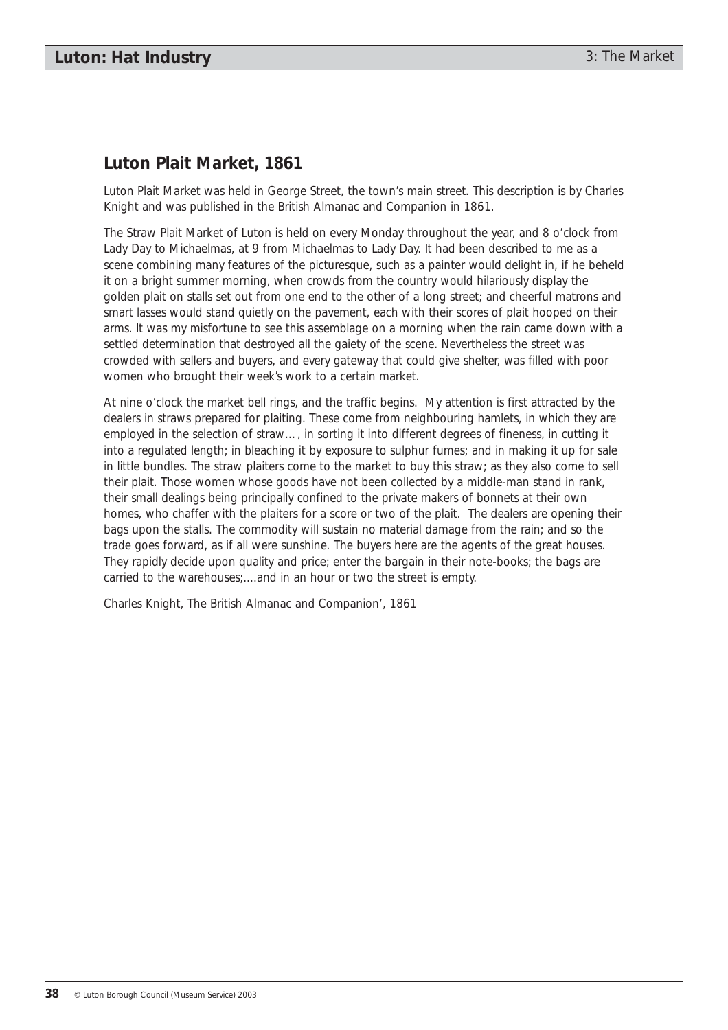## Luton Plait Market, 1861

Luton Plait Market was held in George Street, the town's main street. This description is by Charles Knight and was published in the British Almanac and Companion in 1861.

The Straw Plait Market of Luton is held on every Monday throughout the year, and 8 o'clock from Lady Day to Michaelmas, at 9 from Michaelmas to Lady Day. It had been described to me as a scene combining many features of the picturesque, such as a painter would delight in, if he beheld it on a bright summer morning, when crowds from the country would hilariously display the golden plait on stalls set out from one end to the other of a long street; and cheerful matrons and smart lasses would stand quietly on the pavement, each with their scores of plait hooped on their arms. It was my misfortune to see this assemblage on a morning when the rain came down with a settled determination that destroyed all the gaiety of the scene. Nevertheless the street was crowded with sellers and buyers, and every gateway that could give shelter, was filled with poor women who brought their week's work to a certain market.

At nine o'clock the market bell rings, and the traffic begins. My attention is first attracted by the dealers in straws prepared for plaiting. These come from neighbouring hamlets, in which they are employed in the selection of straw…, in sorting it into different degrees of fineness, in cutting it into a regulated length; in bleaching it by exposure to sulphur fumes; and in making it up for sale in little bundles. The straw plaiters come to the market to buy this straw; as they also come to sell their plait. Those women whose goods have not been collected by a middle-man stand in rank, their small dealings being principally confined to the private makers of bonnets at their own homes, who chaffer with the plaiters for a score or two of the plait. The dealers are opening their bags upon the stalls. The commodity will sustain no material damage from the rain; and so the trade goes forward, as if all were sunshine. The buyers here are the agents of the great houses. They rapidly decide upon quality and price; enter the bargain in their note-books; the bags are carried to the warehouses;….and in an hour or two the street is empty.

Charles Knight, The British Almanac and Companion', 1861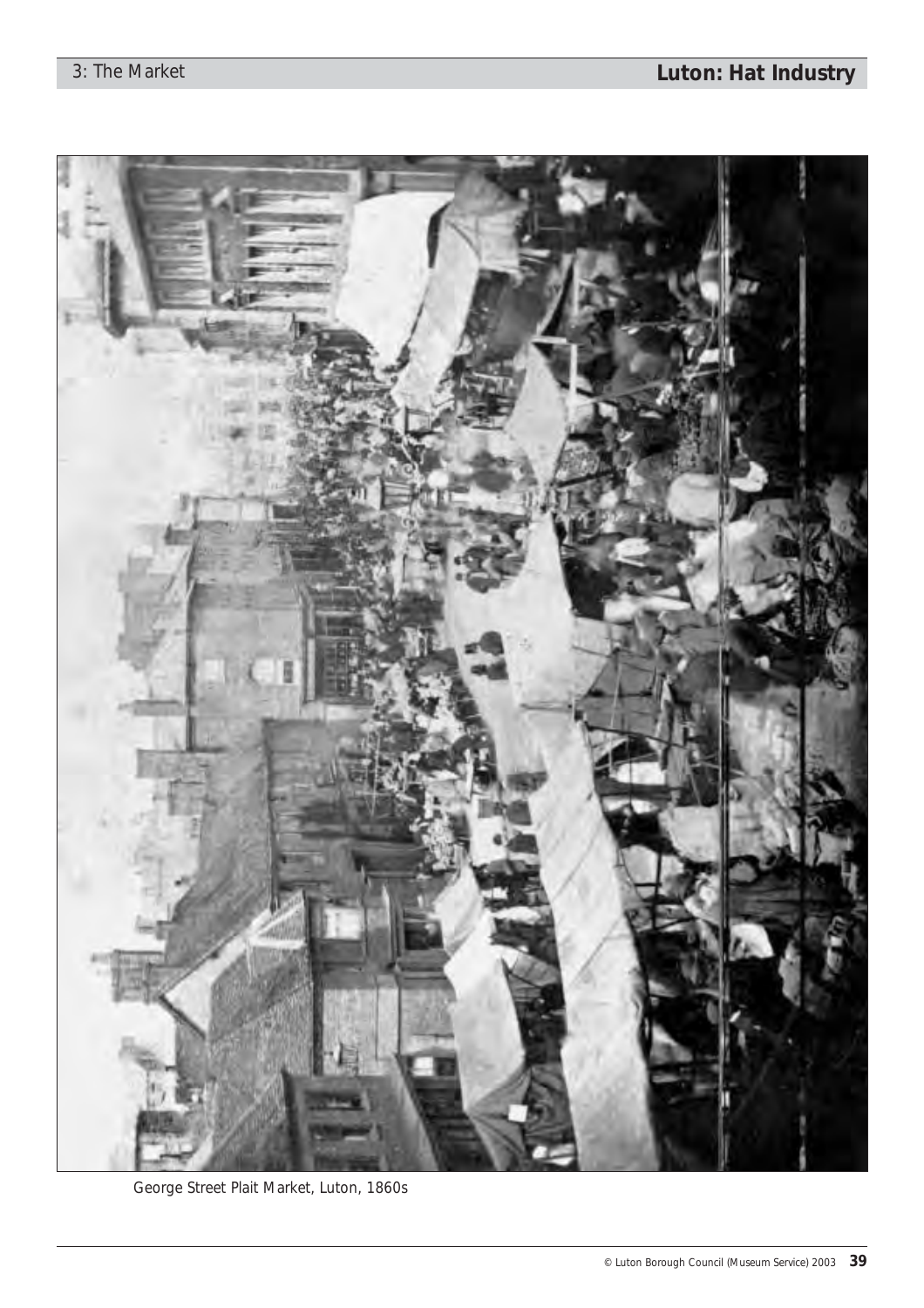George Street Plait Market, Luton, 1860s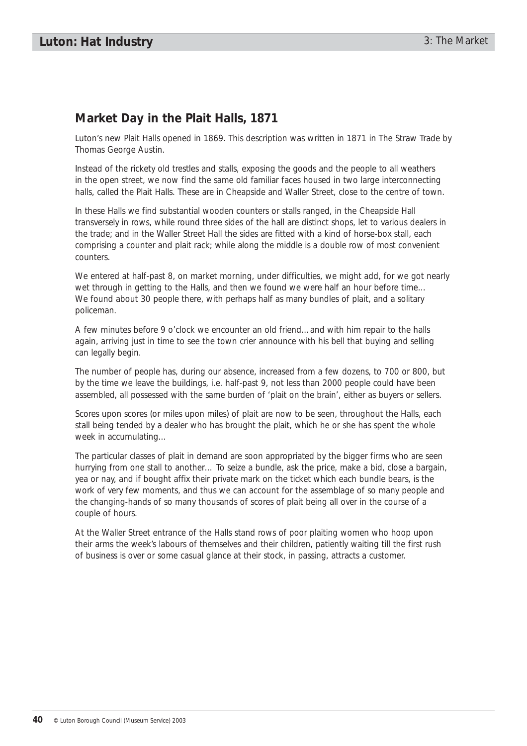## Market Day in the Plait Halls, 1871

Luton's new Plait Halls opened in 1869. This description was written in 1871 in The Straw Trade by Thomas George Austin.

Instead of the rickety old trestles and stalls, exposing the goods and the people to all weathers in the open street, we now find the same old familiar faces housed in two large interconnecting halls, called the Plait Halls. These are in Cheapside and Waller Street, close to the centre of town.

In these Halls we find substantial wooden counters or stalls ranged, in the Cheapside Hall transversely in rows, while round three sides of the hall are distinct shops, let to various dealers in the trade; and in the Waller Street Hall the sides are fitted with a kind of horse-box stall, each comprising a counter and plait rack; while along the middle is a double row of most convenient counters.

We entered at half-past 8, on market morning, under difficulties, we might add, for we got nearly wet through in getting to the Halls, and then we found we were half an hour before time… We found about 30 people there, with perhaps half as many bundles of plait, and a solitary policeman.

A few minutes before 9 o'clock we encounter an old friend… and with him repair to the halls again, arriving just in time to see the town crier announce with his bell that buying and selling can legally begin.

The number of people has, during our absence, increased from a few dozens, to 700 or 800, but by the time we leave the buildings, i.e. half-past 9, not less than 2000 people could have been assembled, all possessed with the same burden of 'plait on the brain', either as buyers or sellers.

Scores upon scores (or miles upon miles) of plait are now to be seen, throughout the Halls, each stall being tended by a dealer who has brought the plait, which he or she has spent the whole week in accumulating…

The particular classes of plait in demand are soon appropriated by the bigger firms who are seen hurrying from one stall to another… To seize a bundle, ask the price, make a bid, close a bargain, yea or nay, and if bought affix their private mark on the ticket which each bundle bears, is the work of very few moments, and thus we can account for the assemblage of so many people and the changing-hands of so many thousands of scores of plait being all over in the course of a couple of hours.

At the Waller Street entrance of the Halls stand rows of poor plaiting women who hoop upon their arms the week's labours of themselves and their children, patiently waiting till the first rush of business is over or some casual glance at their stock, in passing, attracts a customer.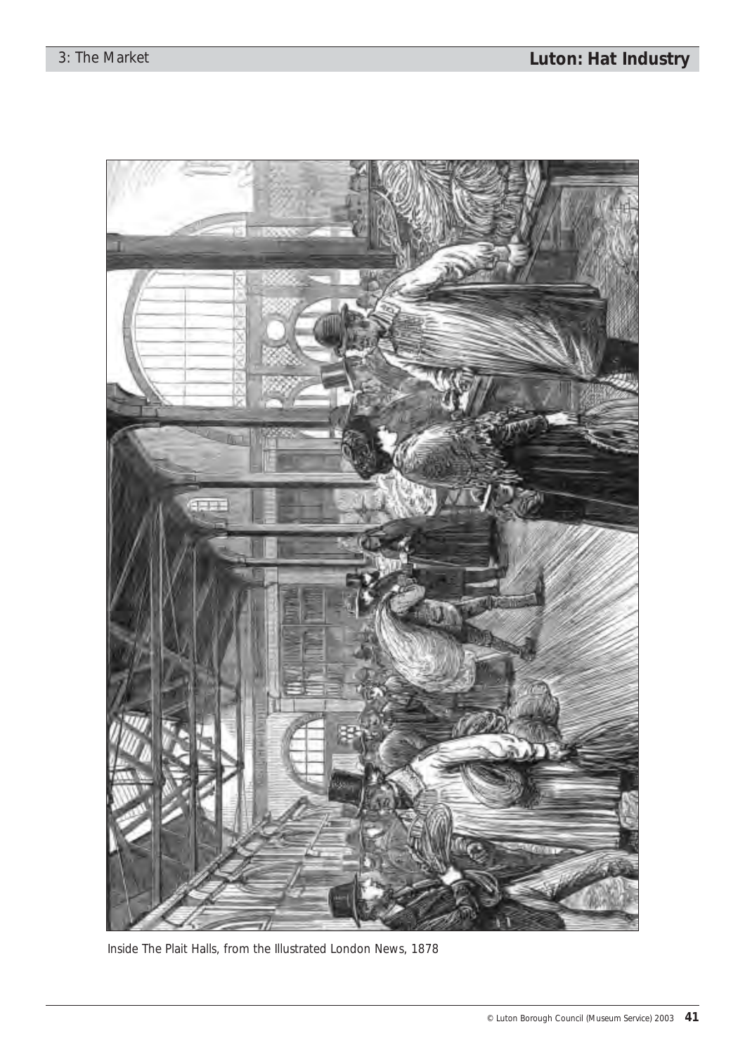Inside The Plait Halls, from the Illustrated London News, 1878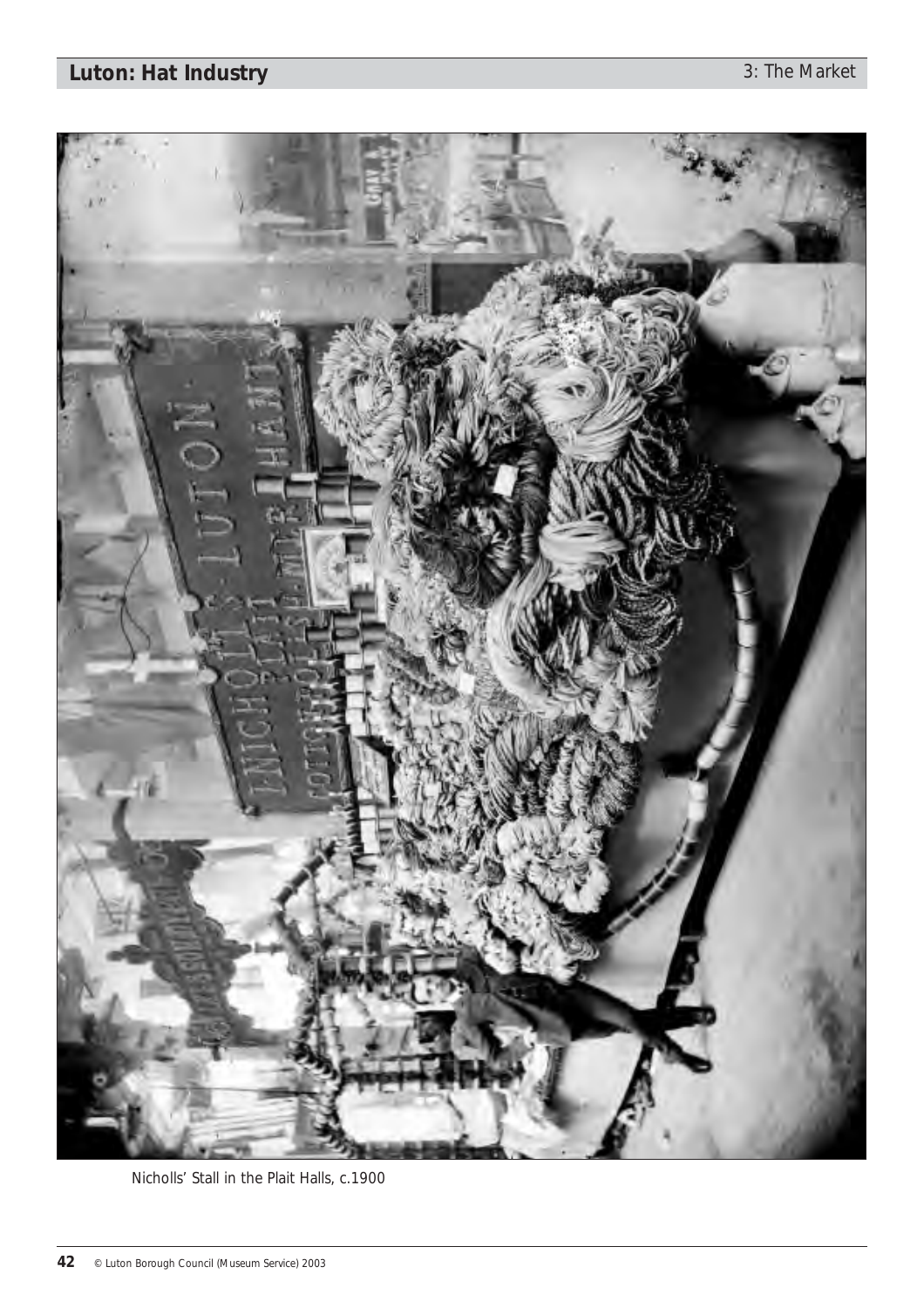Nicholls' Stall in the Plait Halls, c.1900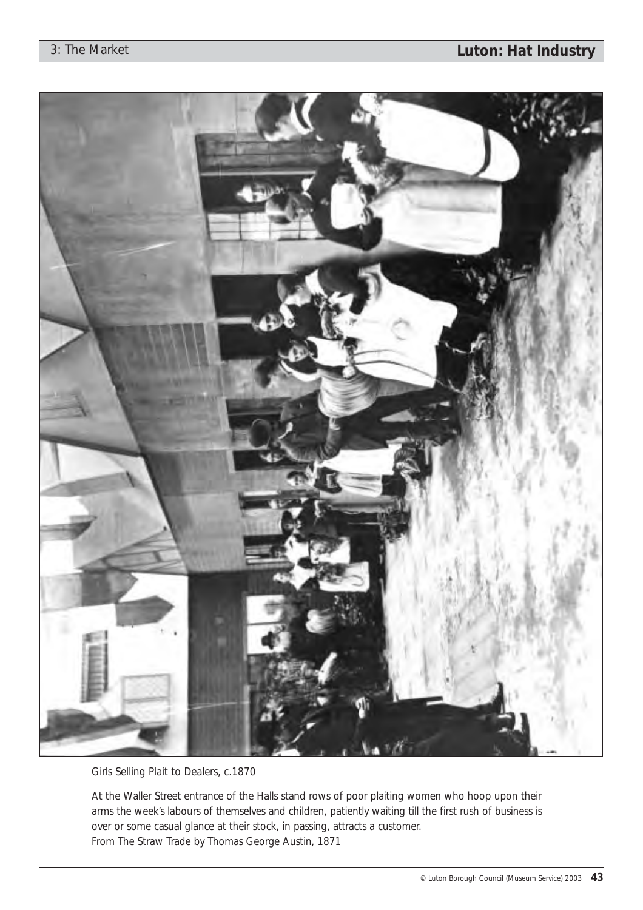Girls Selling Plait to Dealers, c.1870

At the Waller Street entrance of the Halls stand rows of poor plaiting women who hoop upon their arms the week's labours of themselves and children, patiently waiting till the first rush of business is over or some casual glance at their stock, in passing, attracts a customer.
From The Straw Trade by Thomas George Austin, 1871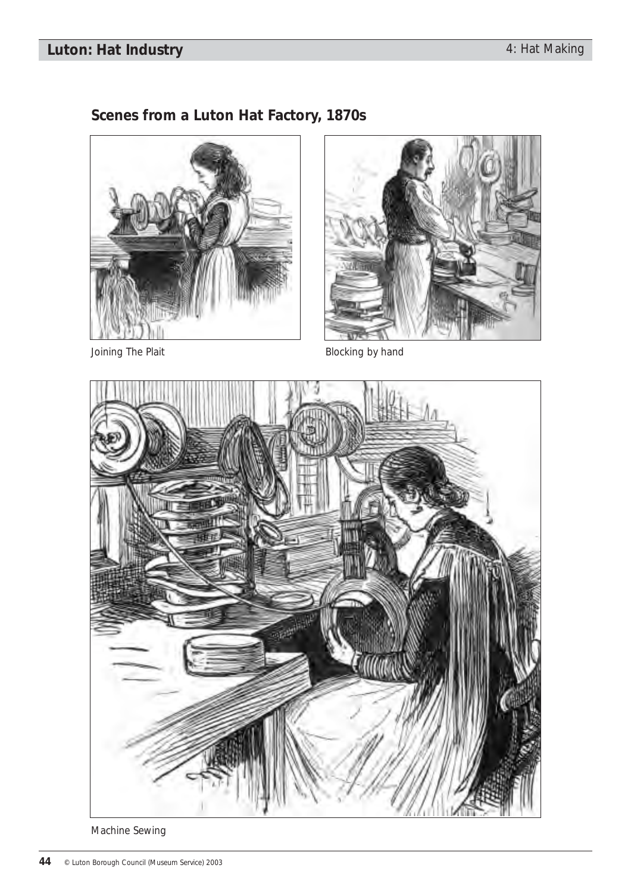## Scenes from a Luton Hat Factory, 1870s

Joining The Plait

Blocking by hand

Machine Sewing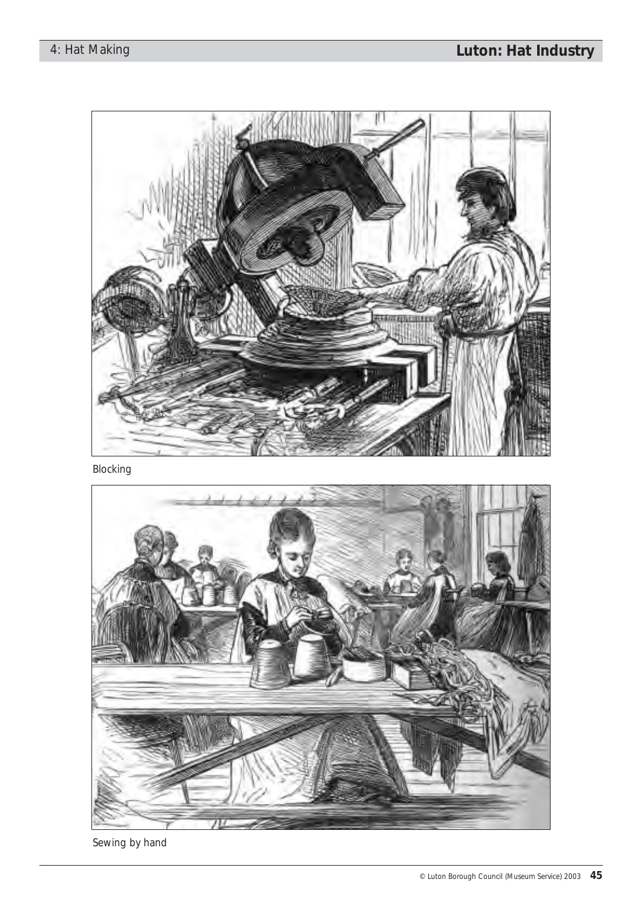Blocking

Sewing by hand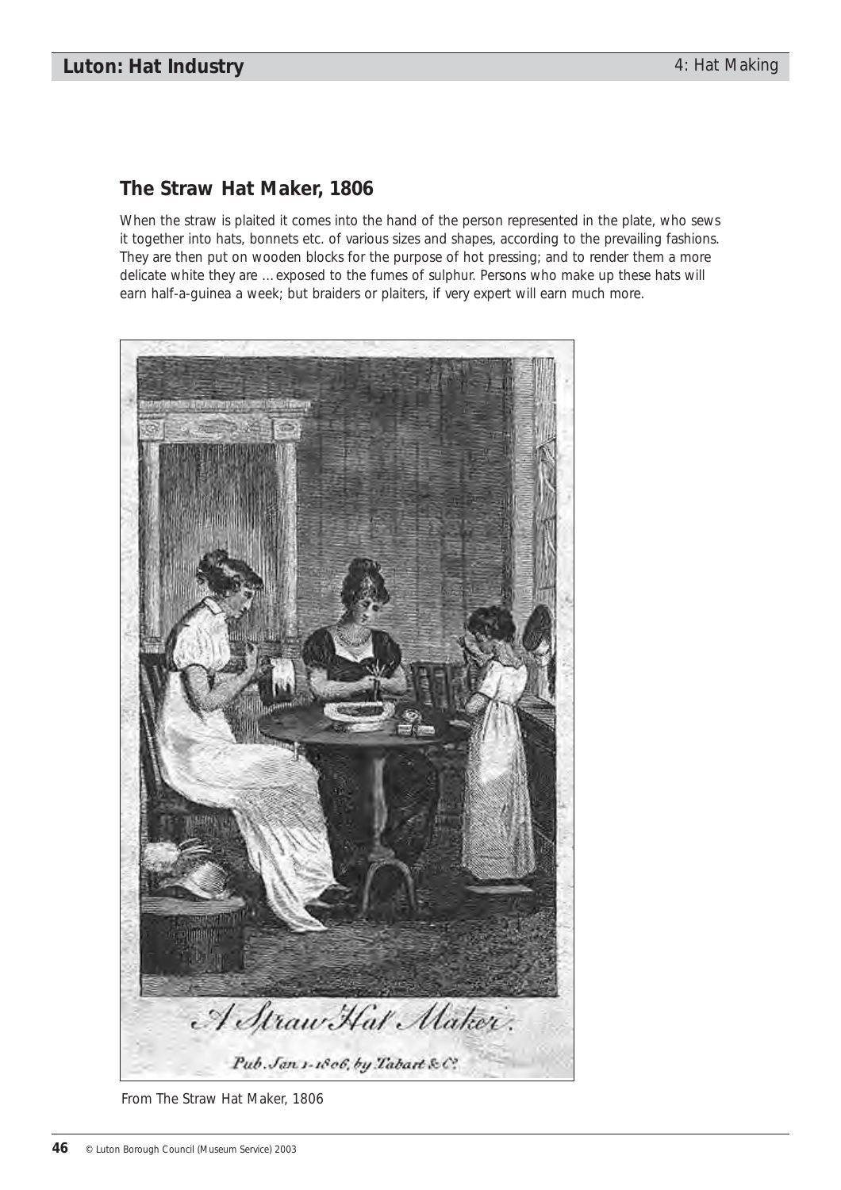## The Straw Hat Maker, 1806

When the straw is plaited it comes into the hand of the person represented in the plate, who sews it together into hats, bonnets etc. of various sizes and shapes, according to the prevailing fashions. They are then put on wooden blocks for the purpose of hot pressing; and to render them a more delicate white they are ... exposed to the fumes of sulphur. Persons who make up these hats will earn half-a-guinea a week; but braiders or plaiters, if very expert will earn much more.

A Straw Hat Maker.

Pub. Jan 1-1806, by Tabart & Co.

From The Straw Hat Maker, 1806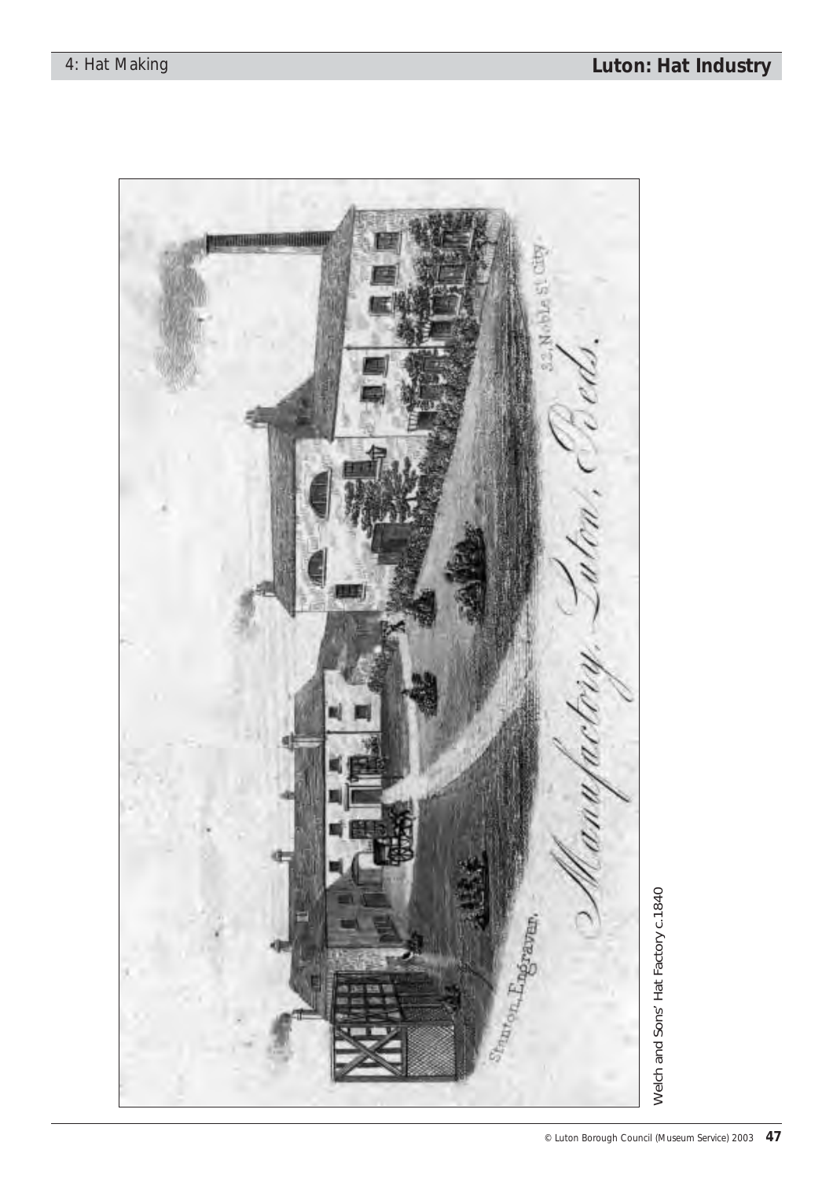Welch and Sons' Hat Factory c.1840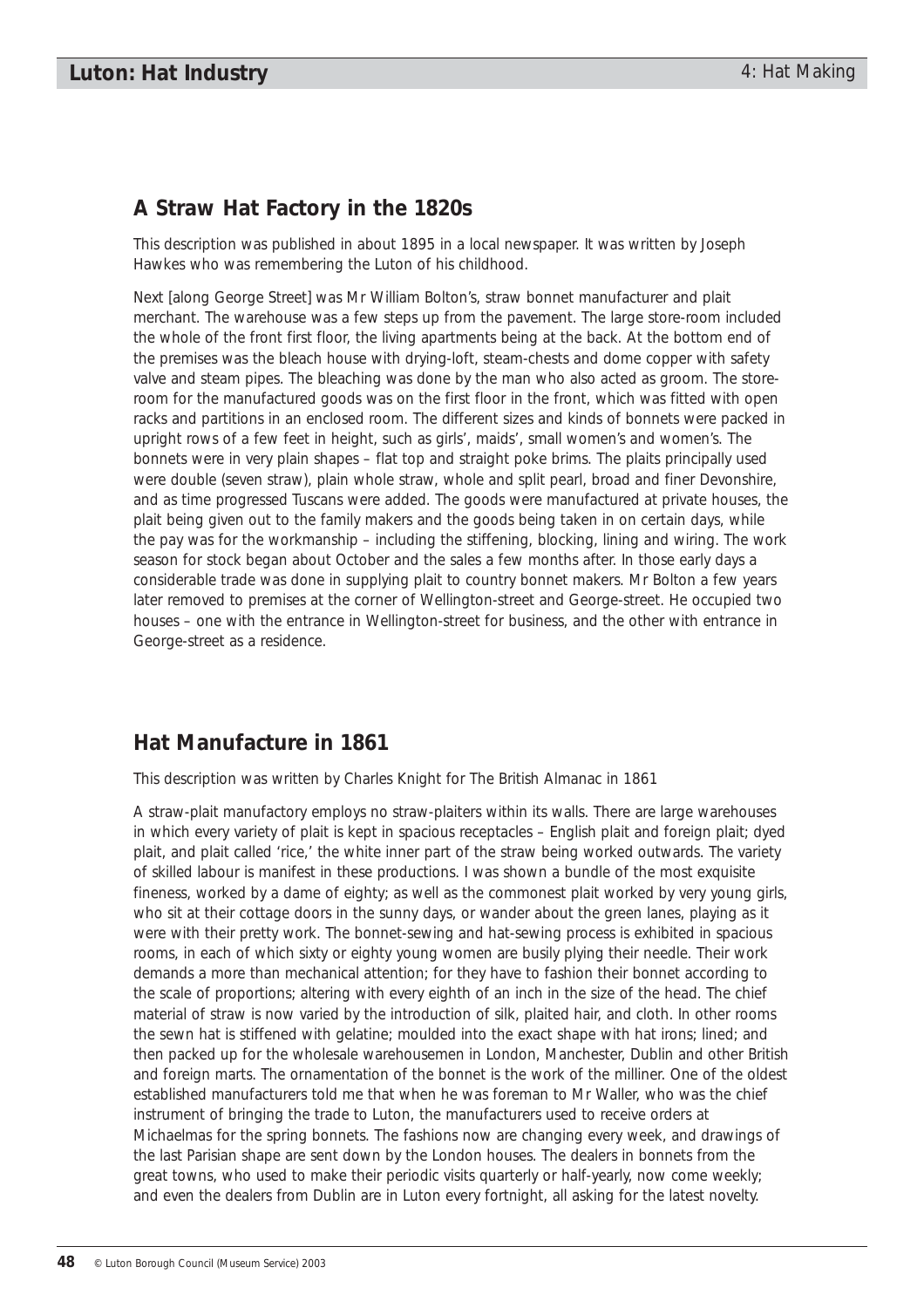## A Straw Hat Factory in the 1820s

This description was published in about 1895 in a local newspaper. It was written by Joseph Hawkes who was remembering the Luton of his childhood.

Next [along George Street] was Mr William Bolton's, straw bonnet manufacturer and plait merchant. The warehouse was a few steps up from the pavement. The large store-room included the whole of the front first floor, the living apartments being at the back. At the bottom end of the premises was the bleach house with drying-loft, steam-chests and dome copper with safety valve and steam pipes. The bleaching was done by the man who also acted as groom. The store-room for the manufactured goods was on the first floor in the front, which was fitted with open racks and partitions in an enclosed room. The different sizes and kinds of bonnets were packed in upright rows of a few feet in height, such as girls', maids', small women's and women's. The bonnets were in very plain shapes – flat top and straight poke brims. The plaits principally used were double (seven straw), plain whole straw, whole and split pearl, broad and finer Devonshire, and as time progressed Tuscans were added. The goods were manufactured at private houses, the plait being given out to the family makers and the goods being taken in on certain days, while the pay was for the workmanship – including the stiffening, blocking, lining and wiring. The work season for stock began about October and the sales a few months after. In those early days a considerable trade was done in supplying plait to country bonnet makers. Mr Bolton a few years later removed to premises at the corner of Wellington-street and George-street. He occupied two houses – one with the entrance in Wellington-street for business, and the other with entrance in George-street as a residence.

## Hat Manufacture in 1861

This description was written by Charles Knight for The British Almanac in 1861

A straw-plait manufactory employs no straw-plaiters within its walls. There are large warehouses in which every variety of plait is kept in spacious receptacles – English plait and foreign plait; dyed plait, and plait called 'rice,' the white inner part of the straw being worked outwards. The variety of skilled labour is manifest in these productions. I was shown a bundle of the most exquisite fineness, worked by a dame of eighty; as well as the commonest plait worked by very young girls, who sit at their cottage doors in the sunny days, or wander about the green lanes, playing as it were with their pretty work. The bonnet-sewing and hat-sewing process is exhibited in spacious rooms, in each of which sixty or eighty young women are busily plying their needle. Their work demands a more than mechanical attention; for they have to fashion their bonnet according to the scale of proportions; altering with every eighth of an inch in the size of the head. The chief material of straw is now varied by the introduction of silk, plaited hair, and cloth. In other rooms the sewn hat is stiffened with gelatine; moulded into the exact shape with hat irons; lined; and then packed up for the wholesale warehousemen in London, Manchester, Dublin and other British and foreign marts. The ornamentation of the bonnet is the work of the milliner. One of the oldest established manufacturers told me that when he was foreman to Mr Waller, who was the chief instrument of bringing the trade to Luton, the manufacturers used to receive orders at Michaelmas for the spring bonnets. The fashions now are changing every week, and drawings of the last Parisian shape are sent down by the London houses. The dealers in bonnets from the great towns, who used to make their periodic visits quarterly or half-yearly, now come weekly; and even the dealers from Dublin are in Luton every fortnight, all asking for the latest novelty.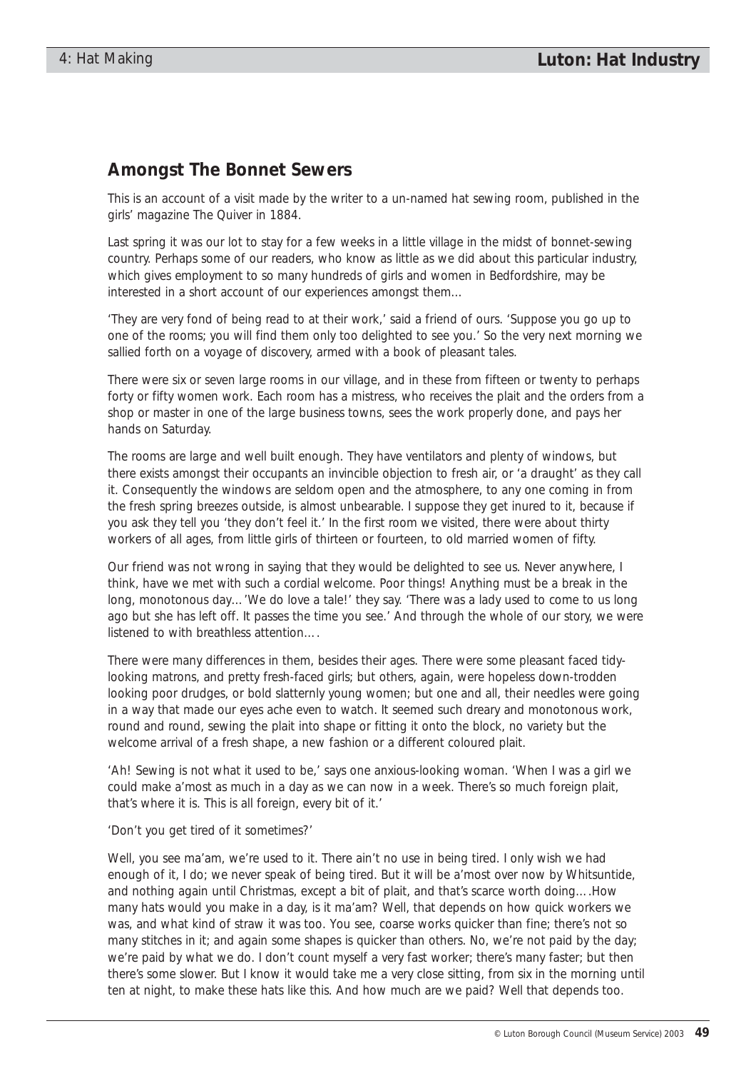## Amongst The Bonnet Sewers

This is an account of a visit made by the writer to a un-named hat sewing room, published in the girls' magazine The Quiver in 1884.

Last spring it was our lot to stay for a few weeks in a little village in the midst of bonnet-sewing country. Perhaps some of our readers, who know as little as we did about this particular industry, which gives employment to so many hundreds of girls and women in Bedfordshire, may be interested in a short account of our experiences amongst them...

'They are very fond of being read to at their work,' said a friend of ours. 'Suppose you go up to one of the rooms; you will find them only too delighted to see you.' So the very next morning we sallied forth on a voyage of discovery, armed with a book of pleasant tales.

There were six or seven large rooms in our village, and in these from fifteen or twenty to perhaps forty or fifty women work. Each room has a mistress, who receives the plait and the orders from a shop or master in one of the large business towns, sees the work properly done, and pays her hands on Saturday.

The rooms are large and well built enough. They have ventilators and plenty of windows, but there exists amongst their occupants an invincible objection to fresh air, or 'a draught' as they call it. Consequently the windows are seldom open and the atmosphere, to any one coming in from the fresh spring breezes outside, is almost unbearable. I suppose they get inured to it, because if you ask they tell you 'they don't feel it.' In the first room we visited, there were about thirty workers of all ages, from little girls of thirteen or fourteen, to old married women of fifty.

Our friend was not wrong in saying that they would be delighted to see us. Never anywhere, I think, have we met with such a cordial welcome. Poor things! Anything must be a break in the long, monotonous day...'We do love a tale!' they say. 'There was a lady used to come to us long ago but she has left off. It passes the time you see.' And through the whole of our story, we were listened to with breathless attention....

There were many differences in them, besides their ages. There were some pleasant faced tidy-looking matrons, and pretty fresh-faced girls; but others, again, were hopeless down-trodden looking poor drudges, or bold slatternly young women; but one and all, their needles were going in a way that made our eyes ache even to watch. It seemed such dreary and monotonous work, round and round, sewing the plait into shape or fitting it onto the block, no variety but the welcome arrival of a fresh shape, a new fashion or a different coloured plait.

'Ah! Sewing is not what it used to be,' says one anxious-looking woman. 'When I was a girl we could make a'most as much in a day as we can now in a week. There's so much foreign plait, that's where it is. This is all foreign, every bit of it.'

'Don't you get tired of it sometimes?'

Well, you see ma'am, we're used to it. There ain't no use in being tired. I only wish we had enough of it, I do; we never speak of being tired. But it will be a'most over now by Whitsuntide, and nothing again until Christmas, except a bit of plait, and that's scarce worth doing....How many hats would you make in a day, is it ma'am? Well, that depends on how quick workers we was, and what kind of straw it was too. You see, coarse works quicker than fine; there's not so many stitches in it; and again some shapes is quicker than others. No, we're not paid by the day; we're paid by what we do. I don't count myself a very fast worker; there's many faster; but then there's some slower. But I know it would take me a very close sitting, from six in the morning until ten at night, to make these hats like this. And how much are we paid? Well that depends too.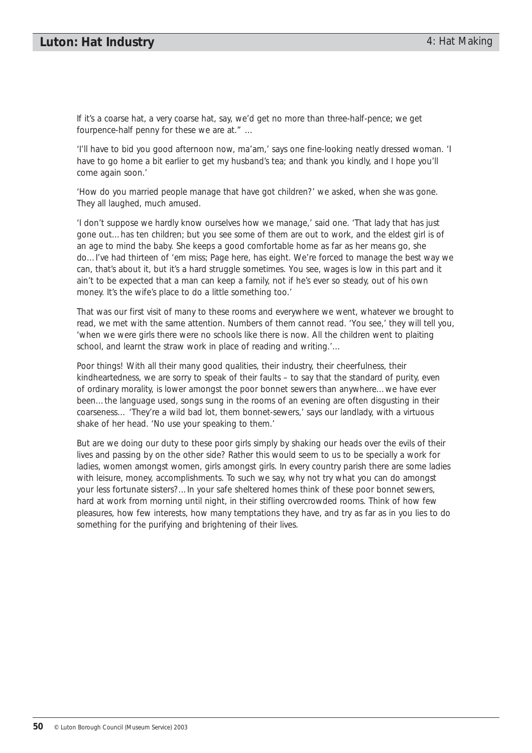If it's a coarse hat, a very coarse hat, say, we'd get no more than three-half-pence; we get fourpence-half penny for these we are at." …

'I'll have to bid you good afternoon now, ma'am,' says one fine-looking neatly dressed woman. 'I have to go home a bit earlier to get my husband's tea; and thank you kindly, and I hope you'll come again soon.'

'How do you married people manage that have got children?' we asked, when she was gone. They all laughed, much amused.

'I don't suppose we hardly know ourselves how we manage,' said one. 'That lady that has just gone out… has ten children; but you see some of them are out to work, and the eldest girl is of an age to mind the baby. She keeps a good comfortable home as far as her means go, she do… I've had thirteen of 'em miss; Page here, has eight. We're forced to manage the best way we can, that's about it, but it's a hard struggle sometimes. You see, wages is low in this part and it ain't to be expected that a man can keep a family, not if he's ever so steady, out of his own money. It's the wife's place to do a little something too.'

That was our first visit of many to these rooms and everywhere we went, whatever we brought to read, we met with the same attention. Numbers of them cannot read. 'You see,' they will tell you, 'when we were girls there were no schools like there is now. All the children went to plaiting school, and learnt the straw work in place of reading and writing.'…

Poor things! With all their many good qualities, their industry, their cheerfulness, their kindheartedness, we are sorry to speak of their faults – to say that the standard of purity, even of ordinary morality, is lower amongst the poor bonnet sewers than anywhere… we have ever been… the language used, songs sung in the rooms of an evening are often disgusting in their coarseness… 'They're a wild bad lot, them bonnet-sewers,' says our landlady, with a virtuous shake of her head. 'No use your speaking to them.'

But are we doing our duty to these poor girls simply by shaking our heads over the evils of their lives and passing by on the other side? Rather this would seem to us to be specially a work for ladies, women amongst women, girls amongst girls. In every country parish there are some ladies with leisure, money, accomplishments. To such we say, why not try what you can do amongst your less fortunate sisters?… In your safe sheltered homes think of these poor bonnet sewers, hard at work from morning until night, in their stifling overcrowded rooms. Think of how few pleasures, how few interests, how many temptations they have, and try as far as in you lies to do something for the purifying and brightening of their lives.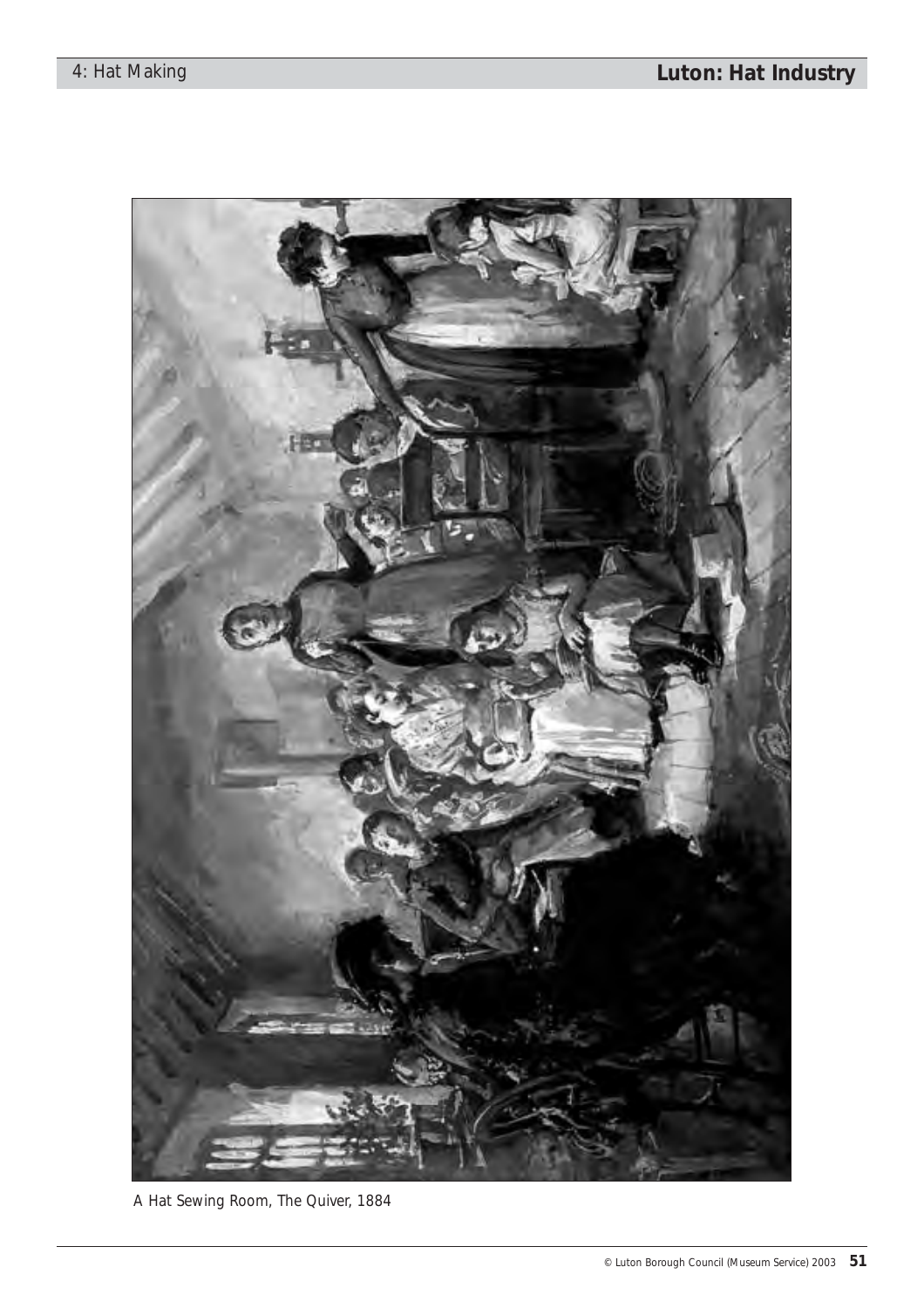A Hat Sewing Room, The Quiver, 1884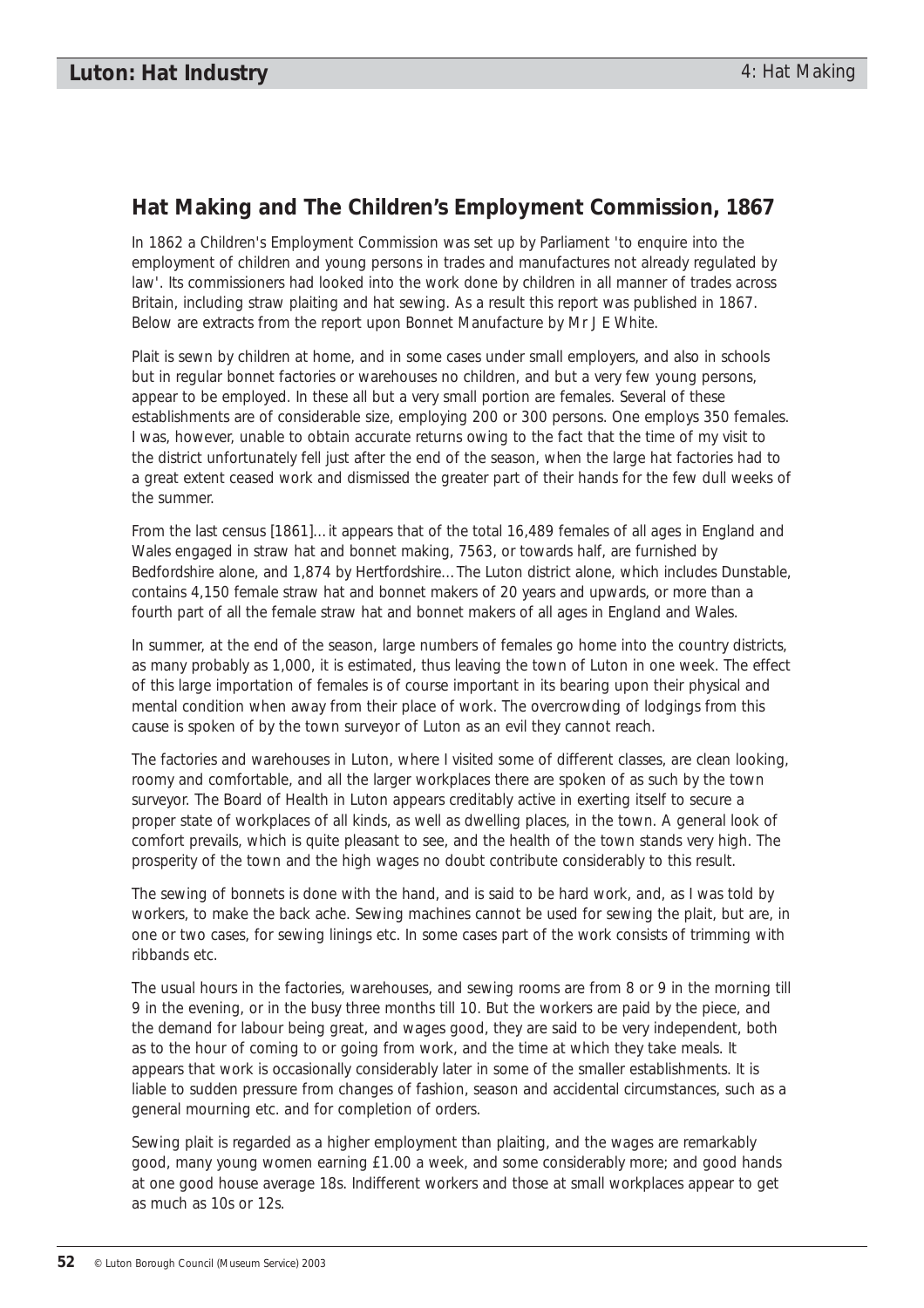## Hat Making and The Children's Employment Commission, 1867

In 1862 a Children's Employment Commission was set up by Parliament 'to enquire into the employment of children and young persons in trades and manufactures not already regulated by law'. Its commissioners had looked into the work done by children in all manner of trades across Britain, including straw plaiting and hat sewing. As a result this report was published in 1867. Below are extracts from the report upon Bonnet Manufacture by Mr J E White.

Plait is sewn by children at home, and in some cases under small employers, and also in schools but in regular bonnet factories or warehouses no children, and but a very few young persons, appear to be employed. In these all but a very small portion are females. Several of these establishments are of considerable size, employing 200 or 300 persons. One employs 350 females. I was, however, unable to obtain accurate returns owing to the fact that the time of my visit to the district unfortunately fell just after the end of the season, when the large hat factories had to a great extent ceased work and dismissed the greater part of their hands for the few dull weeks of the summer.

From the last census [1861]… it appears that of the total 16,489 females of all ages in England and Wales engaged in straw hat and bonnet making, 7563, or towards half, are furnished by Bedfordshire alone, and 1,874 by Hertfordshire… The Luton district alone, which includes Dunstable, contains 4,150 female straw hat and bonnet makers of 20 years and upwards, or more than a fourth part of all the female straw hat and bonnet makers of all ages in England and Wales.

In summer, at the end of the season, large numbers of females go home into the country districts, as many probably as 1,000, it is estimated, thus leaving the town of Luton in one week. The effect of this large importation of females is of course important in its bearing upon their physical and mental condition when away from their place of work. The overcrowding of lodgings from this cause is spoken of by the town surveyor of Luton as an evil they cannot reach.

The factories and warehouses in Luton, where I visited some of different classes, are clean looking, roomy and comfortable, and all the larger workplaces there are spoken of as such by the town surveyor. The Board of Health in Luton appears creditably active in exerting itself to secure a proper state of workplaces of all kinds, as well as dwelling places, in the town. A general look of comfort prevails, which is quite pleasant to see, and the health of the town stands very high. The prosperity of the town and the high wages no doubt contribute considerably to this result.

The sewing of bonnets is done with the hand, and is said to be hard work, and, as I was told by workers, to make the back ache. Sewing machines cannot be used for sewing the plait, but are, in one or two cases, for sewing linings etc. In some cases part of the work consists of trimming with ribbands etc.

The usual hours in the factories, warehouses, and sewing rooms are from 8 or 9 in the morning till 9 in the evening, or in the busy three months till 10. But the workers are paid by the piece, and the demand for labour being great, and wages good, they are said to be very independent, both as to the hour of coming to or going from work, and the time at which they take meals. It appears that work is occasionally considerably later in some of the smaller establishments. It is liable to sudden pressure from changes of fashion, season and accidental circumstances, such as a general mourning etc. and for completion of orders.

Sewing plait is regarded as a higher employment than plaiting, and the wages are remarkably good, many young women earning £1.00 a week, and some considerably more; and good hands at one good house average 18s. Indifferent workers and those at small workplaces appear to get as much as 10s or 12s.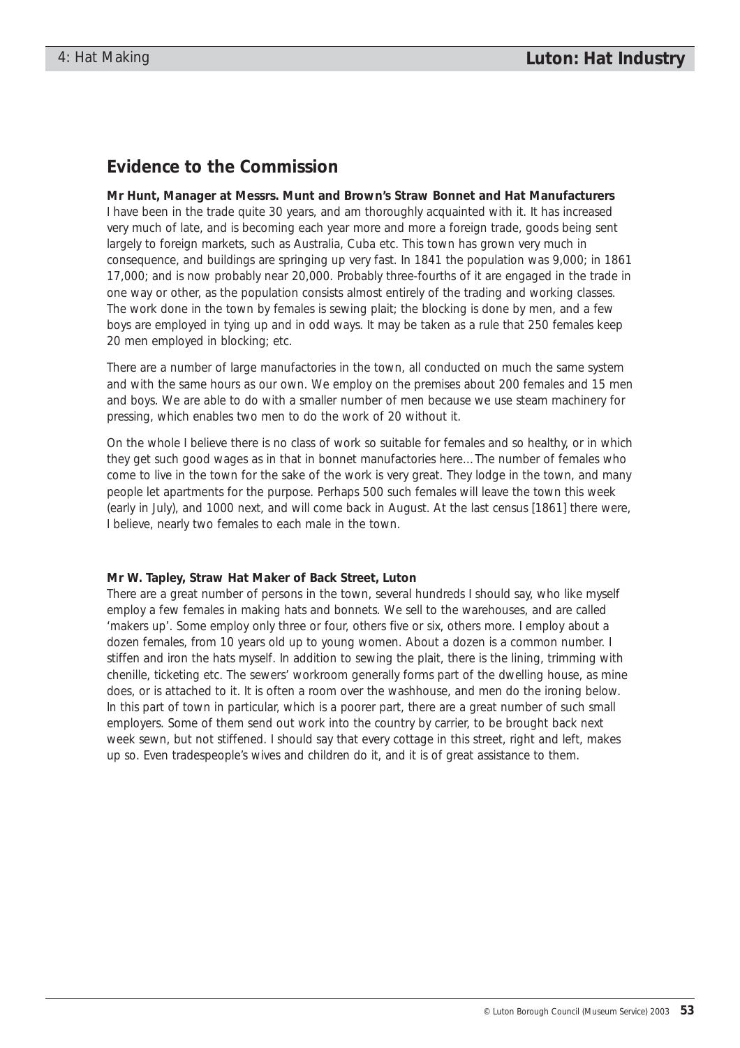## Evidence to the Commission

**Mr Hunt, Manager at Messrs. Munt and Brown's Straw Bonnet and Hat Manufacturers**
I have been in the trade quite 30 years, and am thoroughly acquainted with it. It has increased very much of late, and is becoming each year more and more a foreign trade, goods being sent largely to foreign markets, such as Australia, Cuba etc. This town has grown very much in consequence, and buildings are springing up very fast. In 1841 the population was 9,000; in 1861 17,000; and is now probably near 20,000. Probably three-fourths of it are engaged in the trade in one way or other, as the population consists almost entirely of the trading and working classes. The work done in the town by females is sewing plait; the blocking is done by men, and a few boys are employed in tying up and in odd ways. It may be taken as a rule that 250 females keep 20 men employed in blocking; etc.

There are a number of large manufactories in the town, all conducted on much the same system and with the same hours as our own. We employ on the premises about 200 females and 15 men and boys. We are able to do with a smaller number of men because we use steam machinery for pressing, which enables two men to do the work of 20 without it.

On the whole I believe there is no class of work so suitable for females and so healthy, or in which they get such good wages as in that in bonnet manufactories here... The number of females who come to live in the town for the sake of the work is very great. They lodge in the town, and many people let apartments for the purpose. Perhaps 500 such females will leave the town this week (early in July), and 1000 next, and will come back in August. At the last census [1861] there were, I believe, nearly two females to each male in the town.

**Mr W. Tapley, Straw Hat Maker of Back Street, Luton**
There are a great number of persons in the town, several hundreds I should say, who like myself employ a few females in making hats and bonnets. We sell to the warehouses, and are called 'makers up'. Some employ only three or four, others five or six, others more. I employ about a dozen females, from 10 years old up to young women. About a dozen is a common number. I stiffen and iron the hats myself. In addition to sewing the plait, there is the lining, trimming with chenille, ticketing etc. The sewers' workroom generally forms part of the dwelling house, as mine does, or is attached to it. It is often a room over the washhouse, and men do the ironing below. In this part of town in particular, which is a poorer part, there are a great number of such small employers. Some of them send out work into the country by carrier, to be brought back next week sewn, but not stiffened. I should say that every cottage in this street, right and left, makes up so. Even tradespeople's wives and children do it, and it is of great assistance to them.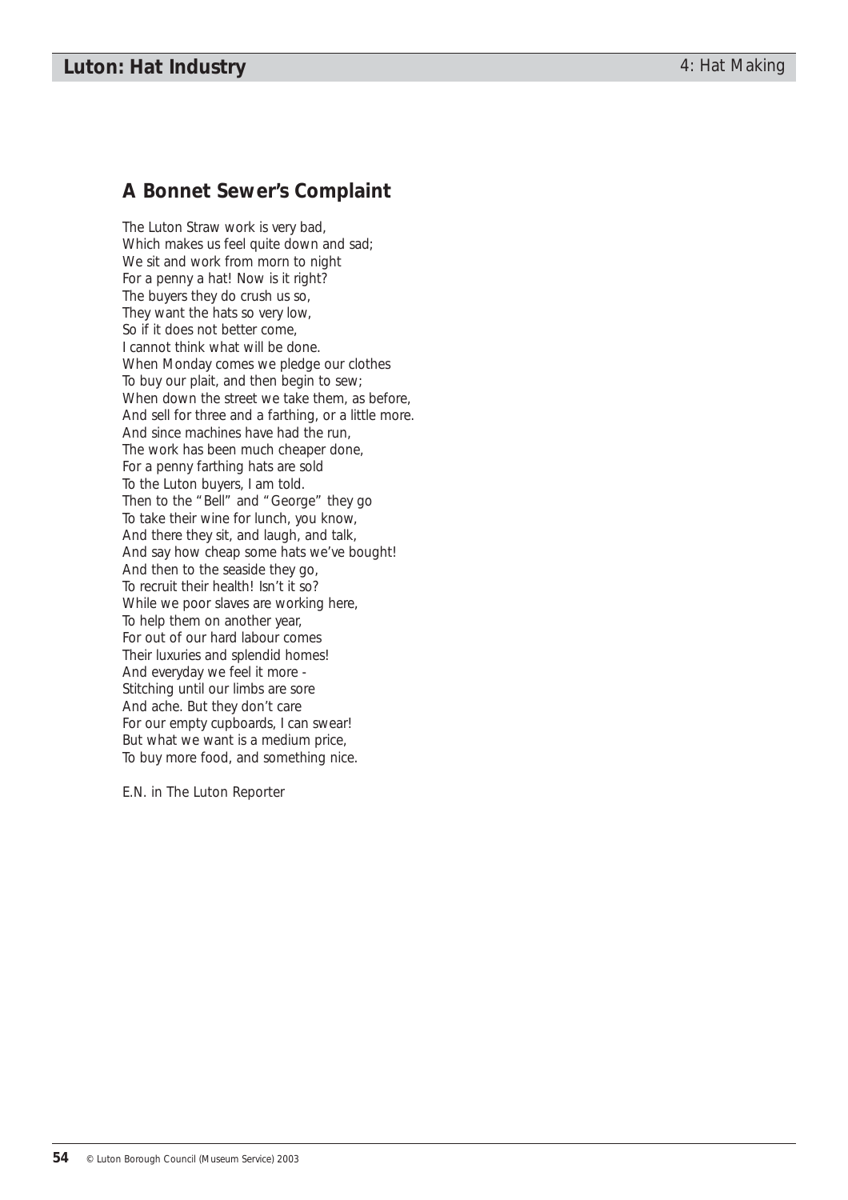## A Bonnet Sewer's Complaint

The Luton Straw work is very bad,
Which makes us feel quite down and sad;
We sit and work from morn to night
For a penny a hat! Now is it right?
The buyers they do crush us so,
They want the hats so very low,
So if it does not better come,
I cannot think what will be done.
When Monday comes we pledge our clothes
To buy our plait, and then begin to sew;
When down the street we take them, as before,
And sell for three and a farthing, or a little more.
And since machines have had the run,
The work has been much cheaper done,
For a penny farthing hats are sold
To the Luton buyers, I am told.
Then to the "Bell" and "George" they go
To take their wine for lunch, you know,
And there they sit, and laugh, and talk,
And say how cheap some hats we've bought!
And then to the seaside they go,
To recruit their health! Isn't it so?
While we poor slaves are working here,
To help them on another year,
For out of our hard labour comes
Their luxuries and splendid homes!
And everyday we feel it more -
Stitching until our limbs are sore
And ache. But they don't care
For our empty cupboards, I can swear!
But what we want is a medium price,
To buy more food, and something nice.

E.N. in The Luton Reporter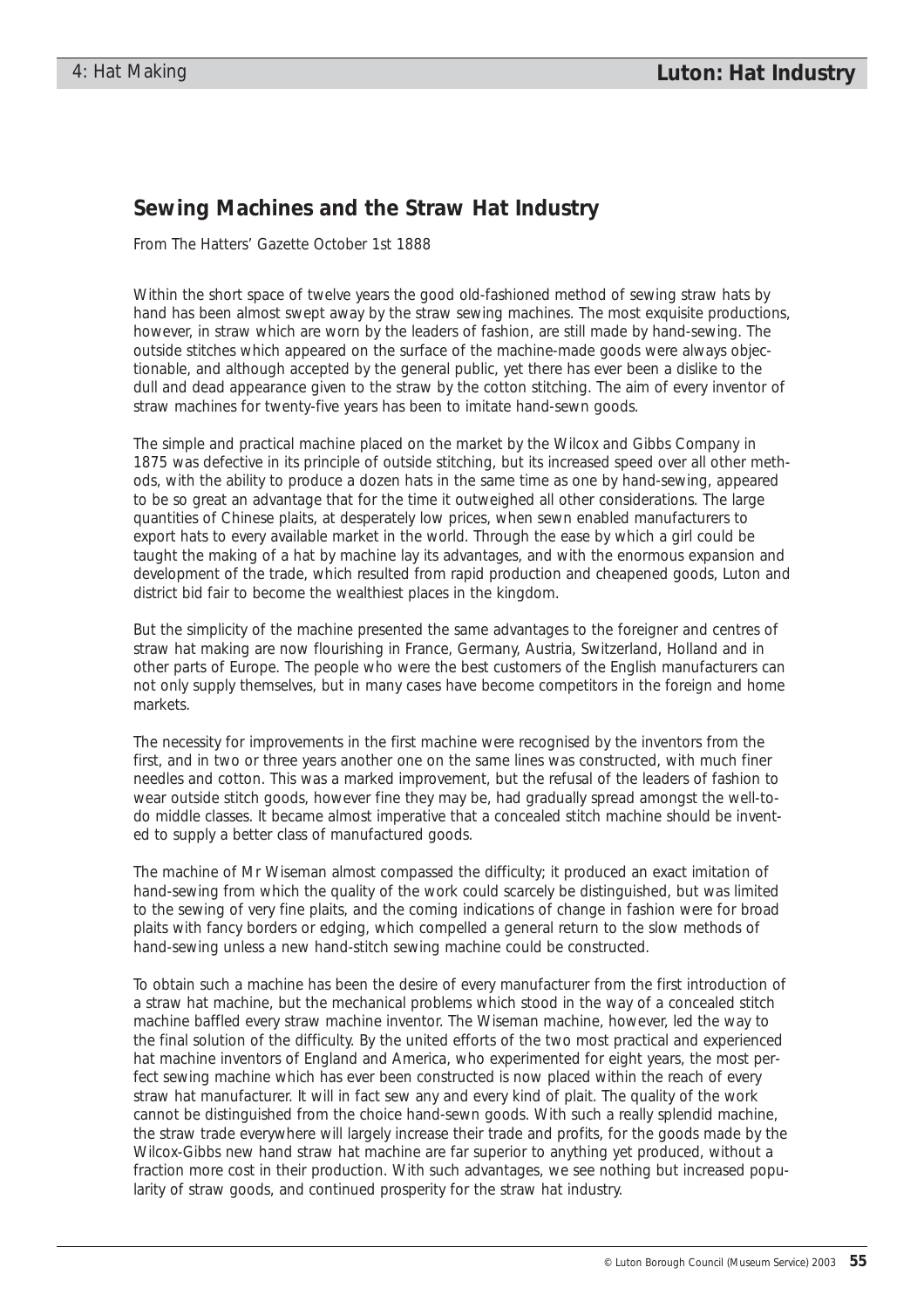## Sewing Machines and the Straw Hat Industry

From The Hatters' Gazette October 1st 1888

Within the short space of twelve years the good old-fashioned method of sewing straw hats by hand has been almost swept away by the straw sewing machines. The most exquisite productions, however, in straw which are worn by the leaders of fashion, are still made by hand-sewing. The outside stitches which appeared on the surface of the machine-made goods were always objectionable, and although accepted by the general public, yet there has ever been a dislike to the dull and dead appearance given to the straw by the cotton stitching. The aim of every inventor of straw machines for twenty-five years has been to imitate hand-sewn goods.

The simple and practical machine placed on the market by the Wilcox and Gibbs Company in 1875 was defective in its principle of outside stitching, but its increased speed over all other methods, with the ability to produce a dozen hats in the same time as one by hand-sewing, appeared to be so great an advantage that for the time it outweighed all other considerations. The large quantities of Chinese plaits, at desperately low prices, when sewn enabled manufacturers to export hats to every available market in the world. Through the ease by which a girl could be taught the making of a hat by machine lay its advantages, and with the enormous expansion and development of the trade, which resulted from rapid production and cheapened goods, Luton and district bid fair to become the wealthiest places in the kingdom.

But the simplicity of the machine presented the same advantages to the foreigner and centres of straw hat making are now flourishing in France, Germany, Austria, Switzerland, Holland and in other parts of Europe. The people who were the best customers of the English manufacturers can not only supply themselves, but in many cases have become competitors in the foreign and home markets.

The necessity for improvements in the first machine were recognised by the inventors from the first, and in two or three years another one on the same lines was constructed, with much finer needles and cotton. This was a marked improvement, but the refusal of the leaders of fashion to wear outside stitch goods, however fine they may be, had gradually spread amongst the well-to-do middle classes. It became almost imperative that a concealed stitch machine should be invented to supply a better class of manufactured goods.

The machine of Mr Wiseman almost compassed the difficulty; it produced an exact imitation of hand-sewing from which the quality of the work could scarcely be distinguished, but was limited to the sewing of very fine plaits, and the coming indications of change in fashion were for broad plaits with fancy borders or edging, which compelled a general return to the slow methods of hand-sewing unless a new hand-stitch sewing machine could be constructed.

To obtain such a machine has been the desire of every manufacturer from the first introduction of a straw hat machine, but the mechanical problems which stood in the way of a concealed stitch machine baffled every straw machine inventor. The Wiseman machine, however, led the way to the final solution of the difficulty. By the united efforts of the two most practical and experienced hat machine inventors of England and America, who experimented for eight years, the most perfect sewing machine which has ever been constructed is now placed within the reach of every straw hat manufacturer. It will in fact sew any and every kind of plait. The quality of the work cannot be distinguished from the choice hand-sewn goods. With such a really splendid machine, the straw trade everywhere will largely increase their trade and profits, for the goods made by the Wilcox-Gibbs new hand straw hat machine are far superior to anything yet produced, without a fraction more cost in their production. With such advantages, we see nothing but increased popularity of straw goods, and continued prosperity for the straw hat industry.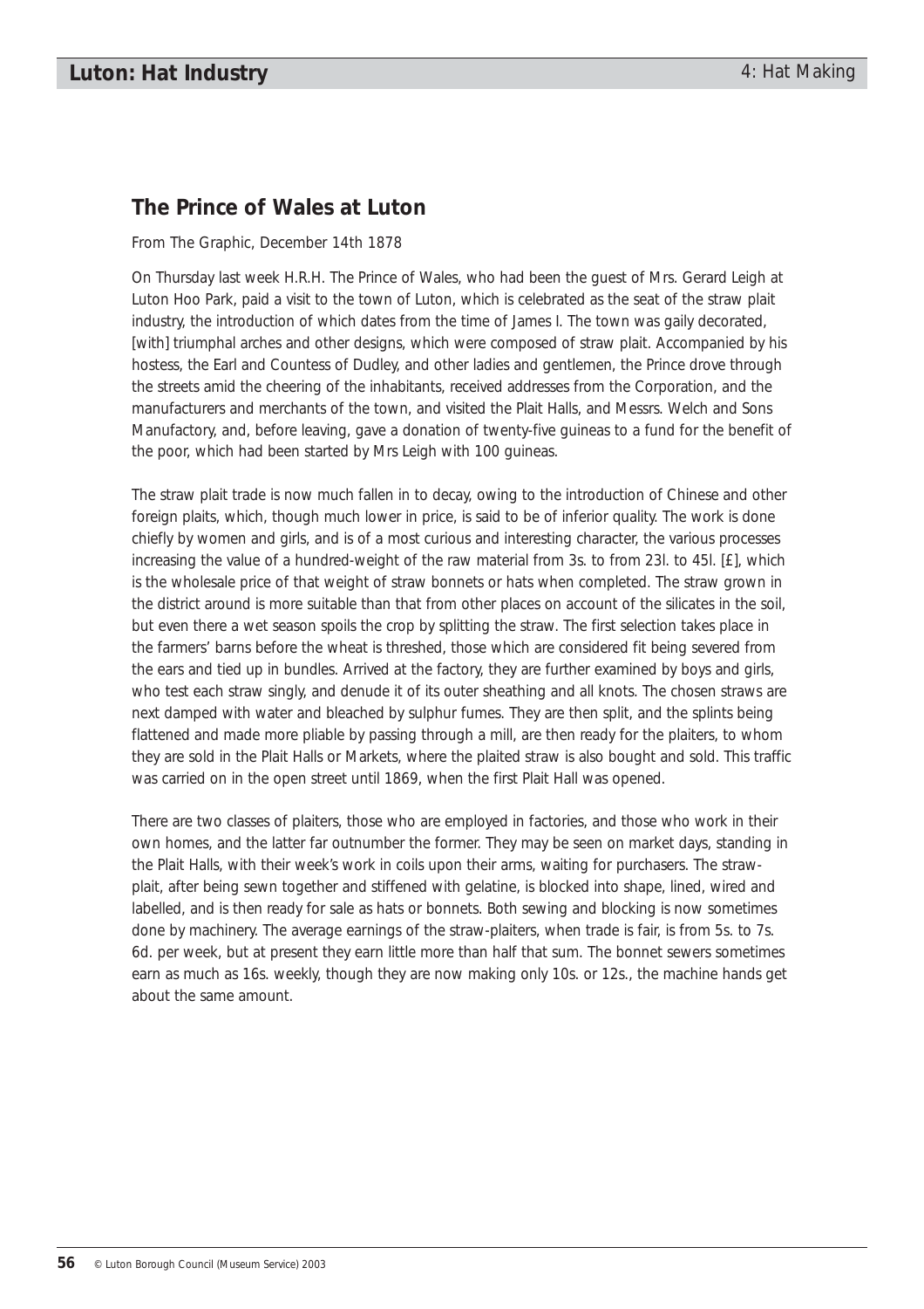## The Prince of Wales at Luton

From The Graphic, December 14th 1878

On Thursday last week H.R.H. The Prince of Wales, who had been the guest of Mrs. Gerard Leigh at Luton Hoo Park, paid a visit to the town of Luton, which is celebrated as the seat of the straw plait industry, the introduction of which dates from the time of James I. The town was gaily decorated, [with] triumphal arches and other designs, which were composed of straw plait. Accompanied by his hostess, the Earl and Countess of Dudley, and other ladies and gentlemen, the Prince drove through the streets amid the cheering of the inhabitants, received addresses from the Corporation, and the manufacturers and merchants of the town, and visited the Plait Halls, and Messrs. Welch and Sons Manufactory, and, before leaving, gave a donation of twenty-five guineas to a fund for the benefit of the poor, which had been started by Mrs Leigh with 100 guineas.

The straw plait trade is now much fallen in to decay, owing to the introduction of Chinese and other foreign plaits, which, though much lower in price, is said to be of inferior quality. The work is done chiefly by women and girls, and is of a most curious and interesting character, the various processes increasing the value of a hundred-weight of the raw material from 3s. to from 23l. to 45l. [£], which is the wholesale price of that weight of straw bonnets or hats when completed. The straw grown in the district around is more suitable than that from other places on account of the silicates in the soil, but even there a wet season spoils the crop by splitting the straw. The first selection takes place in the farmers' barns before the wheat is threshed, those which are considered fit being severed from the ears and tied up in bundles. Arrived at the factory, they are further examined by boys and girls, who test each straw singly, and denude it of its outer sheathing and all knots. The chosen straws are next damped with water and bleached by sulphur fumes. They are then split, and the splints being flattened and made more pliable by passing through a mill, are then ready for the plaiters, to whom they are sold in the Plait Halls or Markets, where the plaited straw is also bought and sold. This traffic was carried on in the open street until 1869, when the first Plait Hall was opened.

There are two classes of plaiters, those who are employed in factories, and those who work in their own homes, and the latter far outnumber the former. They may be seen on market days, standing in the Plait Halls, with their week's work in coils upon their arms, waiting for purchasers. The straw-plait, after being sewn together and stiffened with gelatine, is blocked into shape, lined, wired and labelled, and is then ready for sale as hats or bonnets. Both sewing and blocking is now sometimes done by machinery. The average earnings of the straw-plaiters, when trade is fair, is from 5s. to 7s. 6d. per week, but at present they earn little more than half that sum. The bonnet sewers sometimes earn as much as 16s. weekly, though they are now making only 10s. or 12s., the machine hands get about the same amount.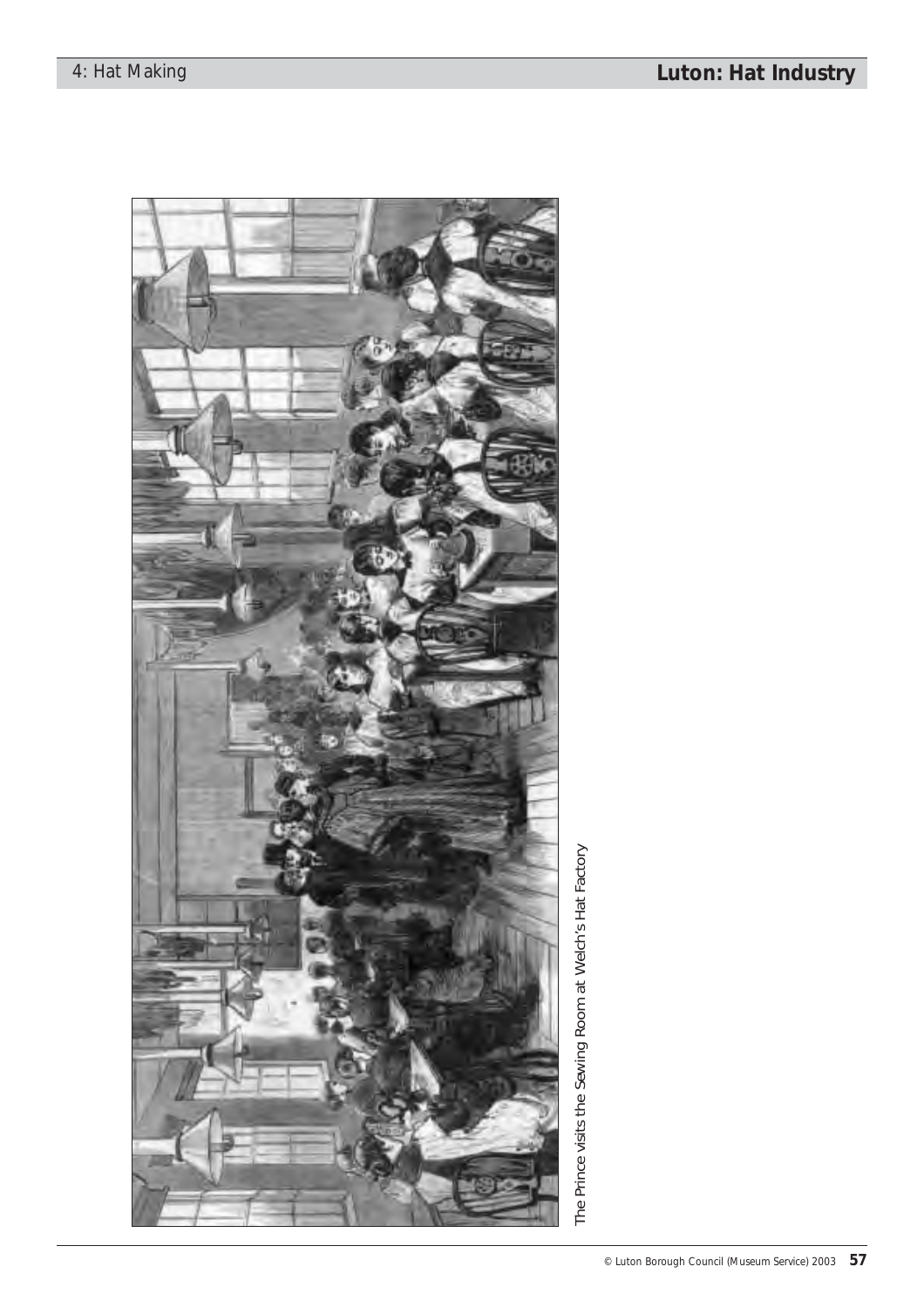The Prince visits the Sewing Room at Welch's Hat Factory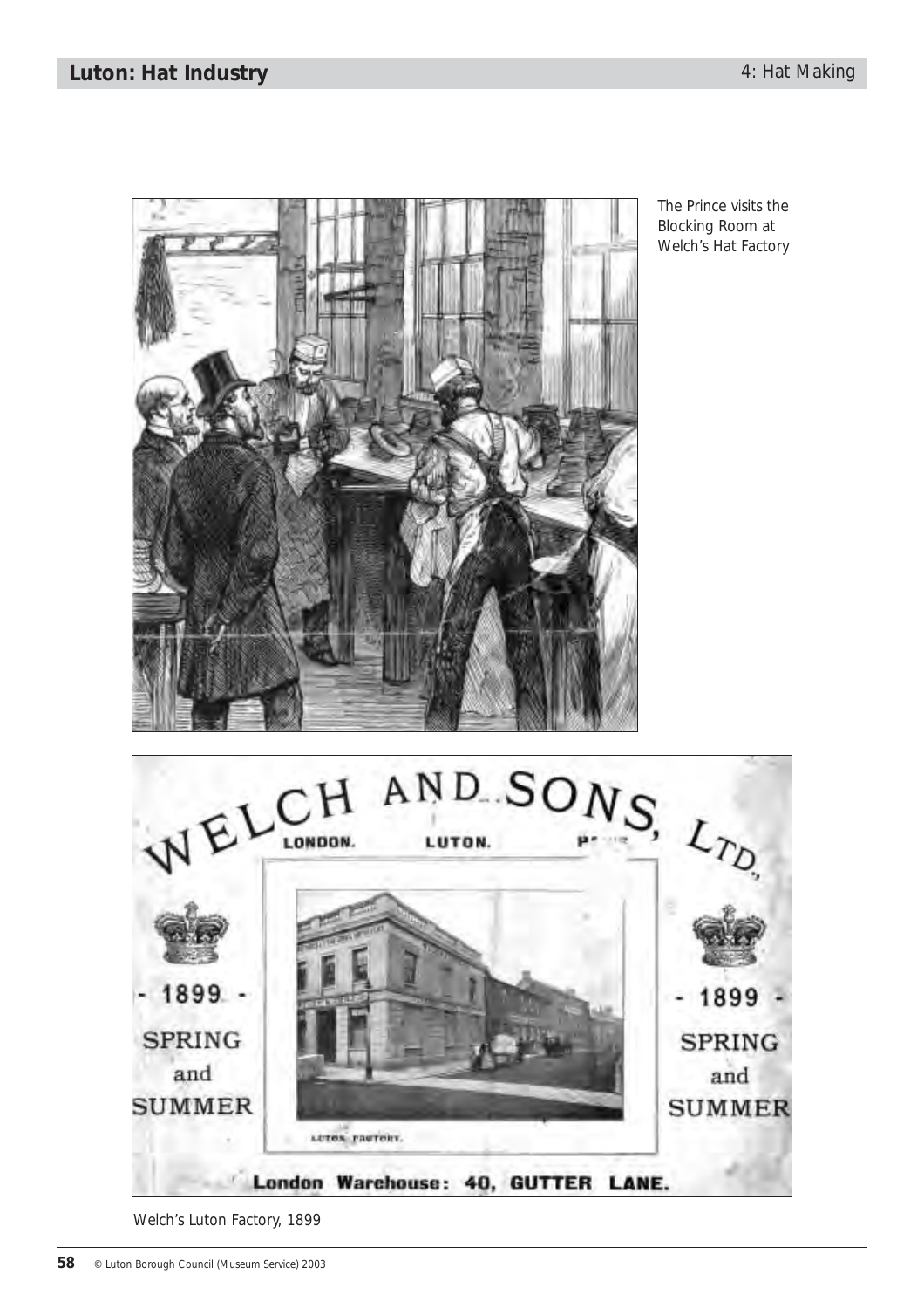The Prince visits the Blocking Room at Welch's Hat Factory

Welch's Luton Factory, 1899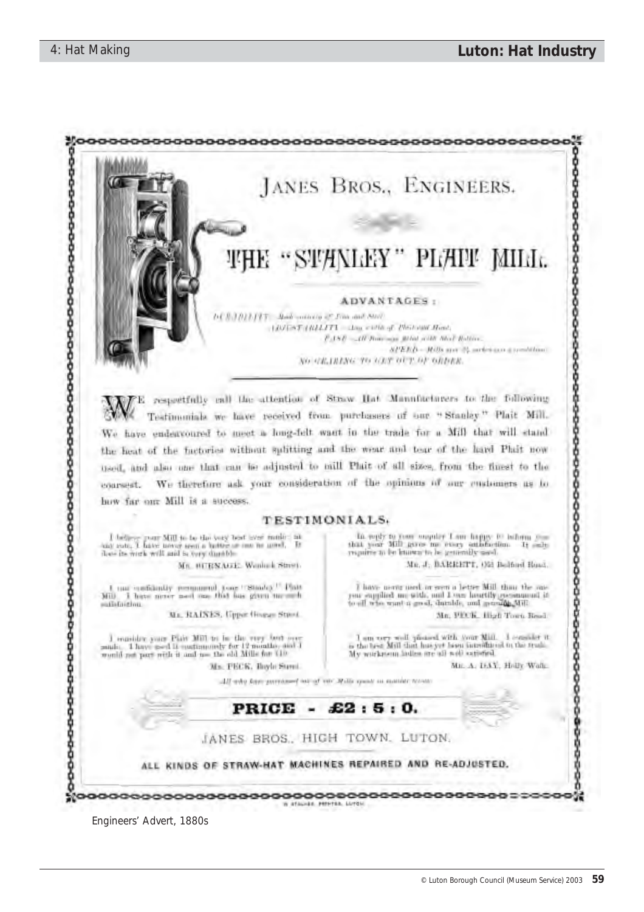# JANES BROS., ENGINEERS.

## THE "STANLEY" PLAIT MILL.

**ADVANTAGES:**

*DURABILITY — Made entirely of Iron and Steel.*
*ADJUSTABILITY — Any width of Plait and Hem.*
*EASE — All bearings fitted with Steel Rollers.*
*SPEED — Mills over 25 inches in a revolution.*
*NO GEARING TO GET OUT OF ORDER.*

We respectfully call the attention of Straw Hat Manufacturers to the following Testimonials we have received from purchasers of our "Stanley" Plait Mill. We have endeavoured to meet a long-felt want in the trade for a Mill that will stand the heat of the factories without splitting and the wear and tear of the hard Plait now used, and also one that can be adjusted to mill Plait of all sizes, from the finest to the coarsest. We therefore ask your consideration of the opinions of our customers as to how far our Mill is a success.

### TESTIMONIALS.

I believe your Mill to be the very best ever made; at any rate, I have never seen a better or one so good. It does its work well and is very durable.

MR. BURNAGE, Wenlock Street.

I can confidently recommend your "Stanley" Plait Mill. I have never used one that has given me such satisfaction.

MR. RAINES, Upper George Street.

I consider your Plait Mill to be the very best ever made. I have used it continuously for 12 months, and I would not part with it and use the old Mills for £10.

MR. PECK, Boyle Street.

In reply to your enquiry I am happy to inform you that your Mill gives me every satisfaction. It only requires to be known to be generally used.

MR. J. BARRETT, Old Bedford Road.

I have never used or seen a better Mill than the one you supplied me with, and I can heartily recommend it to all who want a good, durable, and genuine Mill.

MR. PECK, High Town Road.

I am very well pleased with your Mill. I consider it is the best Mill that has yet been introduced to the trade. My workroom ladies are all well satisfied.

MR. A. DAY, Holly Walk.

*All who have purchased any of our Mills speak in similar terms.*

**PRICE - £2 : 5 : 0.**

JANES BROS., HIGH TOWN, LUTON.

ALL KINDS OF STRAW-HAT MACHINES REPAIRED AND RE-ADJUSTED.

W. STALKER, PRINTER, LUTON.

Engineers' Advert, 1880s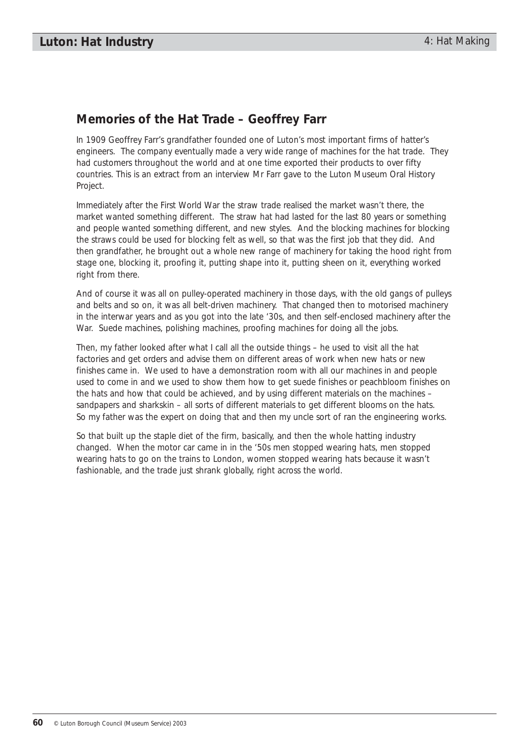## Memories of the Hat Trade – Geoffrey Farr

In 1909 Geoffrey Farr's grandfather founded one of Luton's most important firms of hatter's engineers. The company eventually made a very wide range of machines for the hat trade. They had customers throughout the world and at one time exported their products to over fifty countries. This is an extract from an interview Mr Farr gave to the Luton Museum Oral History Project.

Immediately after the First World War the straw trade realised the market wasn't there, the market wanted something different. The straw hat had lasted for the last 80 years or something and people wanted something different, and new styles. And the blocking machines for blocking the straws could be used for blocking felt as well, so that was the first job that they did. And then grandfather, he brought out a whole new range of machinery for taking the hood right from stage one, blocking it, proofing it, putting shape into it, putting sheen on it, everything worked right from there.

And of course it was all on pulley-operated machinery in those days, with the old gangs of pulleys and belts and so on, it was all belt-driven machinery. That changed then to motorised machinery in the interwar years and as you got into the late '30s, and then self-enclosed machinery after the War. Suede machines, polishing machines, proofing machines for doing all the jobs.

Then, my father looked after what I call all the outside things – he used to visit all the hat factories and get orders and advise them on different areas of work when new hats or new finishes came in. We used to have a demonstration room with all our machines in and people used to come in and we used to show them how to get suede finishes or peachbloom finishes on the hats and how that could be achieved, and by using different materials on the machines – sandpapers and sharkskin – all sorts of different materials to get different blooms on the hats. So my father was the expert on doing that and then my uncle sort of ran the engineering works.

So that built up the staple diet of the firm, basically, and then the whole hatting industry changed. When the motor car came in in the '50s men stopped wearing hats, men stopped wearing hats to go on the trains to London, women stopped wearing hats because it wasn't fashionable, and the trade just shrank globally, right across the world.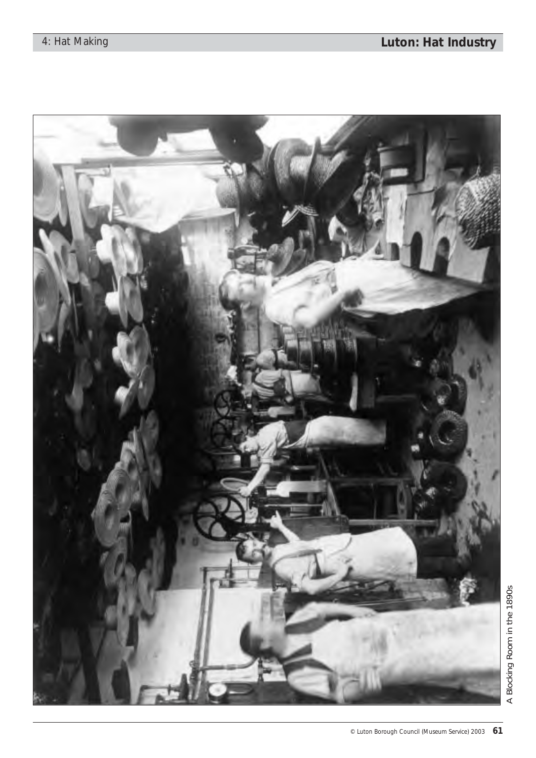A Blocking Room in the 1890s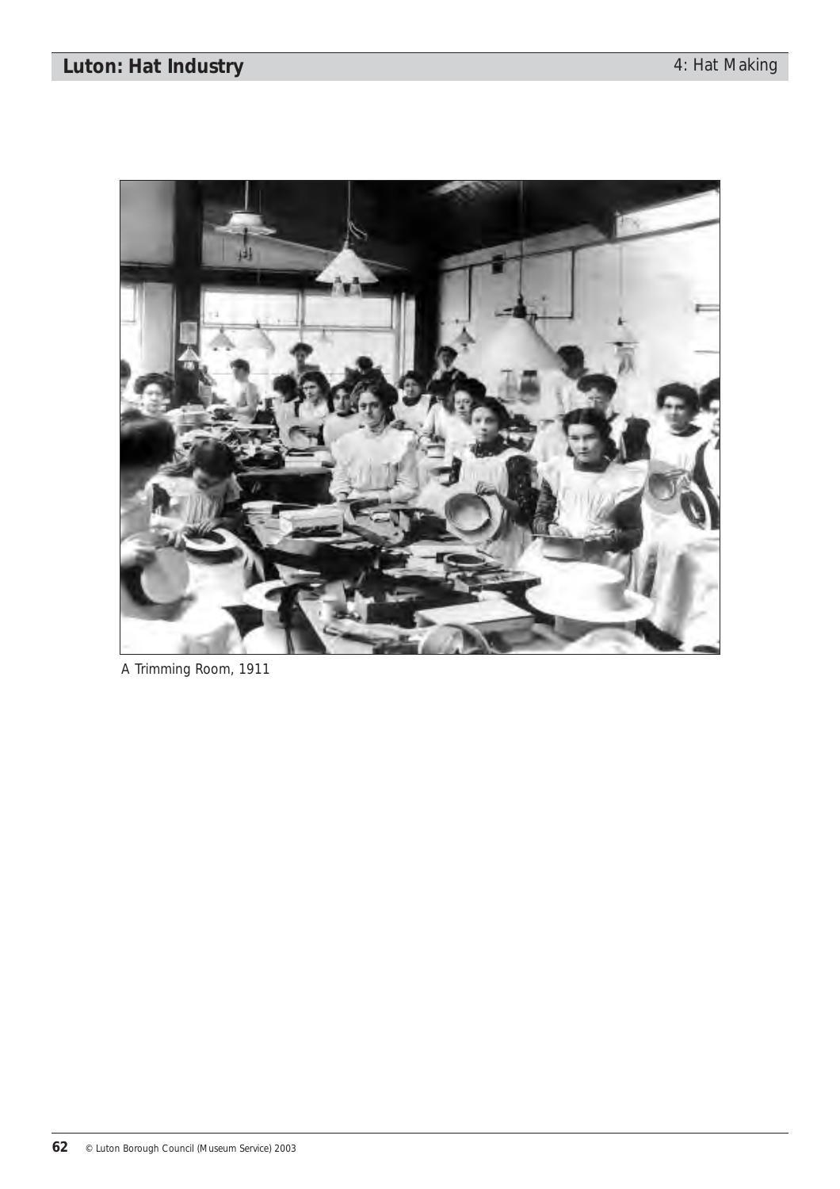A Trimming Room, 1911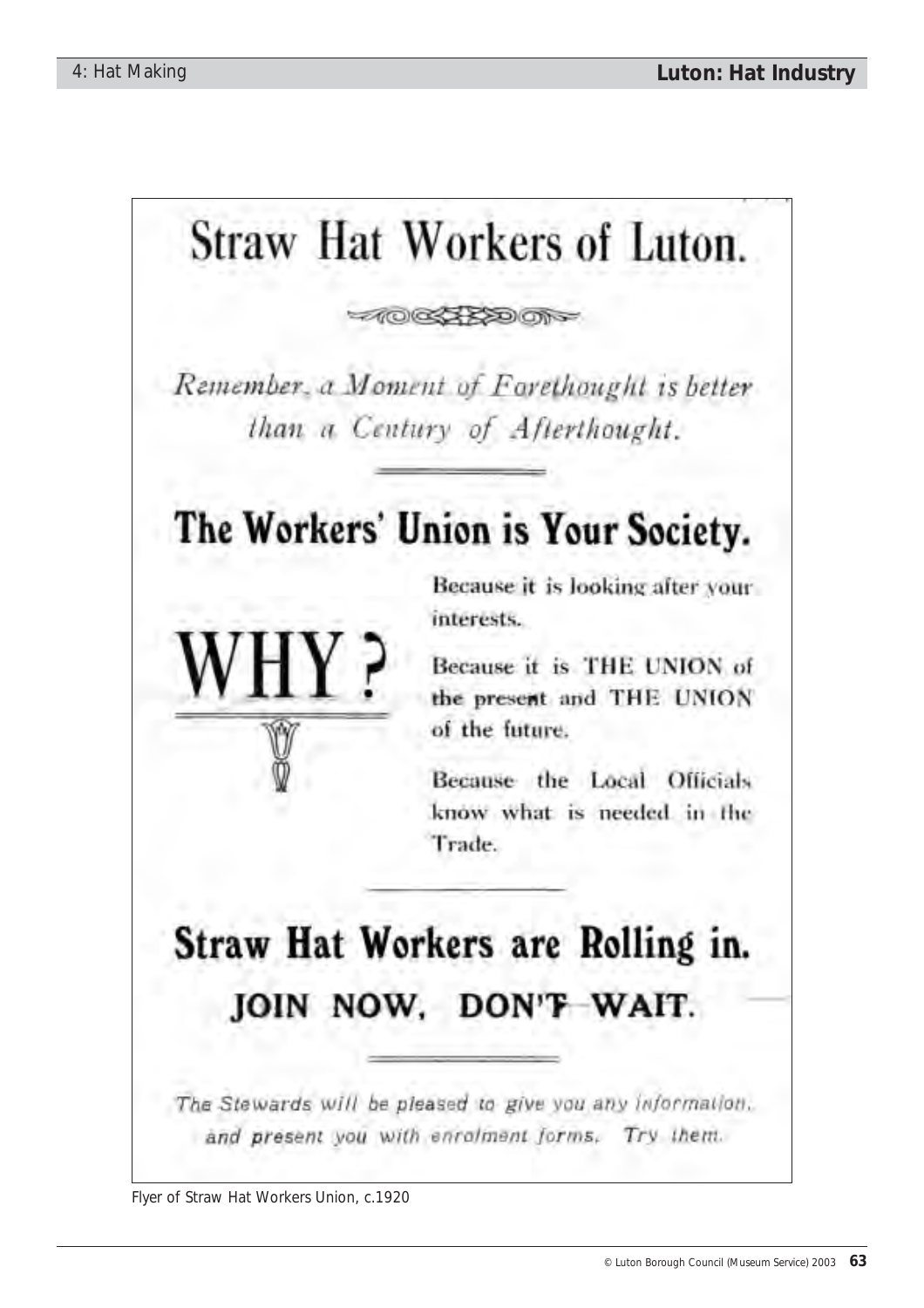# Straw Hat Workers of Luton.

*Remember, a Moment of Forethought is better than a Century of Afterthought.*

## The Workers' Union is Your Society.

**WHY?**

Because it is looking after your interests.

Because it is THE UNION of the present and THE UNION of the future.

Because the Local Officials know what is needed in the Trade.

## Straw Hat Workers are Rolling in.

**JOIN NOW, DON'T WAIT.**

*The Stewards will be pleased to give you any information, and present you with enrolment forms. Try them.*

Flyer of Straw Hat Workers Union, c.1920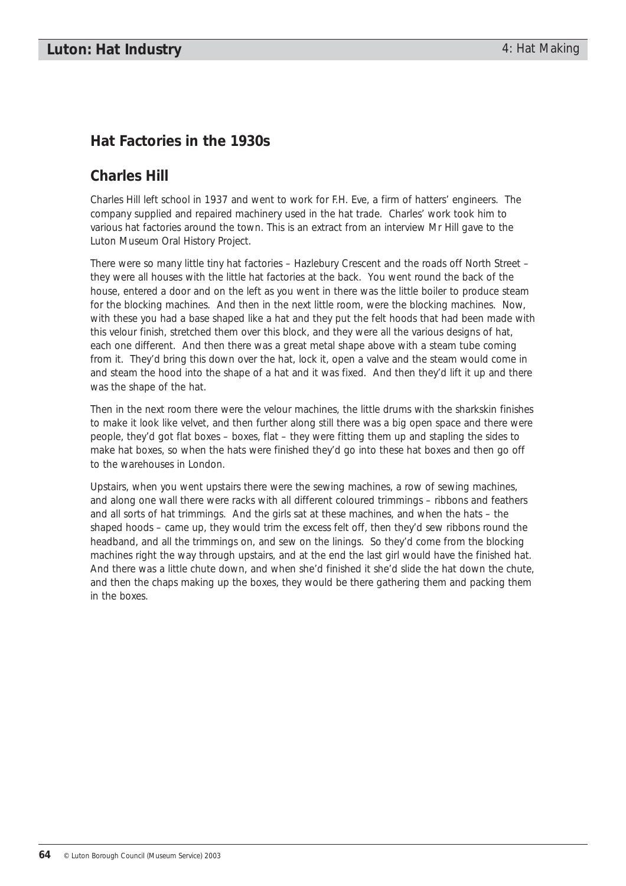## Hat Factories in the 1930s

## Charles Hill

Charles Hill left school in 1937 and went to work for F.H. Eve, a firm of hatters' engineers. The company supplied and repaired machinery used in the hat trade. Charles' work took him to various hat factories around the town. This is an extract from an interview Mr Hill gave to the Luton Museum Oral History Project.

*There were so many little tiny hat factories – Hazlebury Crescent and the roads off North Street – they were all houses with the little hat factories at the back. You went round the back of the house, entered a door and on the left as you went in there was the little boiler to produce steam for the blocking machines. And then in the next little room, were the blocking machines. Now, with these you had a base shaped like a hat and they put the felt hoods that had been made with this velour finish, stretched them over this block, and they were all the various designs of hat, each one different. And then there was a great metal shape above with a steam tube coming from it. They'd bring this down over the hat, lock it, open a valve and the steam would come in and steam the hood into the shape of a hat and it was fixed. And then they'd lift it up and there was the shape of the hat.*

*Then in the next room there were the velour machines, the little drums with the sharkskin finishes to make it look like velvet, and then further along still there was a big open space and there were people, they'd got flat boxes – boxes, flat – they were fitting them up and stapling the sides to make hat boxes, so when the hats were finished they'd go into these hat boxes and then go off to the warehouses in London.*

*Upstairs, when you went upstairs there were the sewing machines, a row of sewing machines, and along one wall there were racks with all different coloured trimmings – ribbons and feathers and all sorts of hat trimmings. And the girls sat at these machines, and when the hats – the shaped hoods – came up, they would trim the excess felt off, then they'd sew ribbons round the headband, and all the trimmings on, and sew on the linings. So they'd come from the blocking machines right the way through upstairs, and at the end the last girl would have the finished hat. And there was a little chute down, and when she'd finished it she'd slide the hat down the chute, and then the chaps making up the boxes, they would be there gathering them and packing them in the boxes.*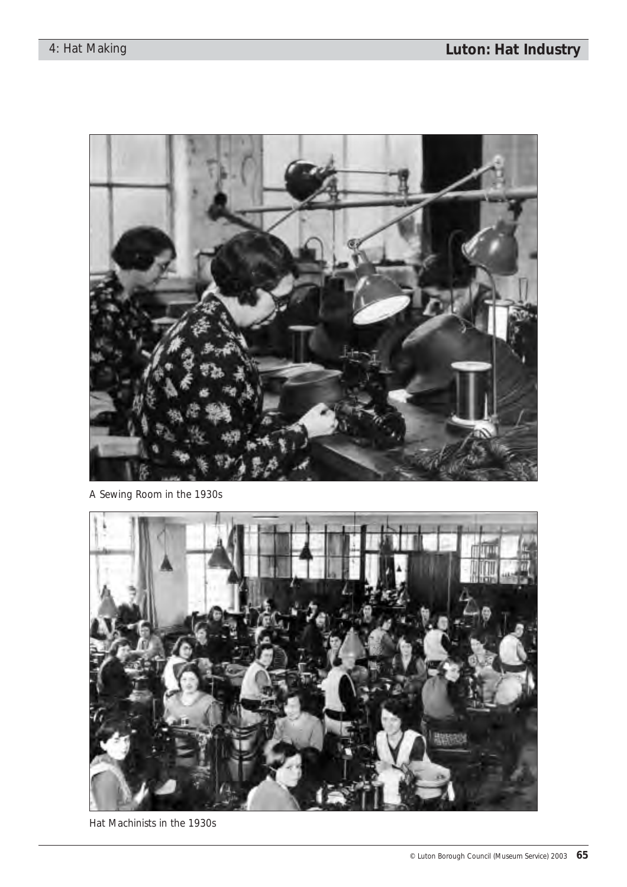A Sewing Room in the 1930s

Hat Machinists in the 1930s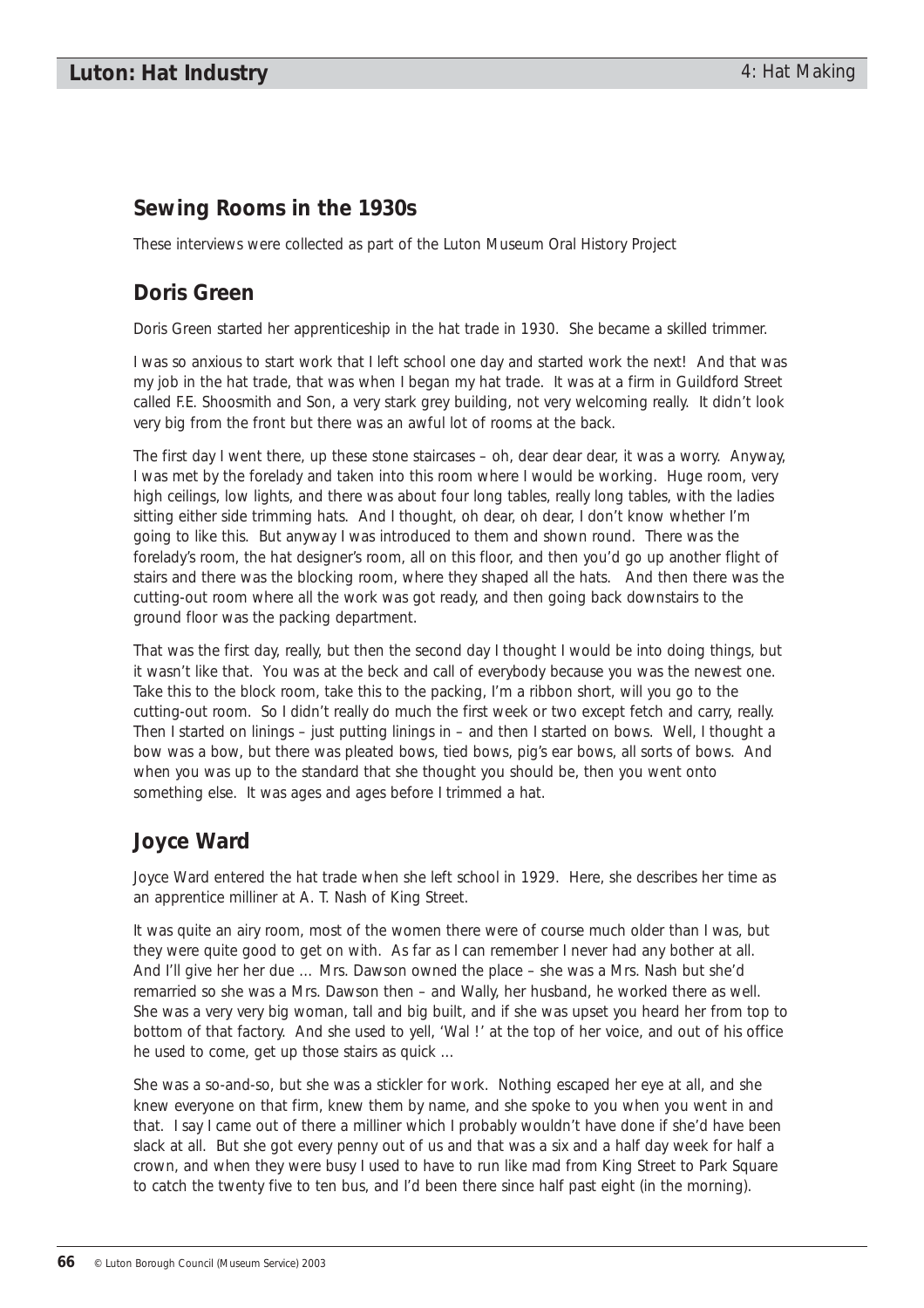## Sewing Rooms in the 1930s

*These interviews were collected as part of the Luton Museum Oral History Project*

## Doris Green

*Doris Green started her apprenticeship in the hat trade in 1930. She became a skilled trimmer.*

I was so anxious to start work that I left school one day and started work the next! And that was my job in the hat trade, that was when I began my hat trade. It was at a firm in Guildford Street called F.E. Shoosmith and Son, a very stark grey building, not very welcoming really. It didn't look very big from the front but there was an awful lot of rooms at the back.

The first day I went there, up these stone staircases – oh, dear dear dear, it was a worry. Anyway, I was met by the forelady and taken into this room where I would be working. Huge room, very high ceilings, low lights, and there was about four long tables, really long tables, with the ladies sitting either side trimming hats. And I thought, oh dear, I don't know whether I'm going to like this. But anyway I was introduced to them and shown round. There was the forelady's room, the hat designer's room, all on this floor, and then you'd go up another flight of stairs and there was the blocking room, where they shaped all the hats. And then there was the cutting-out room where all the work was got ready, and then going back downstairs to the ground floor was the packing department.

That was the first day, really, but then the second day I thought I would be into doing things, but it wasn't like that. You was at the beck and call of everybody because you was the newest one. Take this to the block room, take this to the packing, I'm a ribbon short, will you go to the cutting-out room. So I didn't really do much the first week or two except fetch and carry, really. Then I started on linings – just putting linings in – and then I started on bows. Well, I thought a bow was a bow, but there was pleated bows, tied bows, pig's ear bows, all sorts of bows. And when you was up to the standard that she thought you should be, then you went onto something else. It was ages and ages before I trimmed a hat.

## Joyce Ward

*Joyce Ward entered the hat trade when she left school in 1929. Here, she describes her time as an apprentice milliner at A. T. Nash of King Street.*

It was quite an airy room, most of the women there were of course much older than I was, but they were quite good to get on with. As far as I can remember I never had any bother at all. And I'll give her her due … Mrs. Dawson owned the place – she was a Mrs. Nash but she'd remarried so she was a Mrs. Dawson then – and Wally, her husband, he worked there as well. She was a very very big woman, tall and big built, and if she was upset you heard her from top to bottom of that factory. And she used to yell, 'Wal !' at the top of her voice, and out of his office he used to come, get up those stairs as quick …

She was a so-and-so, but she was a stickler for work. Nothing escaped her eye at all, and she knew everyone on that firm, knew them by name, and she spoke to you when you went in and that. I say I came out of there a milliner which I probably wouldn't have done if she'd have been slack at all. But she got every penny out of us and that was a six and a half day week for half a crown, and when they were busy I used to have to run like mad from King Street to Park Square to catch the twenty five to ten bus, and I'd been there since half past eight (in the morning).

© Luton Borough Council (Museum Service) 2003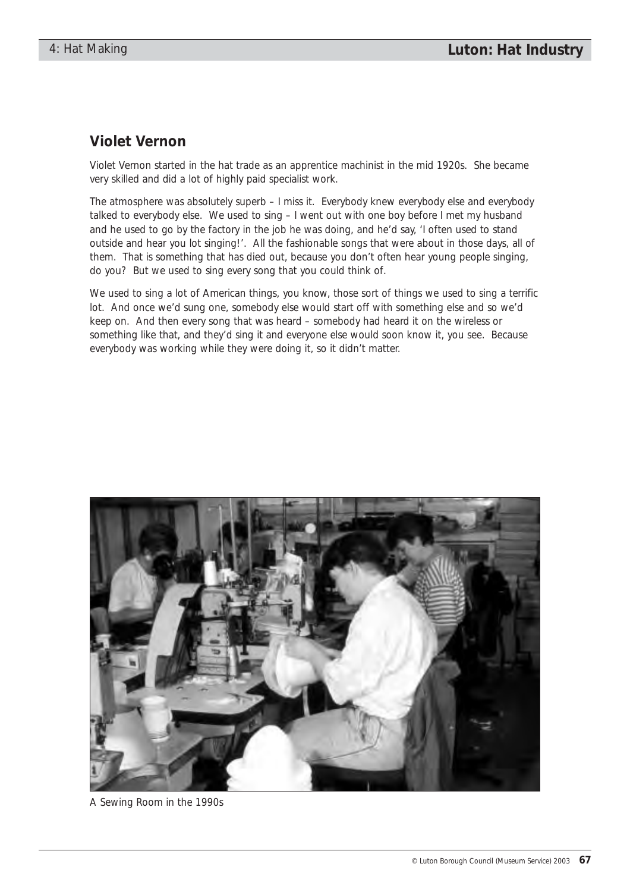## Violet Vernon

Violet Vernon started in the hat trade as an apprentice machinist in the mid 1920s. She became very skilled and did a lot of highly paid specialist work.

The atmosphere was absolutely superb – I miss it. Everybody knew everybody else and everybody talked to everybody else. We used to sing – I went out with one boy before I met my husband and he used to go by the factory in the job he was doing, and he'd say, 'I often used to stand outside and hear you lot singing!'. All the fashionable songs that were about in those days, all of them. That is something that has died out, because you don't often hear young people singing, do you? But we used to sing every song that you could think of.

We used to sing a lot of American things, you know, those sort of things we used to sing a terrific lot. And once we'd sung one, somebody else would start off with something else and so we'd keep on. And then every song that was heard – somebody had heard it on the wireless or something like that, and they'd sing it and everyone else would soon know it, you see. Because everybody was working while they were doing it, so it didn't matter.

A Sewing Room in the 1990s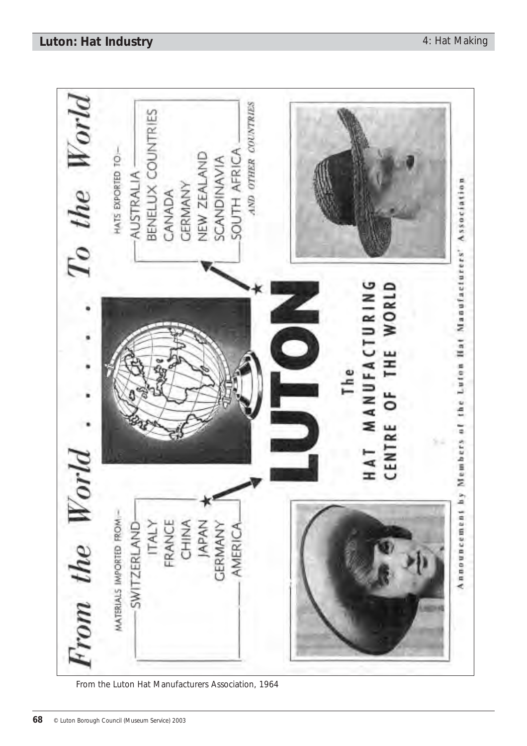# From the World . . . . To the World

MATERIALS IMPORTED FROM:–

- SWITZERLAND
- ITALY
- FRANCE
- CHINA
- JAPAN
- GERMANY
- AMERICA

# LUTON

## The HAT MANUFACTURING CENTRE OF THE WORLD

HATS EXPORTED TO:–

- AUSTRALIA
- BENELUX COUNTRIES
- CANADA
- GERMANY
- NEW ZEALAND
- SCANDINAVIA
- SOUTH AFRICA

*AND OTHER COUNTRIES*

Announcement by Members of the Luton Hat Manufacturers' Association

From the Luton Hat Manufacturers Association, 1964